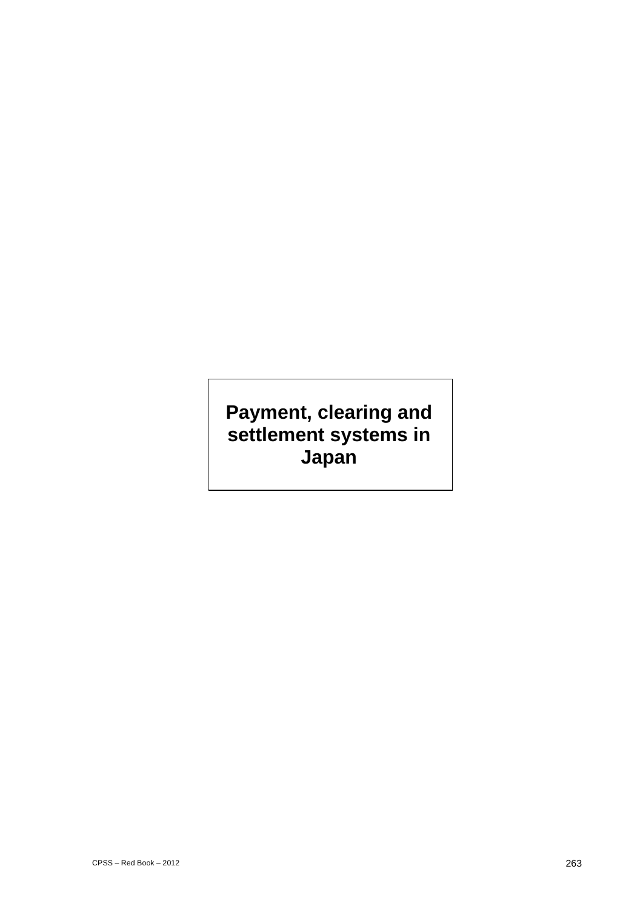# Payment, clearing and settlement systems in Japan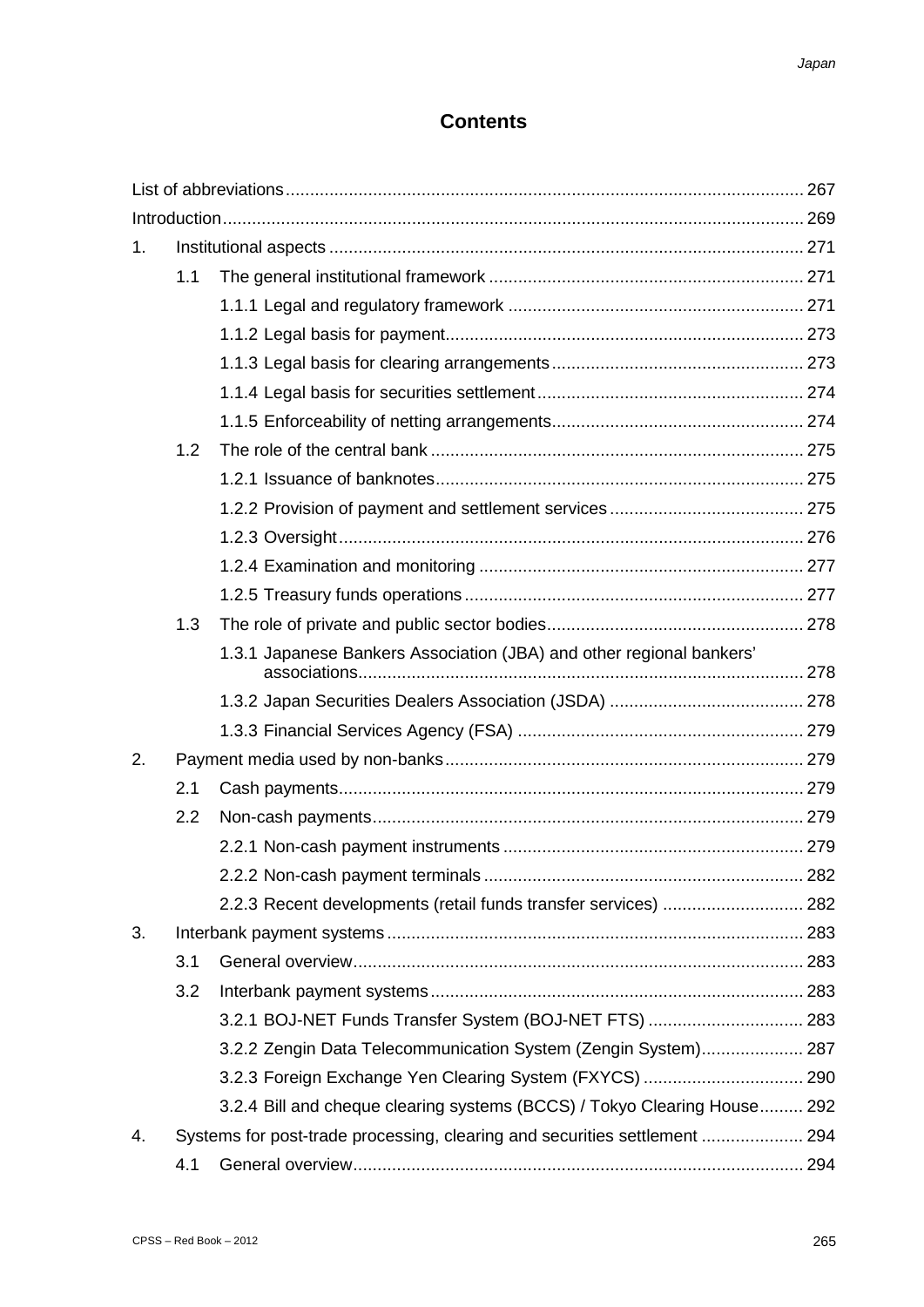## Contents

| | | | |
|---|---|---|---|
| List of abbreviations | | | 267 |
| Introduction | | | 269 |
| 1. | Institutional aspects | | 271 |
| | 1.1 | The general institutional framework | 271 |
| | | 1.1.1 Legal and regulatory framework | 271 |
| | | 1.1.2 Legal basis for payment | 273 |
| | | 1.1.3 Legal basis for clearing arrangements | 273 |
| | | 1.1.4 Legal basis for securities settlement | 274 |
| | | 1.1.5 Enforceability of netting arrangements | 274 |
| | 1.2 | The role of the central bank | 275 |
| | | 1.2.1 Issuance of banknotes | 275 |
| | | 1.2.2 Provision of payment and settlement services | 275 |
| | | 1.2.3 Oversight | 276 |
| | | 1.2.4 Examination and monitoring | 277 |
| | | 1.2.5 Treasury funds operations | 277 |
| | 1.3 | The role of private and public sector bodies | 278 |
| | | 1.3.1 Japanese Bankers Association (JBA) and other regional bankers' associations | 278 |
| | | 1.3.2 Japan Securities Dealers Association (JSDA) | 278 |
| | | 1.3.3 Financial Services Agency (FSA) | 279 |
| 2. | Payment media used by non-banks | | 279 |
| | 2.1 | Cash payments | 279 |
| | 2.2 | Non-cash payments | 279 |
| | | 2.2.1 Non-cash payment instruments | 279 |
| | | 2.2.2 Non-cash payment terminals | 282 |
| | | 2.2.3 Recent developments (retail funds transfer services) | 282 |
| 3. | Interbank payment systems | | 283 |
| | 3.1 | General overview | 283 |
| | 3.2 | Interbank payment systems | 283 |
| | | 3.2.1 BOJ-NET Funds Transfer System (BOJ-NET FTS) | 283 |
| | | 3.2.2 Zengin Data Telecommunication System (Zengin System) | 287 |
| | | 3.2.3 Foreign Exchange Yen Clearing System (FXYCS) | 290 |
| | | 3.2.4 Bill and cheque clearing systems (BCCS) / Tokyo Clearing House | 292 |
| 4. | Systems for post-trade processing, clearing and securities settlement | | 294 |
| | 4.1 | General overview | 294 |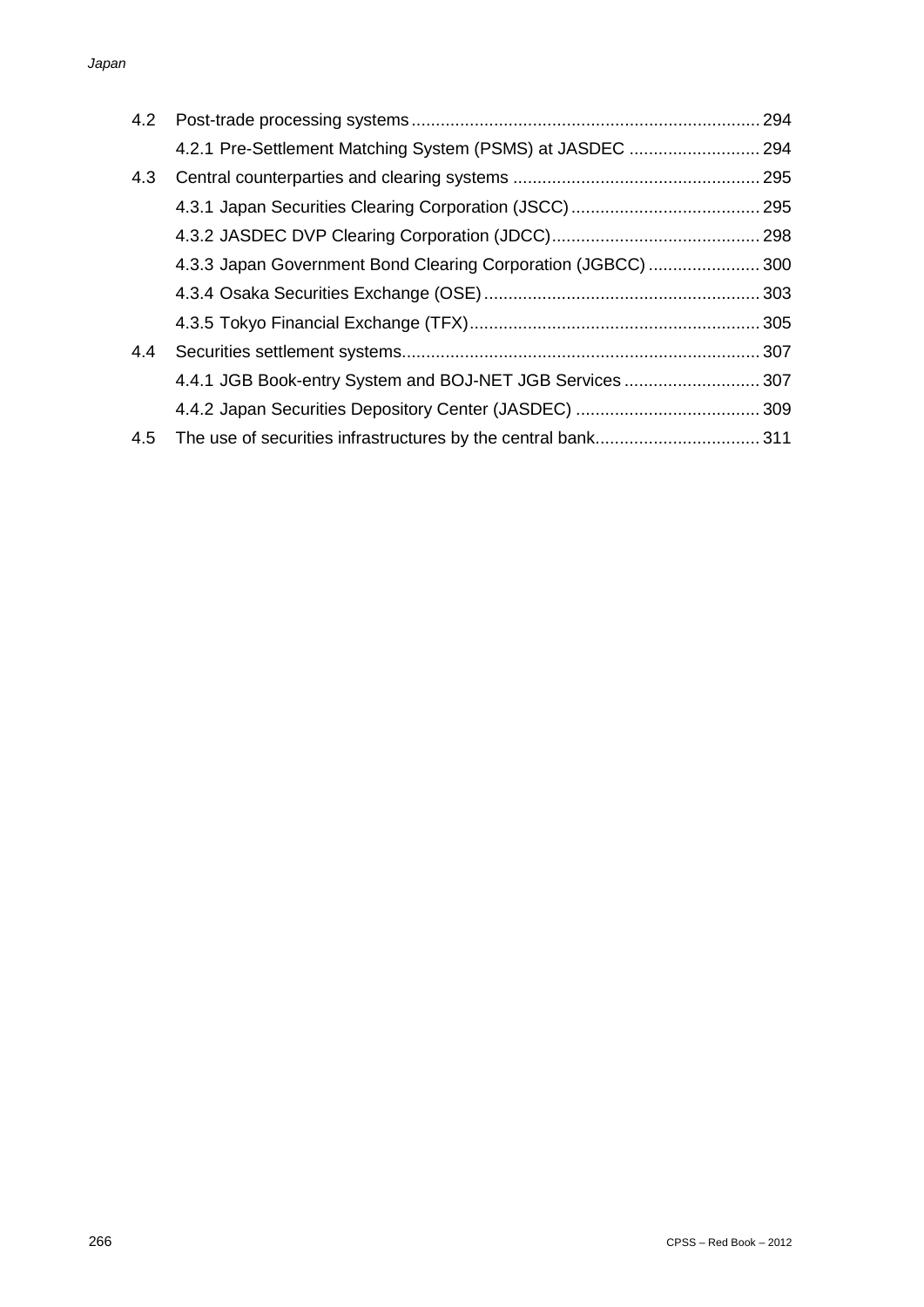| | | |
|---|---|---|
| 4.2 | Post-trade processing systems | 294 |
| | 4.2.1 Pre-Settlement Matching System (PSMS) at JASDEC | 294 |
| 4.3 | Central counterparties and clearing systems | 295 |
| | 4.3.1 Japan Securities Clearing Corporation (JSCC) | 295 |
| | 4.3.2 JASDEC DVP Clearing Corporation (JDCC) | 298 |
| | 4.3.3 Japan Government Bond Clearing Corporation (JGBCC) | 300 |
| | 4.3.4 Osaka Securities Exchange (OSE) | 303 |
| | 4.3.5 Tokyo Financial Exchange (TFX) | 305 |
| 4.4 | Securities settlement systems | 307 |
| | 4.4.1 JGB Book-entry System and BOJ-NET JGB Services | 307 |
| | 4.4.2 Japan Securities Depository Center (JASDEC) | 309 |
| 4.5 | The use of securities infrastructures by the central bank | 311 |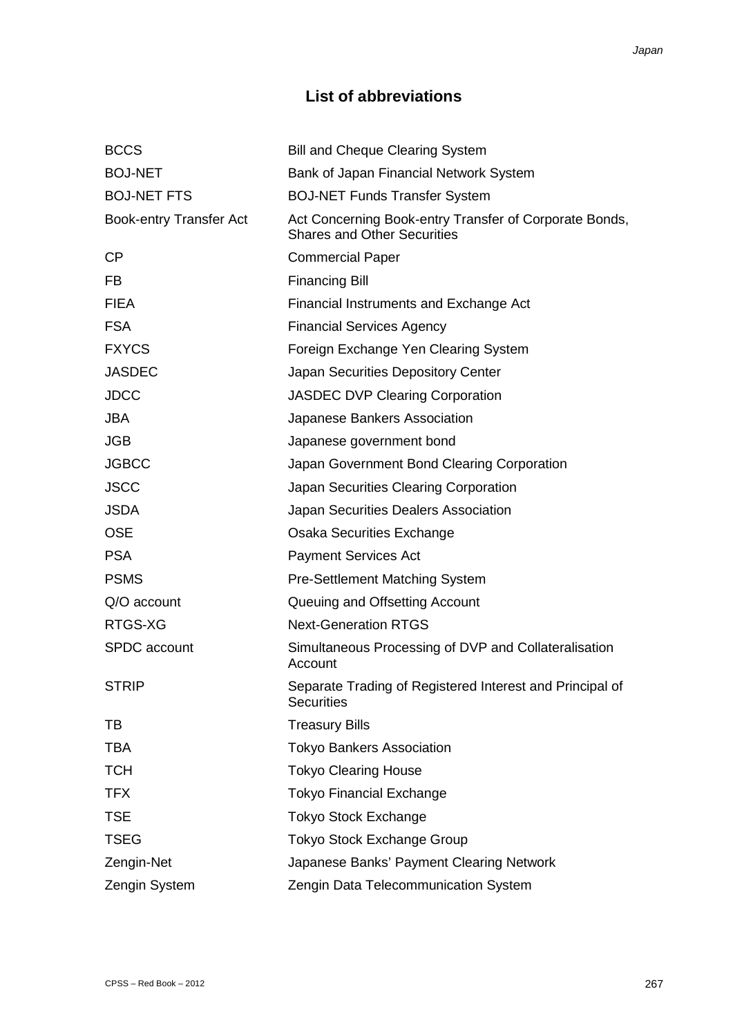## List of abbreviations

| | |
|---|---|
| BCCS | Bill and Cheque Clearing System |
| BOJ-NET | Bank of Japan Financial Network System |
| BOJ-NET FTS | BOJ-NET Funds Transfer System |
| Book-entry Transfer Act | Act Concerning Book-entry Transfer of Corporate Bonds, Shares and Other Securities |
| CP | Commercial Paper |
| FB | Financing Bill |
| FIEA | Financial Instruments and Exchange Act |
| FSA | Financial Services Agency |
| FXYCS | Foreign Exchange Yen Clearing System |
| JASDEC | Japan Securities Depository Center |
| JDCC | JASDEC DVP Clearing Corporation |
| JBA | Japanese Bankers Association |
| JGB | Japanese government bond |
| JGBCC | Japan Government Bond Clearing Corporation |
| JSCC | Japan Securities Clearing Corporation |
| JSDA | Japan Securities Dealers Association |
| OSE | Osaka Securities Exchange |
| PSA | Payment Services Act |
| PSMS | Pre-Settlement Matching System |
| Q/O account | Queuing and Offsetting Account |
| RTGS-XG | Next-Generation RTGS |
| SPDC account | Simultaneous Processing of DVP and Collateralisation Account |
| STRIP | Separate Trading of Registered Interest and Principal of Securities |
| TB | Treasury Bills |
| TBA | Tokyo Bankers Association |
| TCH | Tokyo Clearing House |
| TFX | Tokyo Financial Exchange |
| TSE | Tokyo Stock Exchange |
| TSEG | Tokyo Stock Exchange Group |
| Zengin-Net | Japanese Banks' Payment Clearing Network |
| Zengin System | Zengin Data Telecommunication System |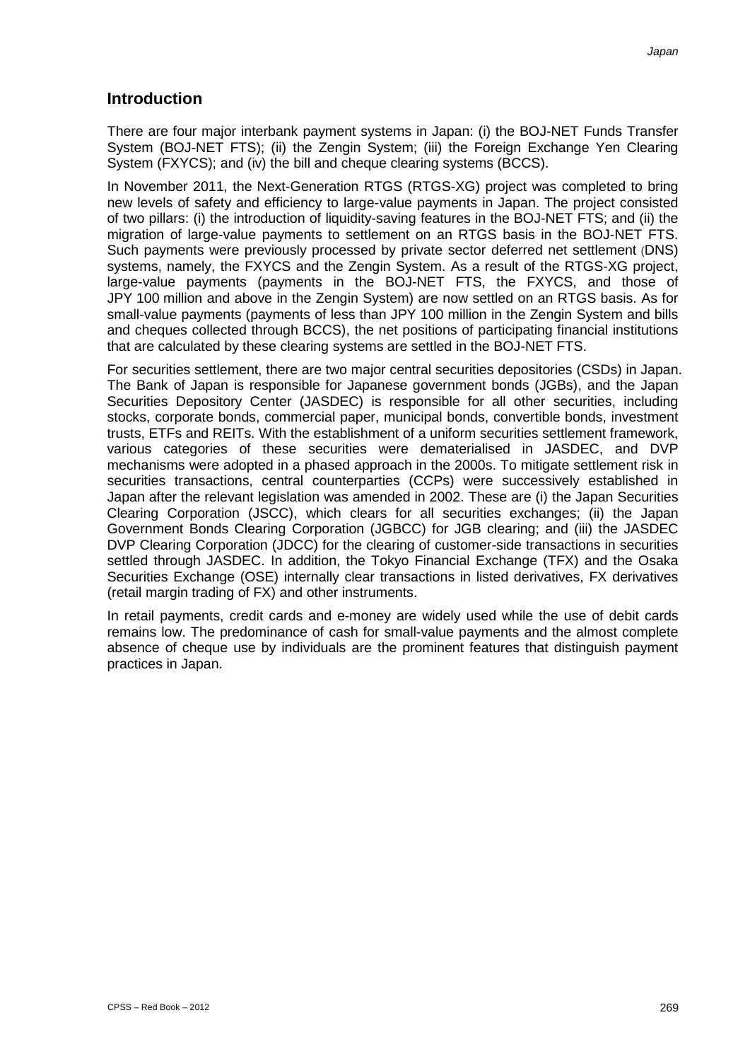## Introduction

There are four major interbank payment systems in Japan: (i) the BOJ-NET Funds Transfer System (BOJ-NET FTS); (ii) the Zengin System; (iii) the Foreign Exchange Yen Clearing System (FXYCS); and (iv) the bill and cheque clearing systems (BCCS).

In November 2011, the Next-Generation RTGS (RTGS-XG) project was completed to bring new levels of safety and efficiency to large-value payments in Japan. The project consisted of two pillars: (i) the introduction of liquidity-saving features in the BOJ-NET FTS; and (ii) the migration of large-value payments to settlement on an RTGS basis in the BOJ-NET FTS. Such payments were previously processed by private sector deferred net settlement (DNS) systems, namely, the FXYCS and the Zengin System. As a result of the RTGS-XG project, large-value payments (payments in the BOJ-NET FTS, the FXYCS, and those of JPY 100 million and above in the Zengin System) are now settled on an RTGS basis. As for small-value payments (payments of less than JPY 100 million in the Zengin System and bills and cheques collected through BCCS), the net positions of participating financial institutions that are calculated by these clearing systems are settled in the BOJ-NET FTS.

For securities settlement, there are two major central securities depositories (CSDs) in Japan. The Bank of Japan is responsible for Japanese government bonds (JGBs), and the Japan Securities Depository Center (JASDEC) is responsible for all other securities, including stocks, corporate bonds, commercial paper, municipal bonds, convertible bonds, investment trusts, ETFs and REITs. With the establishment of a uniform securities settlement framework, various categories of these securities were dematerialised in JASDEC, and DVP mechanisms were adopted in a phased approach in the 2000s. To mitigate settlement risk in securities transactions, central counterparties (CCPs) were successively established in Japan after the relevant legislation was amended in 2002. These are (i) the Japan Securities Clearing Corporation (JSCC), which clears for all securities exchanges; (ii) the Japan Government Bonds Clearing Corporation (JGBCC) for JGB clearing; and (iii) the JASDEC DVP Clearing Corporation (JDCC) for the clearing of customer-side transactions in securities settled through JASDEC. In addition, the Tokyo Financial Exchange (TFX) and the Osaka Securities Exchange (OSE) internally clear transactions in listed derivatives, FX derivatives (retail margin trading of FX) and other instruments.

In retail payments, credit cards and e-money are widely used while the use of debit cards remains low. The predominance of cash for small-value payments and the almost complete absence of cheque use by individuals are the prominent features that distinguish payment practices in Japan.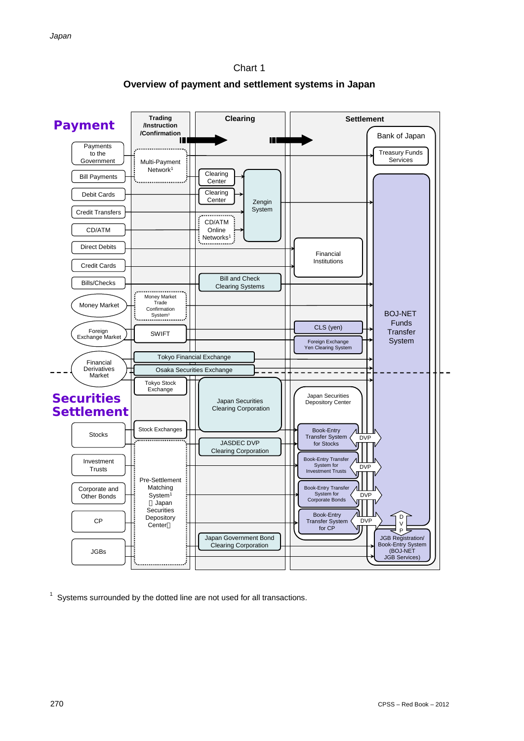Chart 1

**Overview of payment and settlement systems in Japan**

**Payment**

| | Trading /Instruction /Confirmation | Clearing | Settlement |
|---|---|---|---|
| Payments to the Government | | | Bank of Japan: Treasury Funds Services |
| Bill Payments | Multi-Payment Network[1] | Clearing Center → Zengin System | BOJ-NET Funds Transfer System |
| Debit Cards | | Clearing Center → Zengin System | BOJ-NET Funds Transfer System |
| Credit Transfers | | Zengin System | BOJ-NET Funds Transfer System |
| CD/ATM | | CD/ATM Online Networks[1] → Zengin System | BOJ-NET Funds Transfer System |
| Direct Debits | | | Financial Institutions |
| Credit Cards | | | Financial Institutions |
| Bills/Checks | | Bill and Check Clearing Systems | BOJ-NET Funds Transfer System |
| Money Market | Money Market Trade Confirmation System[1] | | BOJ-NET Funds Transfer System |
| Foreign Exchange Market | SWIFT | | CLS (yen); Foreign Exchange Yen Clearing System → BOJ-NET Funds Transfer System |
| Financial Derivatives Market | Tokyo Financial Exchange; Osaka Securities Exchange; Tokyo Stock Exchange | | BOJ-NET Funds Transfer System |

**Securities Settlement**

| | Trading /Instruction /Confirmation | Clearing | Settlement |
|---|---|---|---|
| Stocks | Stock Exchanges | Japan Securities Clearing Corporation; JASDEC DVP Clearing Corporation | Japan Securities Depository Center: Book-Entry Transfer System for Stocks (DVP) |
| Investment Trusts | Pre-Settlement Matching System[1] （Japan Securities Depository Center） | | Book-Entry Transfer System for Investment Trusts (DVP) |
| Corporate and Other Bonds | | | Book-Entry Transfer System for Corporate Bonds (DVP) |
| CP | | | Book-Entry Transfer System for CP (DVP) |
| JGBs | | Japan Government Bond Clearing Corporation | JGB Registration/ Book-Entry System (BOJ-NET JGB Services) (DVP) |

[1] Systems surrounded by the dotted line are not used for all transactions.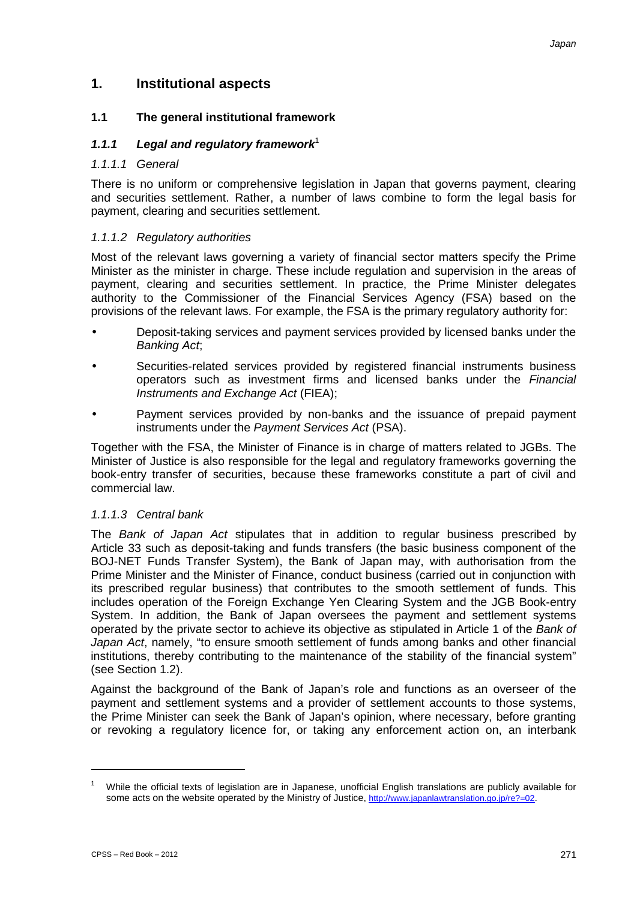# 1. Institutional aspects

## 1.1 The general institutional framework

### *1.1.1 Legal and regulatory framework*[1]

#### *1.1.1.1 General*

There is no uniform or comprehensive legislation in Japan that governs payment, clearing and securities settlement. Rather, a number of laws combine to form the legal basis for payment, clearing and securities settlement.

#### *1.1.1.2 Regulatory authorities*

Most of the relevant laws governing a variety of financial sector matters specify the Prime Minister as the minister in charge. These include regulation and supervision in the areas of payment, clearing and securities settlement. In practice, the Prime Minister delegates authority to the Commissioner of the Financial Services Agency (FSA) based on the provisions of the relevant laws. For example, the FSA is the primary regulatory authority for:

- Deposit-taking services and payment services provided by licensed banks under the *Banking Act*;
- Securities-related services provided by registered financial instruments business operators such as investment firms and licensed banks under the *Financial Instruments and Exchange Act* (FIEA);
- Payment services provided by non-banks and the issuance of prepaid payment instruments under the *Payment Services Act* (PSA).

Together with the FSA, the Minister of Finance is in charge of matters related to JGBs. The Minister of Justice is also responsible for the legal and regulatory frameworks governing the book-entry transfer of securities, because these frameworks constitute a part of civil and commercial law.

#### *1.1.1.3 Central bank*

The *Bank of Japan Act* stipulates that in addition to regular business prescribed by Article 33 such as deposit-taking and funds transfers (the basic business component of the BOJ-NET Funds Transfer System), the Bank of Japan may, with authorisation from the Prime Minister and the Minister of Finance, conduct business (carried out in conjunction with its prescribed regular business) that contributes to the smooth settlement of funds. This includes operation of the Foreign Exchange Yen Clearing System and the JGB Book-entry System. In addition, the Bank of Japan oversees the payment and settlement systems operated by the private sector to achieve its objective as stipulated in Article 1 of the *Bank of Japan Act*, namely, "to ensure smooth settlement of funds among banks and other financial institutions, thereby contributing to the maintenance of the stability of the financial system" (see Section 1.2).

Against the background of the Bank of Japan's role and functions as an overseer of the payment and settlement systems and a provider of settlement accounts to those systems, the Prime Minister can seek the Bank of Japan's opinion, where necessary, before granting or revoking a regulatory licence for, or taking any enforcement action on, an interbank

---

[1] While the official texts of legislation are in Japanese, unofficial English translations are publicly available for some acts on the website operated by the Ministry of Justice, http://www.japanlawtranslation.go.jp/re?=02.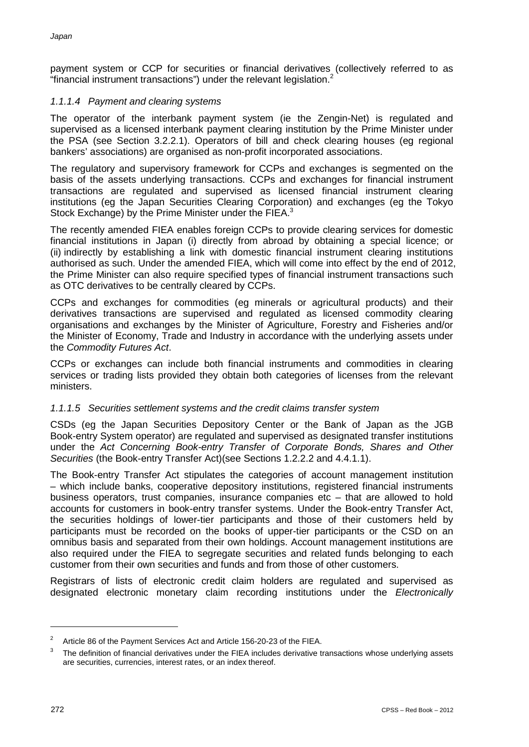payment system or CCP for securities or financial derivatives (collectively referred to as "financial instrument transactions") under the relevant legislation.[2]

#### *1.1.1.4 Payment and clearing systems*

The operator of the interbank payment system (ie the Zengin-Net) is regulated and supervised as a licensed interbank payment clearing institution by the Prime Minister under the PSA (see Section 3.2.2.1). Operators of bill and check clearing houses (eg regional bankers' associations) are organised as non-profit incorporated associations.

The regulatory and supervisory framework for CCPs and exchanges is segmented on the basis of the assets underlying transactions. CCPs and exchanges for financial instrument transactions are regulated and supervised as licensed financial instrument clearing institutions (eg the Japan Securities Clearing Corporation) and exchanges (eg the Tokyo Stock Exchange) by the Prime Minister under the FIEA.[3]

The recently amended FIEA enables foreign CCPs to provide clearing services for domestic financial institutions in Japan (i) directly from abroad by obtaining a special licence; or (ii) indirectly by establishing a link with domestic financial instrument clearing institutions authorised as such. Under the amended FIEA, which will come into effect by the end of 2012, the Prime Minister can also require specified types of financial instrument transactions such as OTC derivatives to be centrally cleared by CCPs.

CCPs and exchanges for commodities (eg minerals or agricultural products) and their derivatives transactions are supervised and regulated as licensed commodity clearing organisations and exchanges by the Minister of Agriculture, Forestry and Fisheries and/or the Minister of Economy, Trade and Industry in accordance with the underlying assets under the *Commodity Futures Act*.

CCPs or exchanges can include both financial instruments and commodities in clearing services or trading lists provided they obtain both categories of licenses from the relevant ministers.

#### *1.1.1.5 Securities settlement systems and the credit claims transfer system*

CSDs (eg the Japan Securities Depository Center or the Bank of Japan as the JGB Book-entry System operator) are regulated and supervised as designated transfer institutions under the *Act Concerning Book-entry Transfer of Corporate Bonds, Shares and Other Securities* (the Book-entry Transfer Act)(see Sections 1.2.2.2 and 4.4.1.1).

The Book-entry Transfer Act stipulates the categories of account management institution – which include banks, cooperative depository institutions, registered financial instruments business operators, trust companies, insurance companies etc – that are allowed to hold accounts for customers in book-entry transfer systems. Under the Book-entry Transfer Act, the securities holdings of lower-tier participants and those of their customers held by participants must be recorded on the books of upper-tier participants or the CSD on an omnibus basis and separated from their own holdings. Account management institutions are also required under the FIEA to segregate securities and related funds belonging to each customer from their own securities and funds and from those of other customers.

Registrars of lists of electronic credit claim holders are regulated and supervised as designated electronic monetary claim recording institutions under the *Electronically*

---

[2] Article 86 of the Payment Services Act and Article 156-20-23 of the FIEA.

[3] The definition of financial derivatives under the FIEA includes derivative transactions whose underlying assets are securities, currencies, interest rates, or an index thereof.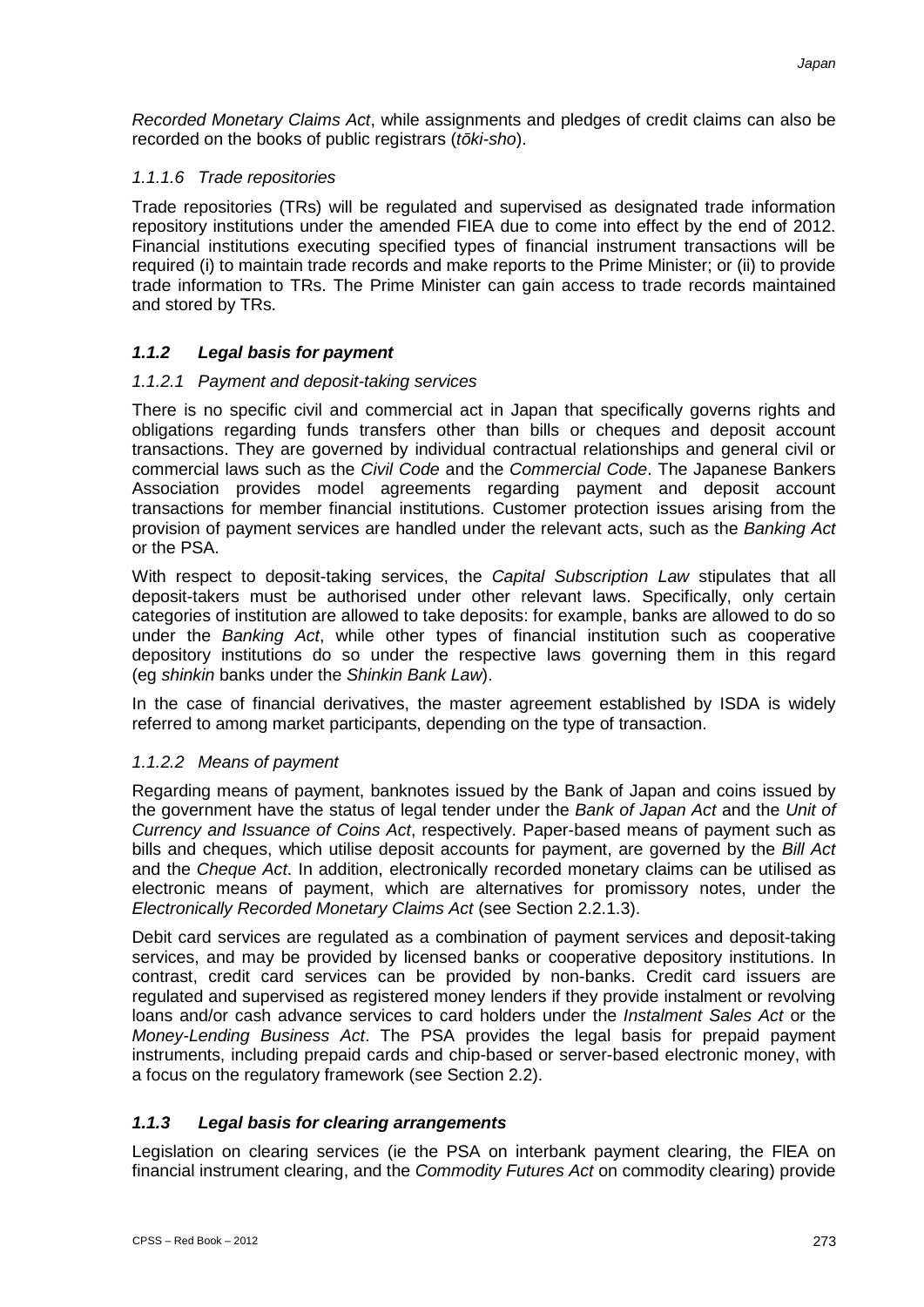*Recorded Monetary Claims Act*, while assignments and pledges of credit claims can also be recorded on the books of public registrars (*tōki-sho*).

#### *1.1.1.6 Trade repositories*

Trade repositories (TRs) will be regulated and supervised as designated trade information repository institutions under the amended FIEA due to come into effect by the end of 2012. Financial institutions executing specified types of financial instrument transactions will be required (i) to maintain trade records and make reports to the Prime Minister; or (ii) to provide trade information to TRs. The Prime Minister can gain access to trade records maintained and stored by TRs.

### ***1.1.2 Legal basis for payment***

#### *1.1.2.1 Payment and deposit-taking services*

There is no specific civil and commercial act in Japan that specifically governs rights and obligations regarding funds transfers other than bills or cheques and deposit account transactions. They are governed by individual contractual relationships and general civil or commercial laws such as the *Civil Code* and the *Commercial Code*. The Japanese Bankers Association provides model agreements regarding payment and deposit account transactions for member financial institutions. Customer protection issues arising from the provision of payment services are handled under the relevant acts, such as the *Banking Act* or the PSA.

With respect to deposit-taking services, the *Capital Subscription Law* stipulates that all deposit-takers must be authorised under other relevant laws. Specifically, only certain categories of institution are allowed to take deposits: for example, banks are allowed to do so under the *Banking Act*, while other types of financial institution such as cooperative depository institutions do so under the respective laws governing them in this regard (eg *shinkin* banks under the *Shinkin Bank Law*).

In the case of financial derivatives, the master agreement established by ISDA is widely referred to among market participants, depending on the type of transaction.

#### *1.1.2.2 Means of payment*

Regarding means of payment, banknotes issued by the Bank of Japan and coins issued by the government have the status of legal tender under the *Bank of Japan Act* and the *Unit of Currency and Issuance of Coins Act*, respectively. Paper-based means of payment such as bills and cheques, which utilise deposit accounts for payment, are governed by the *Bill Act* and the *Cheque Act*. In addition, electronically recorded monetary claims can be utilised as electronic means of payment, which are alternatives for promissory notes, under the *Electronically Recorded Monetary Claims Act* (see Section 2.2.1.3).

Debit card services are regulated as a combination of payment services and deposit-taking services, and may be provided by licensed banks or cooperative depository institutions. In contrast, credit card services can be provided by non-banks. Credit card issuers are regulated and supervised as registered money lenders if they provide instalment or revolving loans and/or cash advance services to card holders under the *Instalment Sales Act* or the *Money-Lending Business Act*. The PSA provides the legal basis for prepaid payment instruments, including prepaid cards and chip-based or server-based electronic money, with a focus on the regulatory framework (see Section 2.2).

### ***1.1.3 Legal basis for clearing arrangements***

Legislation on clearing services (ie the PSA on interbank payment clearing, the FIEA on financial instrument clearing, and the *Commodity Futures Act* on commodity clearing) provide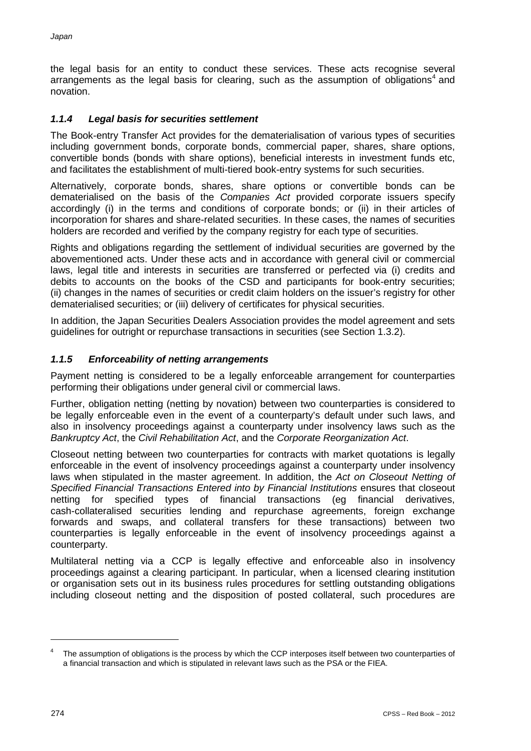the legal basis for an entity to conduct these services. These acts recognise several arrangements as the legal basis for clearing, such as the assumption of obligations[4] and novation.

### *1.1.4 Legal basis for securities settlement*

The Book-entry Transfer Act provides for the dematerialisation of various types of securities including government bonds, corporate bonds, commercial paper, shares, share options, convertible bonds (bonds with share options), beneficial interests in investment funds etc, and facilitates the establishment of multi-tiered book-entry systems for such securities.

Alternatively, corporate bonds, shares, share options or convertible bonds can be dematerialised on the basis of the *Companies Act* provided corporate issuers specify accordingly (i) in the terms and conditions of corporate bonds; or (ii) in their articles of incorporation for shares and share-related securities. In these cases, the names of securities holders are recorded and verified by the company registry for each type of securities.

Rights and obligations regarding the settlement of individual securities are governed by the abovementioned acts. Under these acts and in accordance with general civil or commercial laws, legal title and interests in securities are transferred or perfected via (i) credits and debits to accounts on the books of the CSD and participants for book-entry securities; (ii) changes in the names of securities or credit claim holders on the issuer's registry for other dematerialised securities; or (iii) delivery of certificates for physical securities.

In addition, the Japan Securities Dealers Association provides the model agreement and sets guidelines for outright or repurchase transactions in securities (see Section 1.3.2).

### *1.1.5 Enforceability of netting arrangements*

Payment netting is considered to be a legally enforceable arrangement for counterparties performing their obligations under general civil or commercial laws.

Further, obligation netting (netting by novation) between two counterparties is considered to be legally enforceable even in the event of a counterparty's default under such laws, and also in insolvency proceedings against a counterparty under insolvency laws such as the *Bankruptcy Act*, the *Civil Rehabilitation Act*, and the *Corporate Reorganization Act*.

Closeout netting between two counterparties for contracts with market quotations is legally enforceable in the event of insolvency proceedings against a counterparty under insolvency laws when stipulated in the master agreement. In addition, the *Act on Closeout Netting of Specified Financial Transactions Entered into by Financial Institutions* ensures that closeout netting for specified types of financial transactions (eg financial derivatives, cash-collateralised securities lending and repurchase agreements, foreign exchange forwards and swaps, and collateral transfers for these transactions) between two counterparties is legally enforceable in the event of insolvency proceedings against a counterparty.

Multilateral netting via a CCP is legally effective and enforceable also in insolvency proceedings against a clearing participant. In particular, when a licensed clearing institution or organisation sets out in its business rules procedures for settling outstanding obligations including closeout netting and the disposition of posted collateral, such procedures are

---

[4] The assumption of obligations is the process by which the CCP interposes itself between two counterparties of a financial transaction and which is stipulated in relevant laws such as the PSA or the FIEA.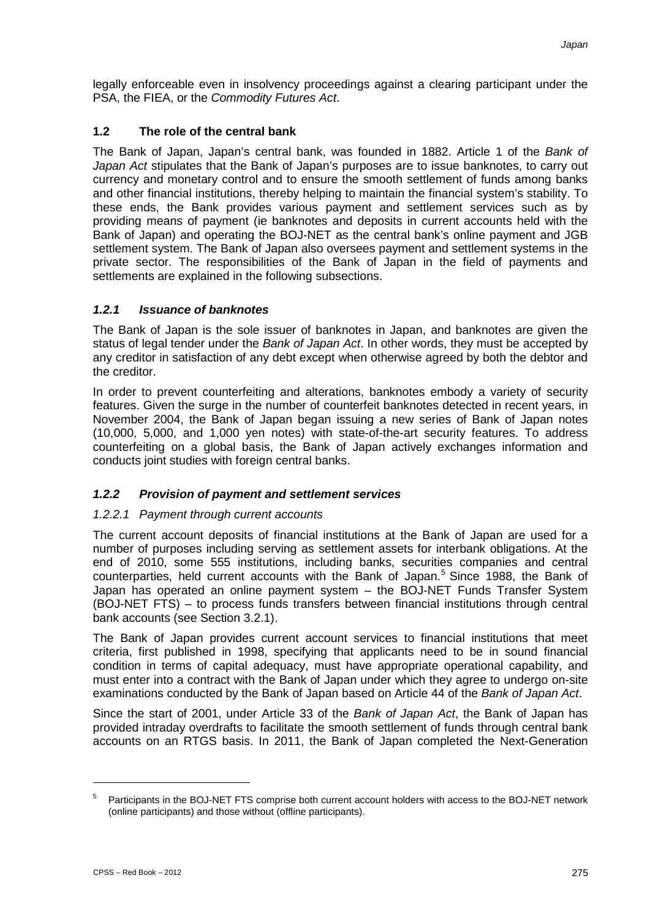legally enforceable even in insolvency proceedings against a clearing participant under the PSA, the FIEA, or the *Commodity Futures Act*.

## 1.2 The role of the central bank

The Bank of Japan, Japan's central bank, was founded in 1882. Article 1 of the *Bank of Japan Act* stipulates that the Bank of Japan's purposes are to issue banknotes, to carry out currency and monetary control and to ensure the smooth settlement of funds among banks and other financial institutions, thereby helping to maintain the financial system's stability. To these ends, the Bank provides various payment and settlement services such as by providing means of payment (ie banknotes and deposits in current accounts held with the Bank of Japan) and operating the BOJ-NET as the central bank's online payment and JGB settlement system. The Bank of Japan also oversees payment and settlement systems in the private sector. The responsibilities of the Bank of Japan in the field of payments and settlements are explained in the following subsections.

### *1.2.1 Issuance of banknotes*

The Bank of Japan is the sole issuer of banknotes in Japan, and banknotes are given the status of legal tender under the *Bank of Japan Act*. In other words, they must be accepted by any creditor in satisfaction of any debt except when otherwise agreed by both the debtor and the creditor.

In order to prevent counterfeiting and alterations, banknotes embody a variety of security features. Given the surge in the number of counterfeit banknotes detected in recent years, in November 2004, the Bank of Japan began issuing a new series of Bank of Japan notes (10,000, 5,000, and 1,000 yen notes) with state-of-the-art security features. To address counterfeiting on a global basis, the Bank of Japan actively exchanges information and conducts joint studies with foreign central banks.

### *1.2.2 Provision of payment and settlement services*

#### *1.2.2.1 Payment through current accounts*

The current account deposits of financial institutions at the Bank of Japan are used for a number of purposes including serving as settlement assets for interbank obligations. At the end of 2010, some 555 institutions, including banks, securities companies and central counterparties, held current accounts with the Bank of Japan.[5] Since 1988, the Bank of Japan has operated an online payment system – the BOJ-NET Funds Transfer System (BOJ-NET FTS) – to process funds transfers between financial institutions through central bank accounts (see Section 3.2.1).

The Bank of Japan provides current account services to financial institutions that meet criteria, first published in 1998, specifying that applicants need to be in sound financial condition in terms of capital adequacy, must have appropriate operational capability, and must enter into a contract with the Bank of Japan under which they agree to undergo on-site examinations conducted by the Bank of Japan based on Article 44 of the *Bank of Japan Act*.

Since the start of 2001, under Article 33 of the *Bank of Japan Act*, the Bank of Japan has provided intraday overdrafts to facilitate the smooth settlement of funds through central bank accounts on an RTGS basis. In 2011, the Bank of Japan completed the Next-Generation

[5] Participants in the BOJ-NET FTS comprise both current account holders with access to the BOJ-NET network (online participants) and those without (offline participants).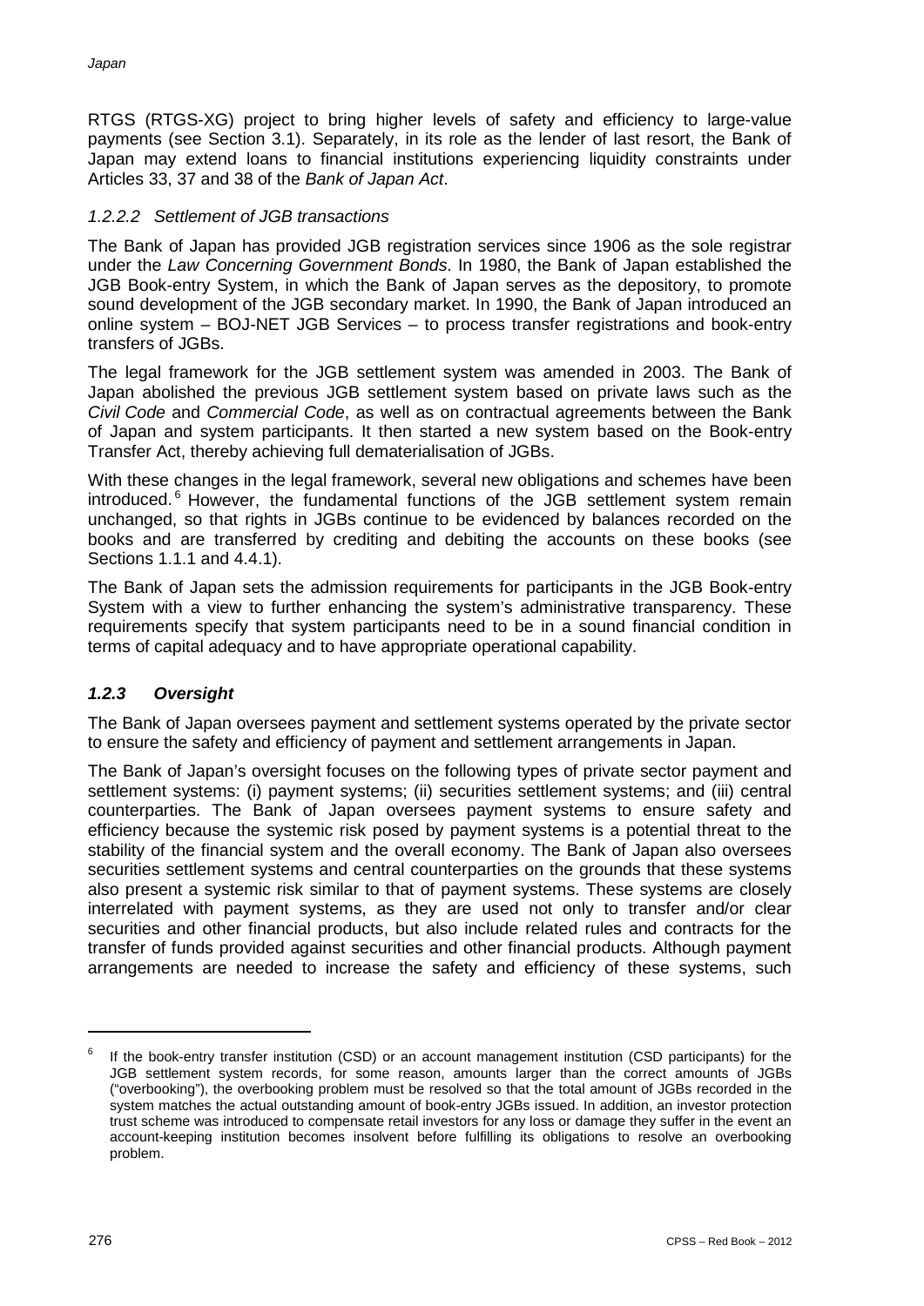RTGS (RTGS-XG) project to bring higher levels of safety and efficiency to large-value payments (see Section 3.1). Separately, in its role as the lender of last resort, the Bank of Japan may extend loans to financial institutions experiencing liquidity constraints under Articles 33, 37 and 38 of the *Bank of Japan Act*.

#### *1.2.2.2 Settlement of JGB transactions*

The Bank of Japan has provided JGB registration services since 1906 as the sole registrar under the *Law Concerning Government Bonds*. In 1980, the Bank of Japan established the JGB Book-entry System, in which the Bank of Japan serves as the depository, to promote sound development of the JGB secondary market. In 1990, the Bank of Japan introduced an online system – BOJ-NET JGB Services – to process transfer registrations and book-entry transfers of JGBs.

The legal framework for the JGB settlement system was amended in 2003. The Bank of Japan abolished the previous JGB settlement system based on private laws such as the *Civil Code* and *Commercial Code*, as well as on contractual agreements between the Bank of Japan and system participants. It then started a new system based on the Book-entry Transfer Act, thereby achieving full dematerialisation of JGBs.

With these changes in the legal framework, several new obligations and schemes have been introduced.[6] However, the fundamental functions of the JGB settlement system remain unchanged, so that rights in JGBs continue to be evidenced by balances recorded on the books and are transferred by crediting and debiting the accounts on these books (see Sections 1.1.1 and 4.4.1).

The Bank of Japan sets the admission requirements for participants in the JGB Book-entry System with a view to further enhancing the system's administrative transparency. These requirements specify that system participants need to be in a sound financial condition in terms of capital adequacy and to have appropriate operational capability.

### ***1.2.3 Oversight***

The Bank of Japan oversees payment and settlement systems operated by the private sector to ensure the safety and efficiency of payment and settlement arrangements in Japan.

The Bank of Japan's oversight focuses on the following types of private sector payment and settlement systems: (i) payment systems; (ii) securities settlement systems; and (iii) central counterparties. The Bank of Japan oversees payment systems to ensure safety and efficiency because the systemic risk posed by payment systems is a potential threat to the stability of the financial system and the overall economy. The Bank of Japan also oversees securities settlement systems and central counterparties on the grounds that these systems also present a systemic risk similar to that of payment systems. These systems are closely interrelated with payment systems, as they are used not only to transfer and/or clear securities and other financial products, but also include related rules and contracts for the transfer of funds provided against securities and other financial products. Although payment arrangements are needed to increase the safety and efficiency of these systems, such

---

[6] If the book-entry transfer institution (CSD) or an account management institution (CSD participants) for the JGB settlement system records, for some reason, amounts larger than the correct amounts of JGBs ("overbooking"), the overbooking problem must be resolved so that the total amount of JGBs recorded in the system matches the actual outstanding amount of book-entry JGBs issued. In addition, an investor protection trust scheme was introduced to compensate retail investors for any loss or damage they suffer in the event an account-keeping institution becomes insolvent before fulfilling its obligations to resolve an overbooking problem.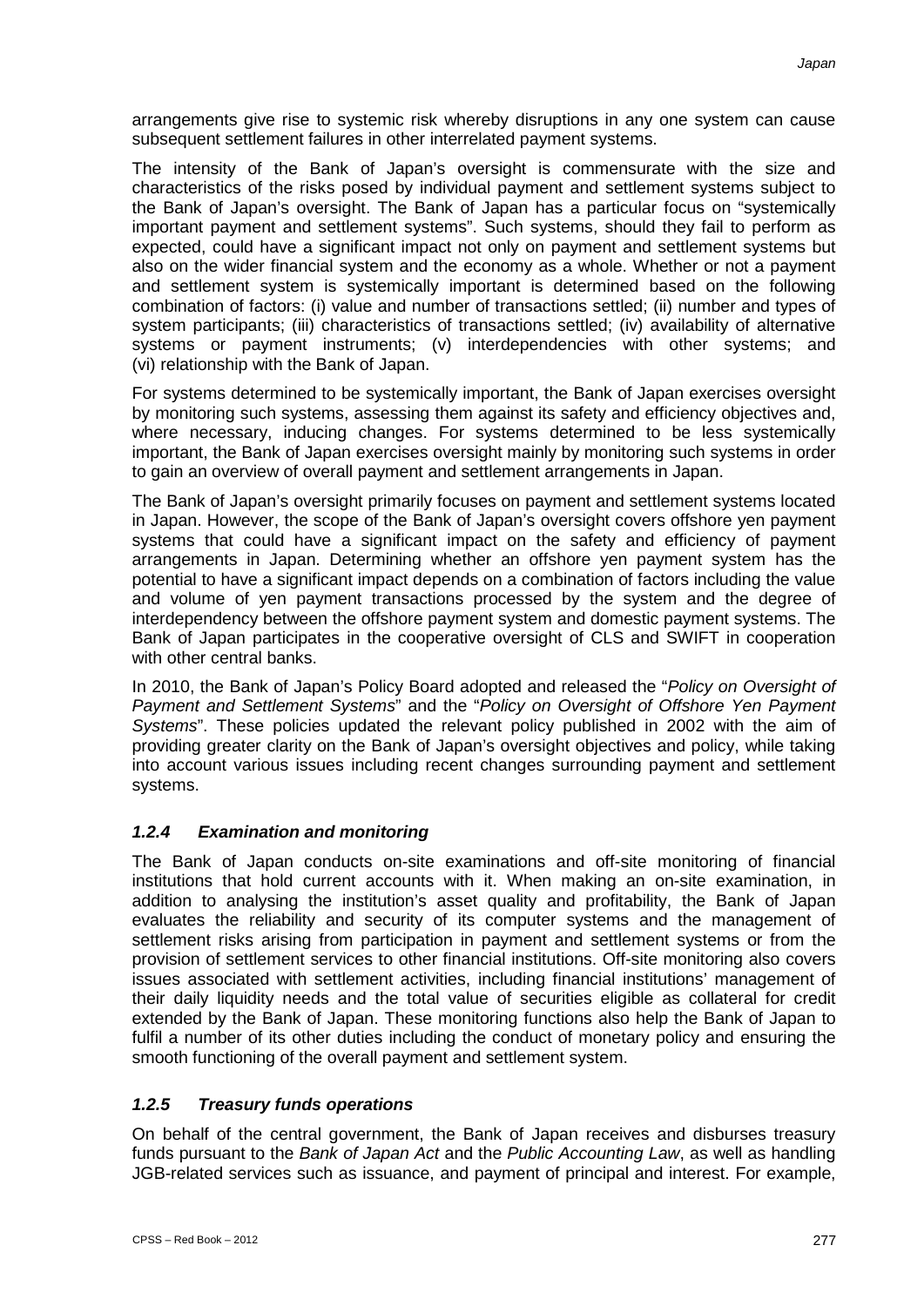arrangements give rise to systemic risk whereby disruptions in any one system can cause subsequent settlement failures in other interrelated payment systems.

The intensity of the Bank of Japan's oversight is commensurate with the size and characteristics of the risks posed by individual payment and settlement systems subject to the Bank of Japan's oversight. The Bank of Japan has a particular focus on "systemically important payment and settlement systems". Such systems, should they fail to perform as expected, could have a significant impact not only on payment and settlement systems but also on the wider financial system and the economy as a whole. Whether or not a payment and settlement system is systemically important is determined based on the following combination of factors: (i) value and number of transactions settled; (ii) number and types of system participants; (iii) characteristics of transactions settled; (iv) availability of alternative systems or payment instruments; (v) interdependencies with other systems; and (vi) relationship with the Bank of Japan.

For systems determined to be systemically important, the Bank of Japan exercises oversight by monitoring such systems, assessing them against its safety and efficiency objectives and, where necessary, inducing changes. For systems determined to be less systemically important, the Bank of Japan exercises oversight mainly by monitoring such systems in order to gain an overview of overall payment and settlement arrangements in Japan.

The Bank of Japan's oversight primarily focuses on payment and settlement systems located in Japan. However, the scope of the Bank of Japan's oversight covers offshore yen payment systems that could have a significant impact on the safety and efficiency of payment arrangements in Japan. Determining whether an offshore yen payment system has the potential to have a significant impact depends on a combination of factors including the value and volume of yen payment transactions processed by the system and the degree of interdependency between the offshore payment system and domestic payment systems. The Bank of Japan participates in the cooperative oversight of CLS and SWIFT in cooperation with other central banks.

In 2010, the Bank of Japan's Policy Board adopted and released the "*Policy on Oversight of Payment and Settlement Systems*" and the "*Policy on Oversight of Offshore Yen Payment Systems*". These policies updated the relevant policy published in 2002 with the aim of providing greater clarity on the Bank of Japan's oversight objectives and policy, while taking into account various issues including recent changes surrounding payment and settlement systems.

### *1.2.4 Examination and monitoring*

The Bank of Japan conducts on-site examinations and off-site monitoring of financial institutions that hold current accounts with it. When making an on-site examination, in addition to analysing the institution's asset quality and profitability, the Bank of Japan evaluates the reliability and security of its computer systems and the management of settlement risks arising from participation in payment and settlement systems or from the provision of settlement services to other financial institutions. Off-site monitoring also covers issues associated with settlement activities, including financial institutions' management of their daily liquidity needs and the total value of securities eligible as collateral for credit extended by the Bank of Japan. These monitoring functions also help the Bank of Japan to fulfil a number of its other duties including the conduct of monetary policy and ensuring the smooth functioning of the overall payment and settlement system.

### *1.2.5 Treasury funds operations*

On behalf of the central government, the Bank of Japan receives and disburses treasury funds pursuant to the *Bank of Japan Act* and the *Public Accounting Law*, as well as handling JGB-related services such as issuance, and payment of principal and interest. For example,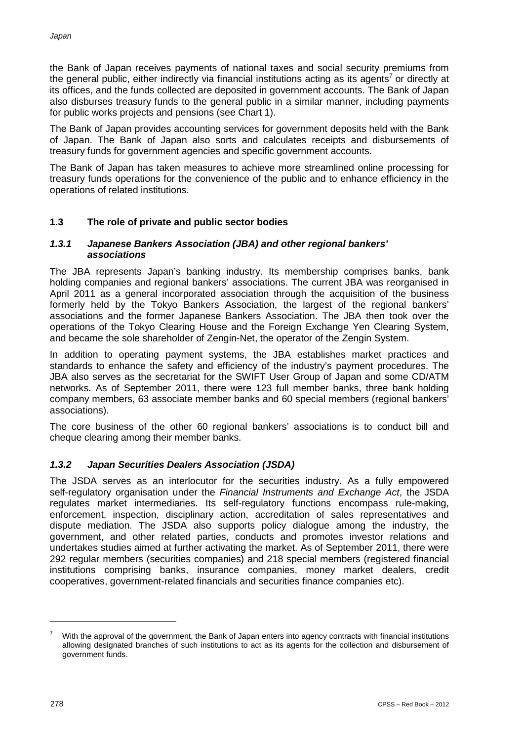the Bank of Japan receives payments of national taxes and social security premiums from the general public, either indirectly via financial institutions acting as its agents[7] or directly at its offices, and the funds collected are deposited in government accounts. The Bank of Japan also disburses treasury funds to the general public in a similar manner, including payments for public works projects and pensions (see Chart 1).

The Bank of Japan provides accounting services for government deposits held with the Bank of Japan. The Bank of Japan also sorts and calculates receipts and disbursements of treasury funds for government agencies and specific government accounts.

The Bank of Japan has taken measures to achieve more streamlined online processing for treasury funds operations for the convenience of the public and to enhance efficiency in the operations of related institutions.

## 1.3 The role of private and public sector bodies

### *1.3.1 Japanese Bankers Association (JBA) and other regional bankers' associations*

The JBA represents Japan's banking industry. Its membership comprises banks, bank holding companies and regional bankers' associations. The current JBA was reorganised in April 2011 as a general incorporated association through the acquisition of the business formerly held by the Tokyo Bankers Association, the largest of the regional bankers' associations and the former Japanese Bankers Association. The JBA then took over the operations of the Tokyo Clearing House and the Foreign Exchange Yen Clearing System, and became the sole shareholder of Zengin-Net, the operator of the Zengin System.

In addition to operating payment systems, the JBA establishes market practices and standards to enhance the safety and efficiency of the industry's payment procedures. The JBA also serves as the secretariat for the SWIFT User Group of Japan and some CD/ATM networks. As of September 2011, there were 123 full member banks, three bank holding company members, 63 associate member banks and 60 special members (regional bankers' associations).

The core business of the other 60 regional bankers' associations is to conduct bill and cheque clearing among their member banks.

### *1.3.2 Japan Securities Dealers Association (JSDA)*

The JSDA serves as an interlocutor for the securities industry. As a fully empowered self-regulatory organisation under the *Financial Instruments and Exchange Act*, the JSDA regulates market intermediaries. Its self-regulatory functions encompass rule-making, enforcement, inspection, disciplinary action, accreditation of sales representatives and dispute mediation. The JSDA also supports policy dialogue among the industry, the government, and other related parties, conducts and promotes investor relations and undertakes studies aimed at further activating the market. As of September 2011, there were 292 regular members (securities companies) and 218 special members (registered financial institutions comprising banks, insurance companies, money market dealers, credit cooperatives, government-related financials and securities finance companies etc).

---

[7] With the approval of the government, the Bank of Japan enters into agency contracts with financial institutions allowing designated branches of such institutions to act as its agents for the collection and disbursement of government funds.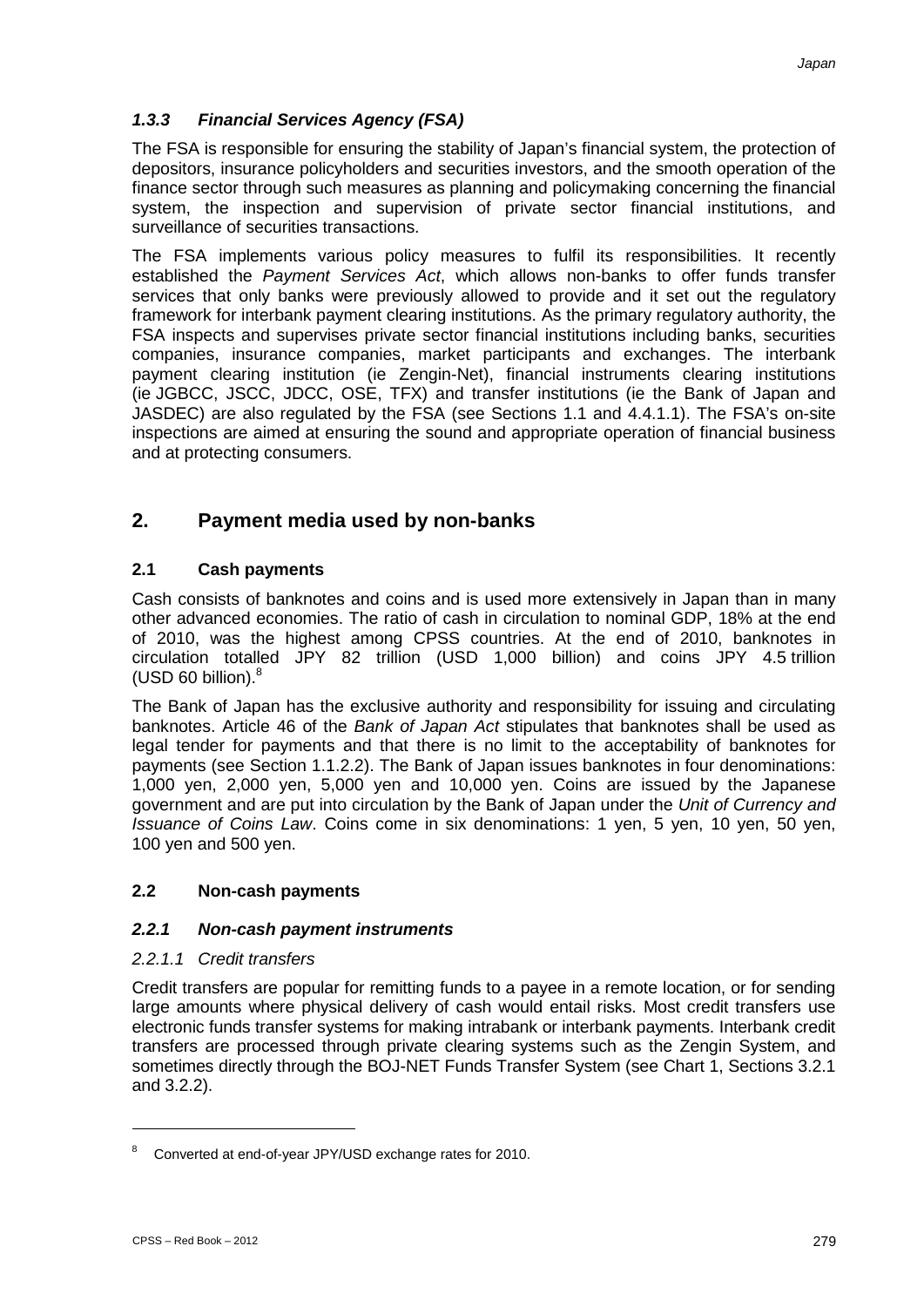#### *1.3.3 Financial Services Agency (FSA)*

The FSA is responsible for ensuring the stability of Japan's financial system, the protection of depositors, insurance policyholders and securities investors, and the smooth operation of the finance sector through such measures as planning and policymaking concerning the financial system, the inspection and supervision of private sector financial institutions, and surveillance of securities transactions.

The FSA implements various policy measures to fulfil its responsibilities. It recently established the *Payment Services Act*, which allows non-banks to offer funds transfer services that only banks were previously allowed to provide and it set out the regulatory framework for interbank payment clearing institutions. As the primary regulatory authority, the FSA inspects and supervises private sector financial institutions including banks, securities companies, insurance companies, market participants and exchanges. The interbank payment clearing institution (ie Zengin-Net), financial instruments clearing institutions (ie JGBCC, JSCC, JDCC, OSE, TFX) and transfer institutions (ie the Bank of Japan and JASDEC) are also regulated by the FSA (see Sections 1.1 and 4.4.1.1). The FSA's on-site inspections are aimed at ensuring the sound and appropriate operation of financial business and at protecting consumers.

## 2. Payment media used by non-banks

### 2.1 Cash payments

Cash consists of banknotes and coins and is used more extensively in Japan than in many other advanced economies. The ratio of cash in circulation to nominal GDP, 18% at the end of 2010, was the highest among CPSS countries. At the end of 2010, banknotes in circulation totalled JPY 82 trillion (USD 1,000 billion) and coins JPY 4.5 trillion (USD 60 billion).[8]

The Bank of Japan has the exclusive authority and responsibility for issuing and circulating banknotes. Article 46 of the *Bank of Japan Act* stipulates that banknotes shall be used as legal tender for payments and that there is no limit to the acceptability of banknotes for payments (see Section 1.1.2.2). The Bank of Japan issues banknotes in four denominations: 1,000 yen, 2,000 yen, 5,000 yen and 10,000 yen. Coins are issued by the Japanese government and are put into circulation by the Bank of Japan under the *Unit of Currency and Issuance of Coins Law*. Coins come in six denominations: 1 yen, 5 yen, 10 yen, 50 yen, 100 yen and 500 yen.

### 2.2 Non-cash payments

#### *2.2.1 Non-cash payment instruments*

*2.2.1.1 Credit transfers*

Credit transfers are popular for remitting funds to a payee in a remote location, or for sending large amounts where physical delivery of cash would entail risks. Most credit transfers use electronic funds transfer systems for making intrabank or interbank payments. Interbank credit transfers are processed through private clearing systems such as the Zengin System, and sometimes directly through the BOJ-NET Funds Transfer System (see Chart 1, Sections 3.2.1 and 3.2.2).

---

[8] Converted at end-of-year JPY/USD exchange rates for 2010.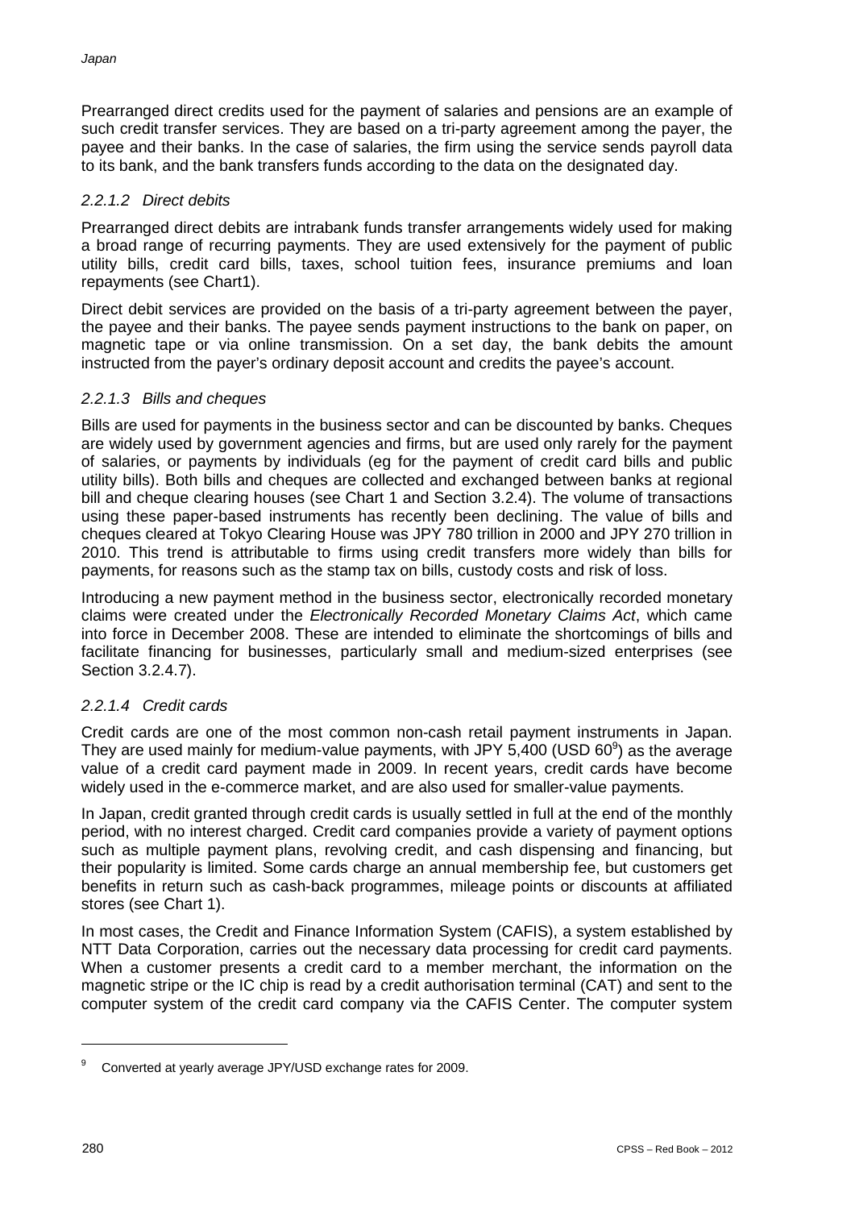Prearranged direct credits used for the payment of salaries and pensions are an example of such credit transfer services. They are based on a tri-party agreement among the payer, the payee and their banks. In the case of salaries, the firm using the service sends payroll data to its bank, and the bank transfers funds according to the data on the designated day.

#### *2.2.1.2 Direct debits*

Prearranged direct debits are intrabank funds transfer arrangements widely used for making a broad range of recurring payments. They are used extensively for the payment of public utility bills, credit card bills, taxes, school tuition fees, insurance premiums and loan repayments (see Chart1).

Direct debit services are provided on the basis of a tri-party agreement between the payer, the payee and their banks. The payee sends payment instructions to the bank on paper, on magnetic tape or via online transmission. On a set day, the bank debits the amount instructed from the payer's ordinary deposit account and credits the payee's account.

#### *2.2.1.3 Bills and cheques*

Bills are used for payments in the business sector and can be discounted by banks. Cheques are widely used by government agencies and firms, but are used only rarely for the payment of salaries, or payments by individuals (eg for the payment of credit card bills and public utility bills). Both bills and cheques are collected and exchanged between banks at regional bill and cheque clearing houses (see Chart 1 and Section 3.2.4). The volume of transactions using these paper-based instruments has recently been declining. The value of bills and cheques cleared at Tokyo Clearing House was JPY 780 trillion in 2000 and JPY 270 trillion in 2010. This trend is attributable to firms using credit transfers more widely than bills for payments, for reasons such as the stamp tax on bills, custody costs and risk of loss.

Introducing a new payment method in the business sector, electronically recorded monetary claims were created under the *Electronically Recorded Monetary Claims Act*, which came into force in December 2008. These are intended to eliminate the shortcomings of bills and facilitate financing for businesses, particularly small and medium-sized enterprises (see Section 3.2.4.7).

#### *2.2.1.4 Credit cards*

Credit cards are one of the most common non-cash retail payment instruments in Japan. They are used mainly for medium-value payments, with JPY 5,400 (USD 60[9]) as the average value of a credit card payment made in 2009. In recent years, credit cards have become widely used in the e-commerce market, and are also used for smaller-value payments.

In Japan, credit granted through credit cards is usually settled in full at the end of the monthly period, with no interest charged. Credit card companies provide a variety of payment options such as multiple payment plans, revolving credit, and cash dispensing and financing, but their popularity is limited. Some cards charge an annual membership fee, but customers get benefits in return such as cash-back programmes, mileage points or discounts at affiliated stores (see Chart 1).

In most cases, the Credit and Finance Information System (CAFIS), a system established by NTT Data Corporation, carries out the necessary data processing for credit card payments. When a customer presents a credit card to a member merchant, the information on the magnetic stripe or the IC chip is read by a credit authorisation terminal (CAT) and sent to the computer system of the credit card company via the CAFIS Center. The computer system

---

[9] Converted at yearly average JPY/USD exchange rates for 2009.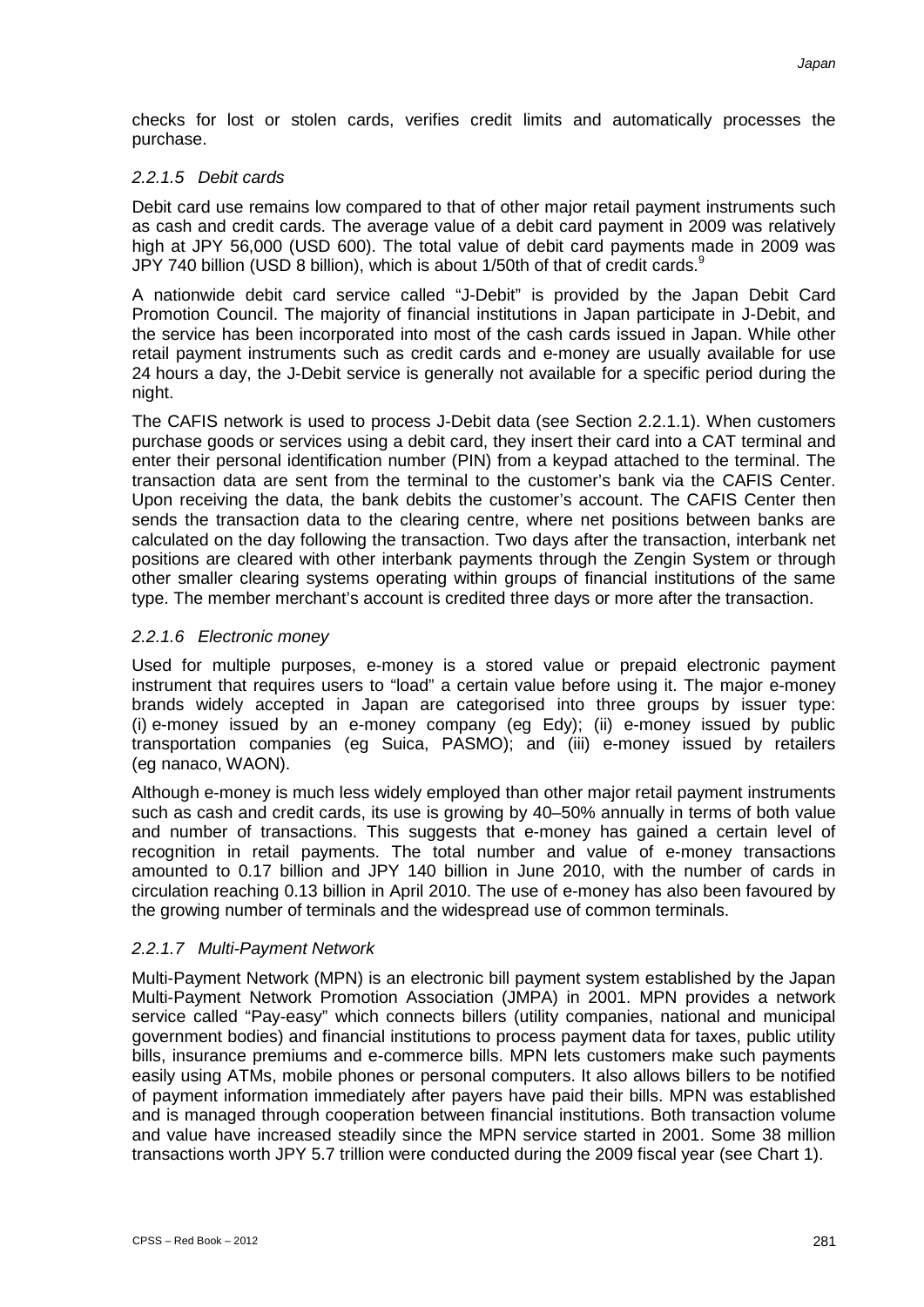checks for lost or stolen cards, verifies credit limits and automatically processes the purchase.

#### *2.2.1.5 Debit cards*

Debit card use remains low compared to that of other major retail payment instruments such as cash and credit cards. The average value of a debit card payment in 2009 was relatively high at JPY 56,000 (USD 600). The total value of debit card payments made in 2009 was JPY 740 billion (USD 8 billion), which is about 1/50th of that of credit cards.[9]

A nationwide debit card service called "J-Debit" is provided by the Japan Debit Card Promotion Council. The majority of financial institutions in Japan participate in J-Debit, and the service has been incorporated into most of the cash cards issued in Japan. While other retail payment instruments such as credit cards and e-money are usually available for use 24 hours a day, the J-Debit service is generally not available for a specific period during the night.

The CAFIS network is used to process J-Debit data (see Section 2.2.1.1). When customers purchase goods or services using a debit card, they insert their card into a CAT terminal and enter their personal identification number (PIN) from a keypad attached to the terminal. The transaction data are sent from the terminal to the customer's bank via the CAFIS Center. Upon receiving the data, the bank debits the customer's account. The CAFIS Center then sends the transaction data to the clearing centre, where net positions between banks are calculated on the day following the transaction. Two days after the transaction, interbank net positions are cleared with other interbank payments through the Zengin System or through other smaller clearing systems operating within groups of financial institutions of the same type. The member merchant's account is credited three days or more after the transaction.

#### *2.2.1.6 Electronic money*

Used for multiple purposes, e-money is a stored value or prepaid electronic payment instrument that requires users to "load" a certain value before using it. The major e-money brands widely accepted in Japan are categorised into three groups by issuer type: (i) e-money issued by an e-money company (eg Edy); (ii) e-money issued by public transportation companies (eg Suica, PASMO); and (iii) e-money issued by retailers (eg nanaco, WAON).

Although e-money is much less widely employed than other major retail payment instruments such as cash and credit cards, its use is growing by 40–50% annually in terms of both value and number of transactions. This suggests that e-money has gained a certain level of recognition in retail payments. The total number and value of e-money transactions amounted to 0.17 billion and JPY 140 billion in June 2010, with the number of cards in circulation reaching 0.13 billion in April 2010. The use of e-money has also been favoured by the growing number of terminals and the widespread use of common terminals.

#### *2.2.1.7 Multi-Payment Network*

Multi-Payment Network (MPN) is an electronic bill payment system established by the Japan Multi-Payment Network Promotion Association (JMPA) in 2001. MPN provides a network service called "Pay-easy" which connects billers (utility companies, national and municipal government bodies) and financial institutions to process payment data for taxes, public utility bills, insurance premiums and e-commerce bills. MPN lets customers make such payments easily using ATMs, mobile phones or personal computers. It also allows billers to be notified of payment information immediately after payers have paid their bills. MPN was established and is managed through cooperation between financial institutions. Both transaction volume and value have increased steadily since the MPN service started in 2001. Some 38 million transactions worth JPY 5.7 trillion were conducted during the 2009 fiscal year (see Chart 1).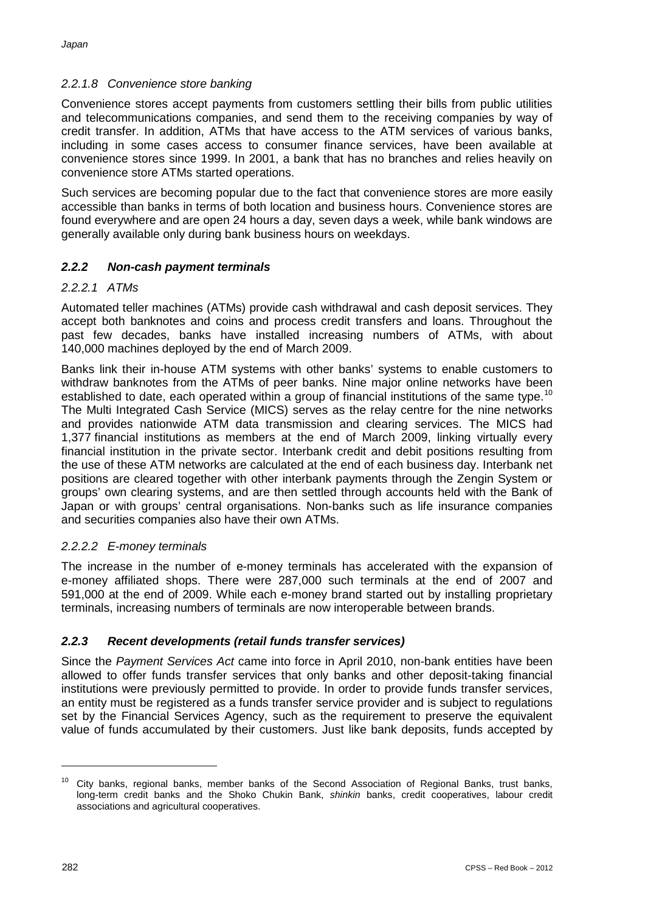#### 2.2.1.8 Convenience store banking

Convenience stores accept payments from customers settling their bills from public utilities and telecommunications companies, and send them to the receiving companies by way of credit transfer. In addition, ATMs that have access to the ATM services of various banks, including in some cases access to consumer finance services, have been available at convenience stores since 1999. In 2001, a bank that has no branches and relies heavily on convenience store ATMs started operations.

Such services are becoming popular due to the fact that convenience stores are more easily accessible than banks in terms of both location and business hours. Convenience stores are found everywhere and are open 24 hours a day, seven days a week, while bank windows are generally available only during bank business hours on weekdays.

### 2.2.2 Non-cash payment terminals

#### 2.2.2.1 ATMs

Automated teller machines (ATMs) provide cash withdrawal and cash deposit services. They accept both banknotes and coins and process credit transfers and loans. Throughout the past few decades, banks have installed increasing numbers of ATMs, with about 140,000 machines deployed by the end of March 2009.

Banks link their in-house ATM systems with other banks' systems to enable customers to withdraw banknotes from the ATMs of peer banks. Nine major online networks have been established to date, each operated within a group of financial institutions of the same type.[10] The Multi Integrated Cash Service (MICS) serves as the relay centre for the nine networks and provides nationwide ATM data transmission and clearing services. The MICS had 1,377 financial institutions as members at the end of March 2009, linking virtually every financial institution in the private sector. Interbank credit and debit positions resulting from the use of these ATM networks are calculated at the end of each business day. Interbank net positions are cleared together with other interbank payments through the Zengin System or groups' own clearing systems, and are then settled through accounts held with the Bank of Japan or with groups' central organisations. Non-banks such as life insurance companies and securities companies also have their own ATMs.

#### 2.2.2.2 E-money terminals

The increase in the number of e-money terminals has accelerated with the expansion of e-money affiliated shops. There were 287,000 such terminals at the end of 2007 and 591,000 at the end of 2009. While each e-money brand started out by installing proprietary terminals, increasing numbers of terminals are now interoperable between brands.

### 2.2.3 Recent developments (retail funds transfer services)

Since the *Payment Services Act* came into force in April 2010, non-bank entities have been allowed to offer funds transfer services that only banks and other deposit-taking financial institutions were previously permitted to provide. In order to provide funds transfer services, an entity must be registered as a funds transfer service provider and is subject to regulations set by the Financial Services Agency, such as the requirement to preserve the equivalent value of funds accumulated by their customers. Just like bank deposits, funds accepted by

---

[10] City banks, regional banks, member banks of the Second Association of Regional Banks, trust banks, long-term credit banks and the Shoko Chukin Bank, *shinkin* banks, credit cooperatives, labour credit associations and agricultural cooperatives.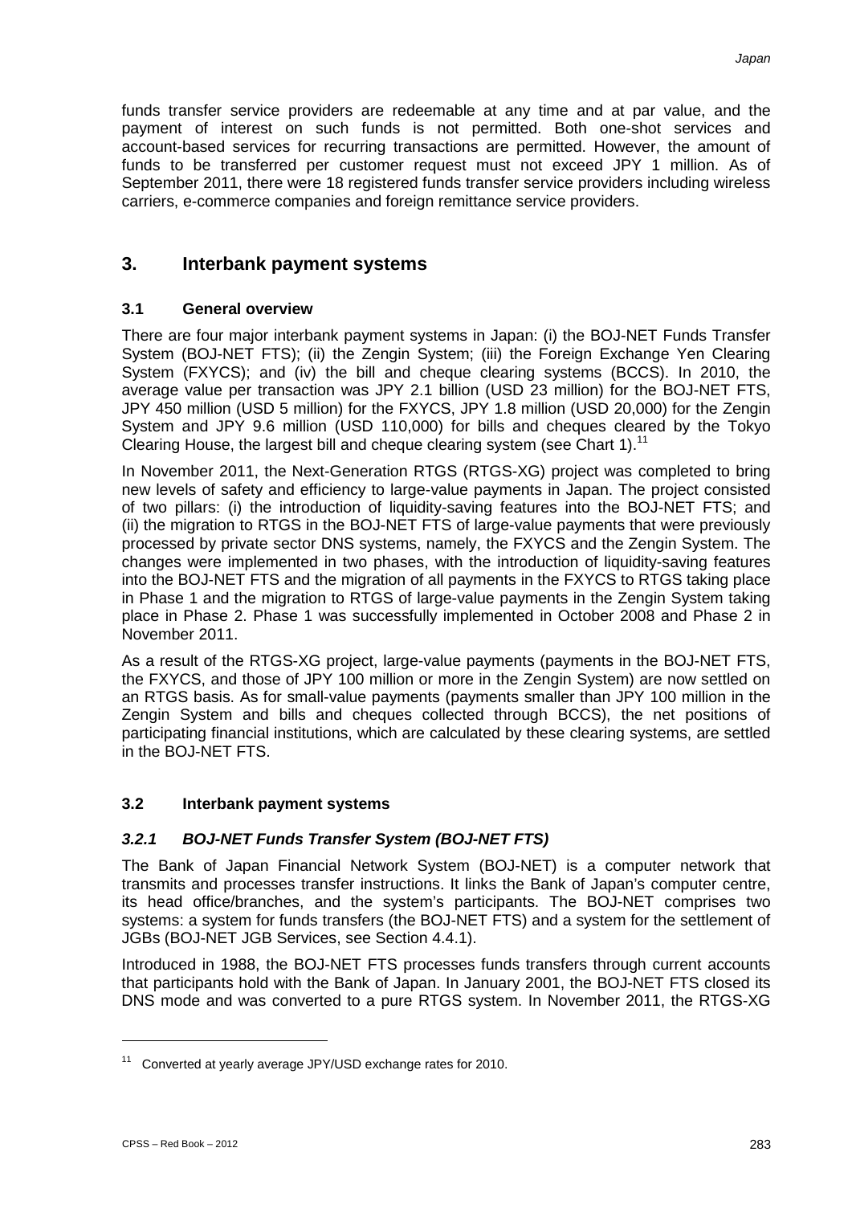funds transfer service providers are redeemable at any time and at par value, and the payment of interest on such funds is not permitted. Both one-shot services and account-based services for recurring transactions are permitted. However, the amount of funds to be transferred per customer request must not exceed JPY 1 million. As of September 2011, there were 18 registered funds transfer service providers including wireless carriers, e-commerce companies and foreign remittance service providers.

## 3. Interbank payment systems

### 3.1 General overview

There are four major interbank payment systems in Japan: (i) the BOJ-NET Funds Transfer System (BOJ-NET FTS); (ii) the Zengin System; (iii) the Foreign Exchange Yen Clearing System (FXYCS); and (iv) the bill and cheque clearing systems (BCCS). In 2010, the average value per transaction was JPY 2.1 billion (USD 23 million) for the BOJ-NET FTS, JPY 450 million (USD 5 million) for the FXYCS, JPY 1.8 million (USD 20,000) for the Zengin System and JPY 9.6 million (USD 110,000) for bills and cheques cleared by the Tokyo Clearing House, the largest bill and cheque clearing system (see Chart 1).[11]

In November 2011, the Next-Generation RTGS (RTGS-XG) project was completed to bring new levels of safety and efficiency to large-value payments in Japan. The project consisted of two pillars: (i) the introduction of liquidity-saving features into the BOJ-NET FTS; and (ii) the migration to RTGS in the BOJ-NET FTS of large-value payments that were previously processed by private sector DNS systems, namely, the FXYCS and the Zengin System. The changes were implemented in two phases, with the introduction of liquidity-saving features into the BOJ-NET FTS and the migration of all payments in the FXYCS to RTGS taking place in Phase 1 and the migration to RTGS of large-value payments in the Zengin System taking place in Phase 2. Phase 1 was successfully implemented in October 2008 and Phase 2 in November 2011.

As a result of the RTGS-XG project, large-value payments (payments in the BOJ-NET FTS, the FXYCS, and those of JPY 100 million or more in the Zengin System) are now settled on an RTGS basis. As for small-value payments (payments smaller than JPY 100 million in the Zengin System and bills and cheques collected through BCCS), the net positions of participating financial institutions, which are calculated by these clearing systems, are settled in the BOJ-NET FTS.

### 3.2 Interbank payment systems

#### *3.2.1 BOJ-NET Funds Transfer System (BOJ-NET FTS)*

The Bank of Japan Financial Network System (BOJ-NET) is a computer network that transmits and processes transfer instructions. It links the Bank of Japan's computer centre, its head office/branches, and the system's participants. The BOJ-NET comprises two systems: a system for funds transfers (the BOJ-NET FTS) and a system for the settlement of JGBs (BOJ-NET JGB Services, see Section 4.4.1).

Introduced in 1988, the BOJ-NET FTS processes funds transfers through current accounts that participants hold with the Bank of Japan. In January 2001, the BOJ-NET FTS closed its DNS mode and was converted to a pure RTGS system. In November 2011, the RTGS-XG

[11] Converted at yearly average JPY/USD exchange rates for 2010.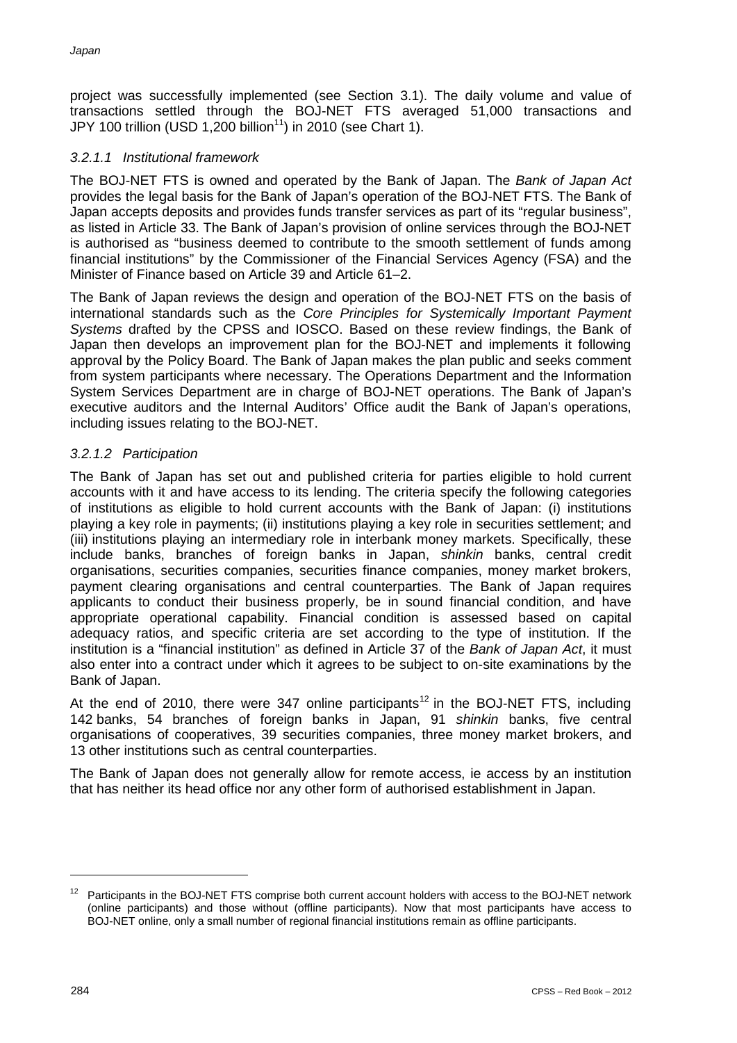project was successfully implemented (see Section 3.1). The daily volume and value of transactions settled through the BOJ-NET FTS averaged 51,000 transactions and JPY 100 trillion (USD 1,200 billion[11]) in 2010 (see Chart 1).

#### *3.2.1.1 Institutional framework*

The BOJ-NET FTS is owned and operated by the Bank of Japan. The *Bank of Japan Act* provides the legal basis for the Bank of Japan's operation of the BOJ-NET FTS. The Bank of Japan accepts deposits and provides funds transfer services as part of its "regular business", as listed in Article 33. The Bank of Japan's provision of online services through the BOJ-NET is authorised as "business deemed to contribute to the smooth settlement of funds among financial institutions" by the Commissioner of the Financial Services Agency (FSA) and the Minister of Finance based on Article 39 and Article 61–2.

The Bank of Japan reviews the design and operation of the BOJ-NET FTS on the basis of international standards such as the *Core Principles for Systemically Important Payment Systems* drafted by the CPSS and IOSCO. Based on these review findings, the Bank of Japan then develops an improvement plan for the BOJ-NET and implements it following approval by the Policy Board. The Bank of Japan makes the plan public and seeks comment from system participants where necessary. The Operations Department and the Information System Services Department are in charge of BOJ-NET operations. The Bank of Japan's executive auditors and the Internal Auditors' Office audit the Bank of Japan's operations, including issues relating to the BOJ-NET.

#### *3.2.1.2 Participation*

The Bank of Japan has set out and published criteria for parties eligible to hold current accounts with it and have access to its lending. The criteria specify the following categories of institutions as eligible to hold current accounts with the Bank of Japan: (i) institutions playing a key role in payments; (ii) institutions playing a key role in securities settlement; and (iii) institutions playing an intermediary role in interbank money markets. Specifically, these include banks, branches of foreign banks in Japan, *shinkin* banks, central credit organisations, securities companies, securities finance companies, money market brokers, payment clearing organisations and central counterparties. The Bank of Japan requires applicants to conduct their business properly, be in sound financial condition, and have appropriate operational capability. Financial condition is assessed based on capital adequacy ratios, and specific criteria are set according to the type of institution. If the institution is a "financial institution" as defined in Article 37 of the *Bank of Japan Act*, it must also enter into a contract under which it agrees to be subject to on-site examinations by the Bank of Japan.

At the end of 2010, there were 347 online participants[12] in the BOJ-NET FTS, including 142 banks, 54 branches of foreign banks in Japan, 91 *shinkin* banks, five central organisations of cooperatives, 39 securities companies, three money market brokers, and 13 other institutions such as central counterparties.

The Bank of Japan does not generally allow for remote access, ie access by an institution that has neither its head office nor any other form of authorised establishment in Japan.

---

[12] Participants in the BOJ-NET FTS comprise both current account holders with access to the BOJ-NET network (online participants) and those without (offline participants). Now that most participants have access to BOJ-NET online, only a small number of regional financial institutions remain as offline participants.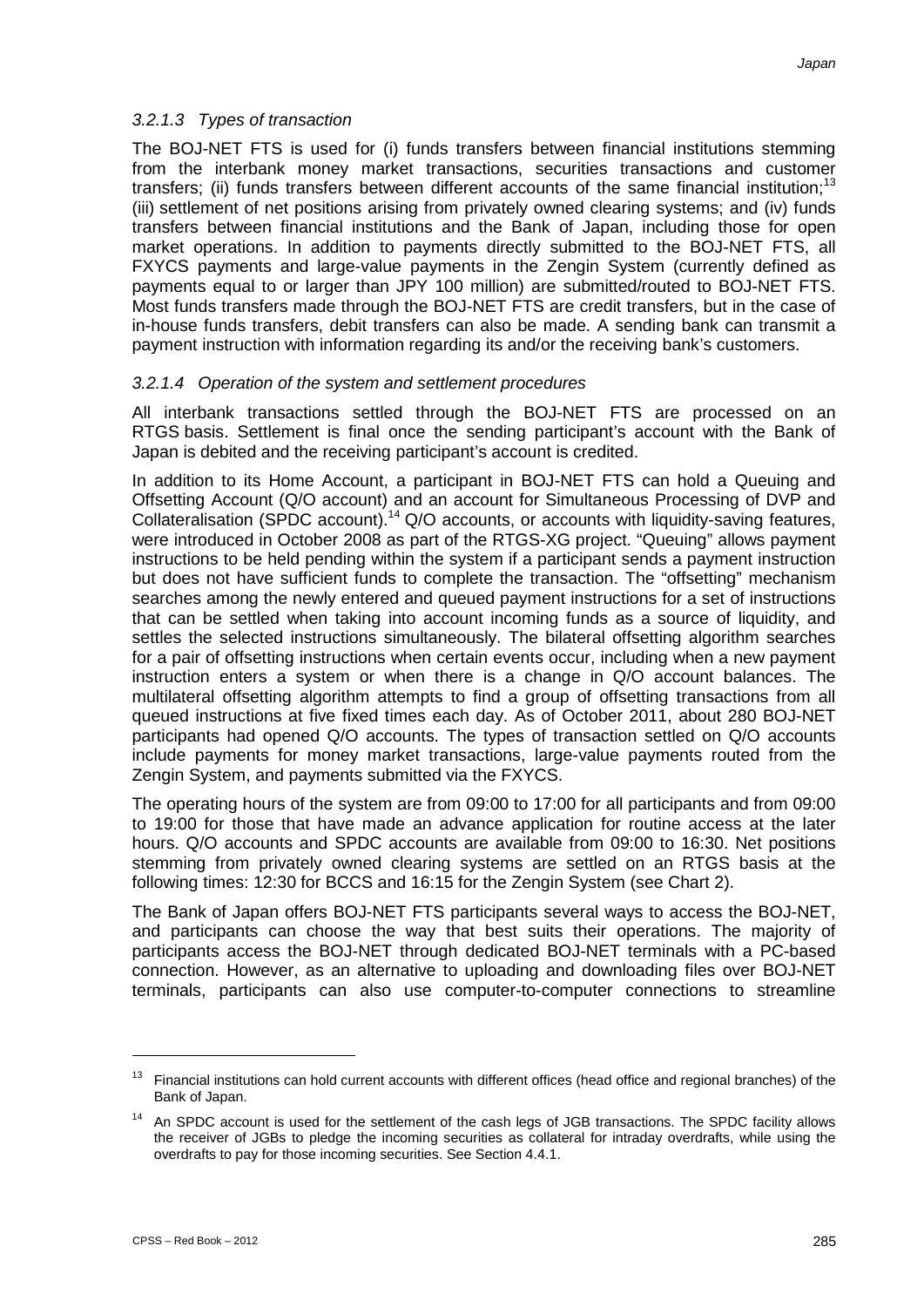#### *3.2.1.3 Types of transaction*

The BOJ-NET FTS is used for (i) funds transfers between financial institutions stemming from the interbank money market transactions, securities transactions and customer transfers; (ii) funds transfers between different accounts of the same financial institution;[13] (iii) settlement of net positions arising from privately owned clearing systems; and (iv) funds transfers between financial institutions and the Bank of Japan, including those for open market operations. In addition to payments directly submitted to the BOJ-NET FTS, all FXYCS payments and large-value payments in the Zengin System (currently defined as payments equal to or larger than JPY 100 million) are submitted/routed to BOJ-NET FTS. Most funds transfers made through the BOJ-NET FTS are credit transfers, but in the case of in-house funds transfers, debit transfers can also be made. A sending bank can transmit a payment instruction with information regarding its and/or the receiving bank's customers.

#### *3.2.1.4 Operation of the system and settlement procedures*

All interbank transactions settled through the BOJ-NET FTS are processed on an RTGS basis. Settlement is final once the sending participant's account with the Bank of Japan is debited and the receiving participant's account is credited.

In addition to its Home Account, a participant in BOJ-NET FTS can hold a Queuing and Offsetting Account (Q/O account) and an account for Simultaneous Processing of DVP and Collateralisation (SPDC account).[14] Q/O accounts, or accounts with liquidity-saving features, were introduced in October 2008 as part of the RTGS-XG project. "Queuing" allows payment instructions to be held pending within the system if a participant sends a payment instruction but does not have sufficient funds to complete the transaction. The "offsetting" mechanism searches among the newly entered and queued payment instructions for a set of instructions that can be settled when taking into account incoming funds as a source of liquidity, and settles the selected instructions simultaneously. The bilateral offsetting algorithm searches for a pair of offsetting instructions when certain events occur, including when a new payment instruction enters a system or when there is a change in Q/O account balances. The multilateral offsetting algorithm attempts to find a group of offsetting transactions from all queued instructions at five fixed times each day. As of October 2011, about 280 BOJ-NET participants had opened Q/O accounts. The types of transaction settled on Q/O accounts include payments for money market transactions, large-value payments routed from the Zengin System, and payments submitted via the FXYCS.

The operating hours of the system are from 09:00 to 17:00 for all participants and from 09:00 to 19:00 for those that have made an advance application for routine access at the later hours. Q/O accounts and SPDC accounts are available from 09:00 to 16:30. Net positions stemming from privately owned clearing systems are settled on an RTGS basis at the following times: 12:30 for BCCS and 16:15 for the Zengin System (see Chart 2).

The Bank of Japan offers BOJ-NET FTS participants several ways to access the BOJ-NET, and participants can choose the way that best suits their operations. The majority of participants access the BOJ-NET through dedicated BOJ-NET terminals with a PC-based connection. However, as an alternative to uploading and downloading files over BOJ-NET terminals, participants can also use computer-to-computer connections to streamline

---

[13] Financial institutions can hold current accounts with different offices (head office and regional branches) of the Bank of Japan.

[14] An SPDC account is used for the settlement of the cash legs of JGB transactions. The SPDC facility allows the receiver of JGBs to pledge the incoming securities as collateral for intraday overdrafts, while using the overdrafts to pay for those incoming securities. See Section 4.4.1.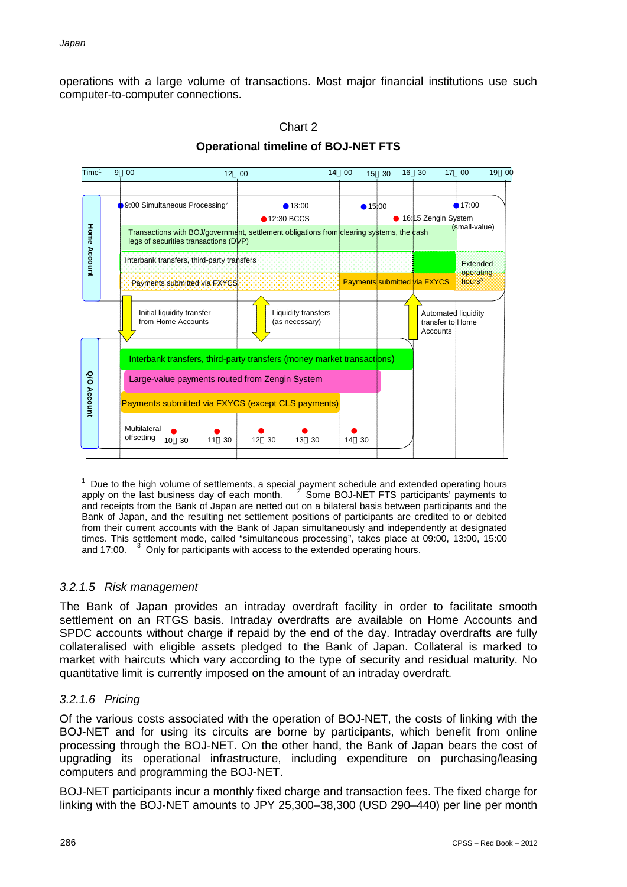operations with a large volume of transactions. Most major financial institutions use such computer-to-computer connections.

Chart 2

**Operational timeline of BOJ-NET FTS**

Time[1] 9:00 12:00 14:00 15:30 16:30 17:00 19:00

**Home Account**

- 9:00 Simultaneous Processing[2]
- 13:00
- 12:30 BCCS
- 15:00
- 16:15 Zengin System (small-value)
- 17:00

Transactions with BOJ/government, settlement obligations from clearing systems, the cash legs of securities transactions (DVP)

Interbank transfers, third-party transfers

Payments submitted via FXYCS

Payments submitted via FXYCS

Extended operating hours[3]

Initial liquidity transfer from Home Accounts

Liquidity transfers (as necessary)

Automated liquidity transfer to Home Accounts

**Q/O Account**

Interbank transfers, third-party transfers (money market transactions)

Large-value payments routed from Zengin System

Payments submitted via FXYCS (except CLS payments)

Multilateral offsetting: 10:30, 11:30, 12:30, 13:30, 14:30

[1] Due to the high volume of settlements, a special payment schedule and extended operating hours apply on the last business day of each month. [2] Some BOJ-NET FTS participants' payments to and receipts from the Bank of Japan are netted out on a bilateral basis between participants and the Bank of Japan, and the resulting net settlement positions of participants are credited to or debited from their current accounts with the Bank of Japan simultaneously and independently at designated times. This settlement mode, called "simultaneous processing", takes place at 09:00, 13:00, 15:00 and 17:00. [3] Only for participants with access to the extended operating hours.

### *3.2.1.5 Risk management*

The Bank of Japan provides an intraday overdraft facility in order to facilitate smooth settlement on an RTGS basis. Intraday overdrafts are available on Home Accounts and SPDC accounts without charge if repaid by the end of the day. Intraday overdrafts are fully collateralised with eligible assets pledged to the Bank of Japan. Collateral is marked to market with haircuts which vary according to the type of security and residual maturity. No quantitative limit is currently imposed on the amount of an intraday overdraft.

### *3.2.1.6 Pricing*

Of the various costs associated with the operation of BOJ-NET, the costs of linking with the BOJ-NET and for using its circuits are borne by participants, which benefit from online processing through the BOJ-NET. On the other hand, the Bank of Japan bears the cost of upgrading its operational infrastructure, including expenditure on purchasing/leasing computers and programming the BOJ-NET.

BOJ-NET participants incur a monthly fixed charge and transaction fees. The fixed charge for linking with the BOJ-NET amounts to JPY 25,300–38,300 (USD 290–440) per line per month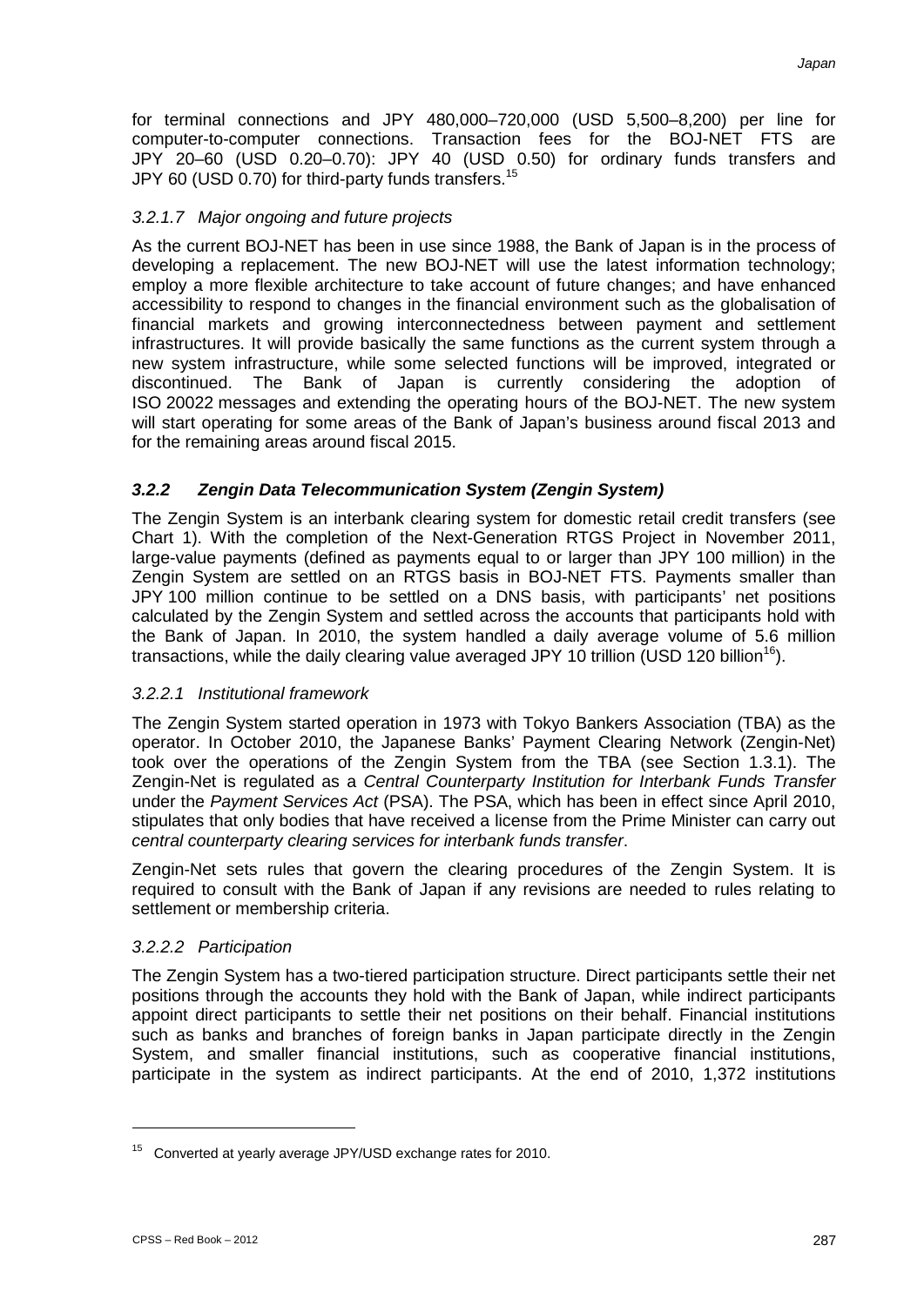for terminal connections and JPY 480,000–720,000 (USD 5,500–8,200) per line for computer-to-computer connections. Transaction fees for the BOJ-NET FTS are JPY 20–60 (USD 0.20–0.70): JPY 40 (USD 0.50) for ordinary funds transfers and JPY 60 (USD 0.70) for third-party funds transfers.[15]

#### *3.2.1.7 Major ongoing and future projects*

As the current BOJ-NET has been in use since 1988, the Bank of Japan is in the process of developing a replacement. The new BOJ-NET will use the latest information technology; employ a more flexible architecture to take account of future changes; and have enhanced accessibility to respond to changes in the financial environment such as the globalisation of financial markets and growing interconnectedness between payment and settlement infrastructures. It will provide basically the same functions as the current system through a new system infrastructure, while some selected functions will be improved, integrated or discontinued. The Bank of Japan is currently considering the adoption of ISO 20022 messages and extending the operating hours of the BOJ-NET. The new system will start operating for some areas of the Bank of Japan's business around fiscal 2013 and for the remaining areas around fiscal 2015.

### *3.2.2 Zengin Data Telecommunication System (Zengin System)*

The Zengin System is an interbank clearing system for domestic retail credit transfers (see Chart 1). With the completion of the Next-Generation RTGS Project in November 2011, large-value payments (defined as payments equal to or larger than JPY 100 million) in the Zengin System are settled on an RTGS basis in BOJ-NET FTS. Payments smaller than JPY 100 million continue to be settled on a DNS basis, with participants' net positions calculated by the Zengin System and settled across the accounts that participants hold with the Bank of Japan. In 2010, the system handled a daily average volume of 5.6 million transactions, while the daily clearing value averaged JPY 10 trillion (USD 120 billion[16]).

#### *3.2.2.1 Institutional framework*

The Zengin System started operation in 1973 with Tokyo Bankers Association (TBA) as the operator. In October 2010, the Japanese Banks' Payment Clearing Network (Zengin-Net) took over the operations of the Zengin System from the TBA (see Section 1.3.1). The Zengin-Net is regulated as a *Central Counterparty Institution for Interbank Funds Transfer* under the *Payment Services Act* (PSA). The PSA, which has been in effect since April 2010, stipulates that only bodies that have received a license from the Prime Minister can carry out *central counterparty clearing services for interbank funds transfer*.

Zengin-Net sets rules that govern the clearing procedures of the Zengin System. It is required to consult with the Bank of Japan if any revisions are needed to rules relating to settlement or membership criteria.

#### *3.2.2.2 Participation*

The Zengin System has a two-tiered participation structure. Direct participants settle their net positions through the accounts they hold with the Bank of Japan, while indirect participants appoint direct participants to settle their net positions on their behalf. Financial institutions such as banks and branches of foreign banks in Japan participate directly in the Zengin System, and smaller financial institutions, such as cooperative financial institutions, participate in the system as indirect participants. At the end of 2010, 1,372 institutions

---

[15] Converted at yearly average JPY/USD exchange rates for 2010.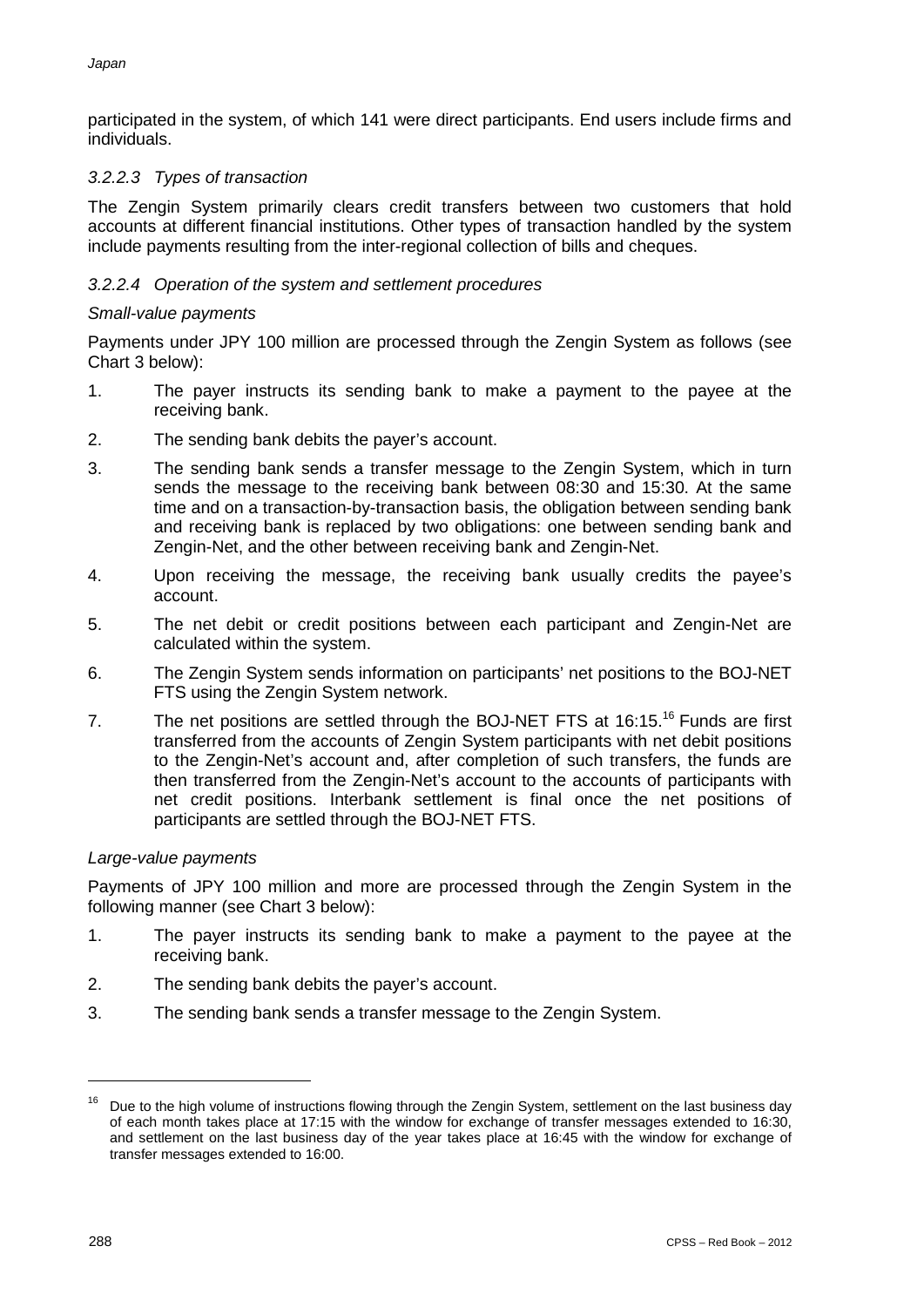participated in the system, of which 141 were direct participants. End users include firms and individuals.

#### *3.2.2.3 Types of transaction*

The Zengin System primarily clears credit transfers between two customers that hold accounts at different financial institutions. Other types of transaction handled by the system include payments resulting from the inter-regional collection of bills and cheques.

#### *3.2.2.4 Operation of the system and settlement procedures*

*Small-value payments*

Payments under JPY 100 million are processed through the Zengin System as follows (see Chart 3 below):

1. The payer instructs its sending bank to make a payment to the payee at the receiving bank.
2. The sending bank debits the payer's account.
3. The sending bank sends a transfer message to the Zengin System, which in turn sends the message to the receiving bank between 08:30 and 15:30. At the same time and on a transaction-by-transaction basis, the obligation between sending bank and receiving bank is replaced by two obligations: one between sending bank and Zengin-Net, and the other between receiving bank and Zengin-Net.
4. Upon receiving the message, the receiving bank usually credits the payee's account.
5. The net debit or credit positions between each participant and Zengin-Net are calculated within the system.
6. The Zengin System sends information on participants' net positions to the BOJ-NET FTS using the Zengin System network.
7. The net positions are settled through the BOJ-NET FTS at 16:15.[16] Funds are first transferred from the accounts of Zengin System participants with net debit positions to the Zengin-Net's account and, after completion of such transfers, the funds are then transferred from the Zengin-Net's account to the accounts of participants with net credit positions. Interbank settlement is final once the net positions of participants are settled through the BOJ-NET FTS.

*Large-value payments*

Payments of JPY 100 million and more are processed through the Zengin System in the following manner (see Chart 3 below):

1. The payer instructs its sending bank to make a payment to the payee at the receiving bank.
2. The sending bank debits the payer's account.
3. The sending bank sends a transfer message to the Zengin System.

---

[16] Due to the high volume of instructions flowing through the Zengin System, settlement on the last business day of each month takes place at 17:15 with the window for exchange of transfer messages extended to 16:30, and settlement on the last business day of the year takes place at 16:45 with the window for exchange of transfer messages extended to 16:00.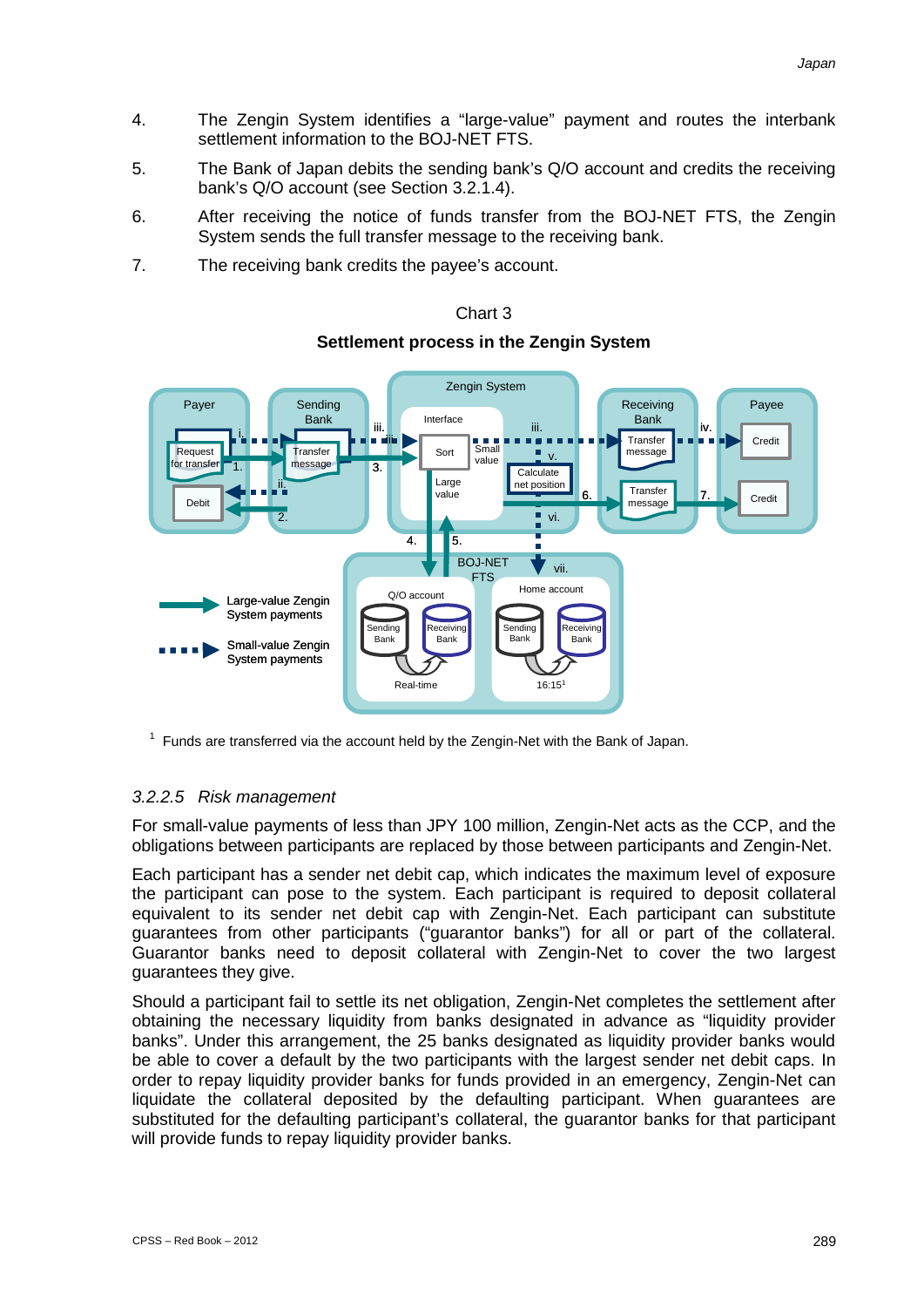4. The Zengin System identifies a "large-value" payment and routes the interbank settlement information to the BOJ-NET FTS.

5. The Bank of Japan debits the sending bank's Q/O account and credits the receiving bank's Q/O account (see Section 3.2.1.4).

6. After receiving the notice of funds transfer from the BOJ-NET FTS, the Zengin System sends the full transfer message to the receiving bank.

7. The receiving bank credits the payee's account.

Chart 3

**Settlement process in the Zengin System**

[1] Funds are transferred via the account held by the Zengin-Net with the Bank of Japan.

### 3.2.2.5 *Risk management*

For small-value payments of less than JPY 100 million, Zengin-Net acts as the CCP, and the obligations between participants are replaced by those between participants and Zengin-Net.

Each participant has a sender net debit cap, which indicates the maximum level of exposure the participant can pose to the system. Each participant is required to deposit collateral equivalent to its sender net debit cap with Zengin-Net. Each participant can substitute guarantees from other participants ("guarantor banks") for all or part of the collateral. Guarantor banks need to deposit collateral with Zengin-Net to cover the two largest guarantees they give.

Should a participant fail to settle its net obligation, Zengin-Net completes the settlement after obtaining the necessary liquidity from banks designated in advance as "liquidity provider banks". Under this arrangement, the 25 banks designated as liquidity provider banks would be able to cover a default by the two participants with the largest sender net debit caps. In order to repay liquidity provider banks for funds provided in an emergency, Zengin-Net can liquidate the collateral deposited by the defaulting participant. When guarantees are substituted for the defaulting participant's collateral, the guarantor banks for that participant will provide funds to repay liquidity provider banks.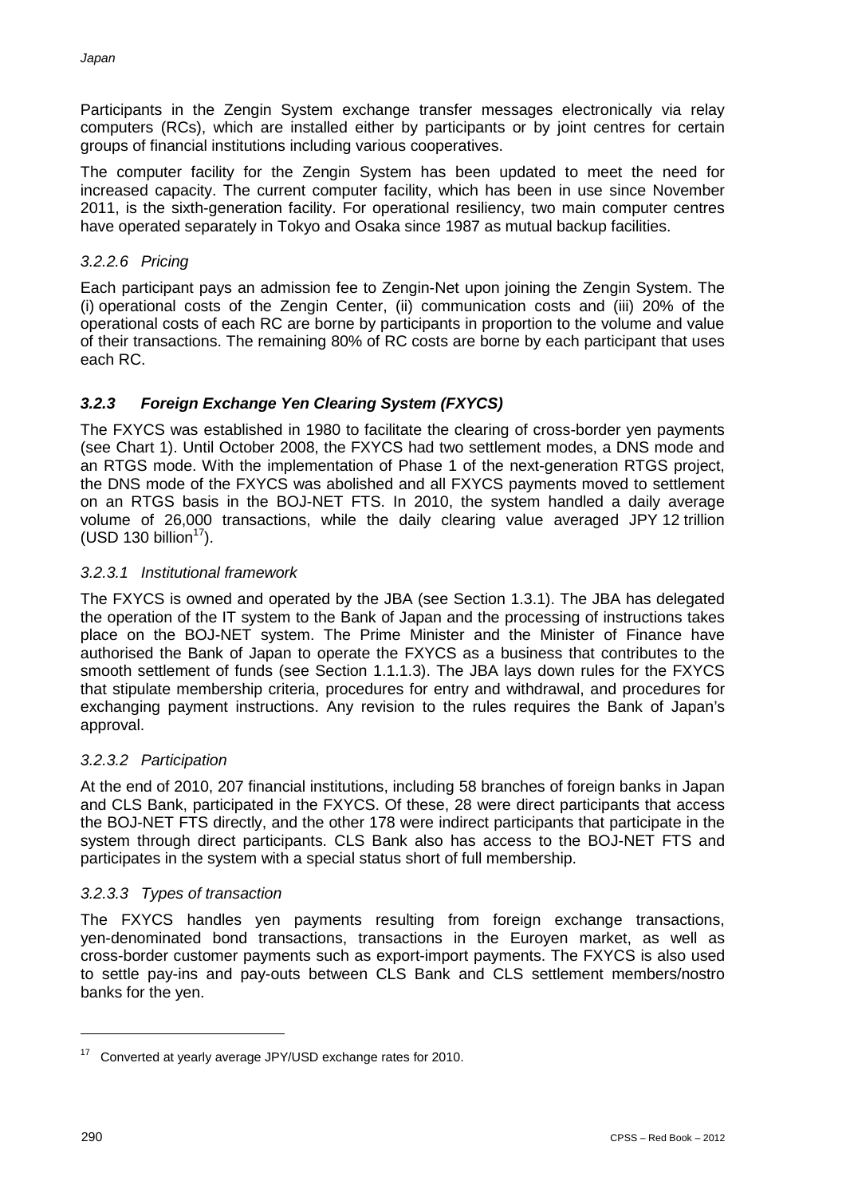Participants in the Zengin System exchange transfer messages electronically via relay computers (RCs), which are installed either by participants or by joint centres for certain groups of financial institutions including various cooperatives.

The computer facility for the Zengin System has been updated to meet the need for increased capacity. The current computer facility, which has been in use since November 2011, is the sixth-generation facility. For operational resiliency, two main computer centres have operated separately in Tokyo and Osaka since 1987 as mutual backup facilities.

#### *3.2.2.6 Pricing*

Each participant pays an admission fee to Zengin-Net upon joining the Zengin System. The (i) operational costs of the Zengin Center, (ii) communication costs and (iii) 20% of the operational costs of each RC are borne by participants in proportion to the volume and value of their transactions. The remaining 80% of RC costs are borne by each participant that uses each RC.

### ***3.2.3 Foreign Exchange Yen Clearing System (FXYCS)***

The FXYCS was established in 1980 to facilitate the clearing of cross-border yen payments (see Chart 1). Until October 2008, the FXYCS had two settlement modes, a DNS mode and an RTGS mode. With the implementation of Phase 1 of the next-generation RTGS project, the DNS mode of the FXYCS was abolished and all FXYCS payments moved to settlement on an RTGS basis in the BOJ-NET FTS. In 2010, the system handled a daily average volume of 26,000 transactions, while the daily clearing value averaged JPY 12 trillion (USD 130 billion[17]).

#### *3.2.3.1 Institutional framework*

The FXYCS is owned and operated by the JBA (see Section 1.3.1). The JBA has delegated the operation of the IT system to the Bank of Japan and the processing of instructions takes place on the BOJ-NET system. The Prime Minister and the Minister of Finance have authorised the Bank of Japan to operate the FXYCS as a business that contributes to the smooth settlement of funds (see Section 1.1.1.3). The JBA lays down rules for the FXYCS that stipulate membership criteria, procedures for entry and withdrawal, and procedures for exchanging payment instructions. Any revision to the rules requires the Bank of Japan's approval.

#### *3.2.3.2 Participation*

At the end of 2010, 207 financial institutions, including 58 branches of foreign banks in Japan and CLS Bank, participated in the FXYCS. Of these, 28 were direct participants that access the BOJ-NET FTS directly, and the other 178 were indirect participants that participate in the system through direct participants. CLS Bank also has access to the BOJ-NET FTS and participates in the system with a special status short of full membership.

#### *3.2.3.3 Types of transaction*

The FXYCS handles yen payments resulting from foreign exchange transactions, yen-denominated bond transactions, transactions in the Euroyen market, as well as cross-border customer payments such as export-import payments. The FXYCS is also used to settle pay-ins and pay-outs between CLS Bank and CLS settlement members/nostro banks for the yen.

---

[17] Converted at yearly average JPY/USD exchange rates for 2010.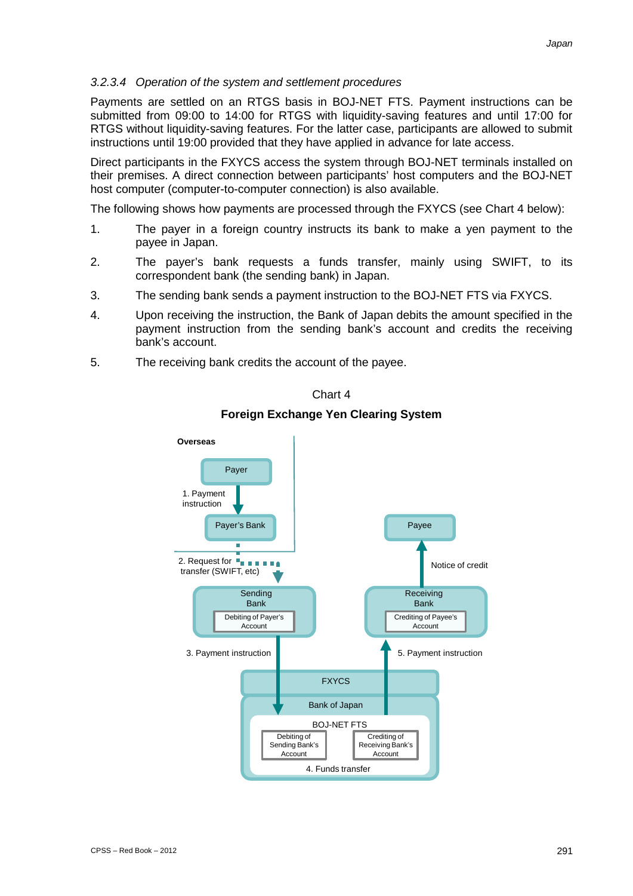#### *3.2.3.4 Operation of the system and settlement procedures*

Payments are settled on an RTGS basis in BOJ-NET FTS. Payment instructions can be submitted from 09:00 to 14:00 for RTGS with liquidity-saving features and until 17:00 for RTGS without liquidity-saving features. For the latter case, participants are allowed to submit instructions until 19:00 provided that they have applied in advance for late access.

Direct participants in the FXYCS access the system through BOJ-NET terminals installed on their premises. A direct connection between participants' host computers and the BOJ-NET host computer (computer-to-computer connection) is also available.

The following shows how payments are processed through the FXYCS (see Chart 4 below):

1. The payer in a foreign country instructs its bank to make a yen payment to the payee in Japan.
2. The payer's bank requests a funds transfer, mainly using SWIFT, to its correspondent bank (the sending bank) in Japan.
3. The sending bank sends a payment instruction to the BOJ-NET FTS via FXYCS.
4. Upon receiving the instruction, the Bank of Japan debits the amount specified in the payment instruction from the sending bank's account and credits the receiving bank's account.
5. The receiving bank credits the account of the payee.

Chart 4

**Foreign Exchange Yen Clearing System**

**Overseas**

Payer

1. Payment instruction

Payer's Bank

2. Request for transfer (SWIFT, etc)

Sending Bank

Debiting of Payer's Account

3. Payment instruction

FXYCS

Bank of Japan

BOJ-NET FTS

Debiting of Sending Bank's Account

Crediting of Receiving Bank's Account

4. Funds transfer

5. Payment instruction

Receiving Bank

Crediting of Payee's Account

Notice of credit

Payee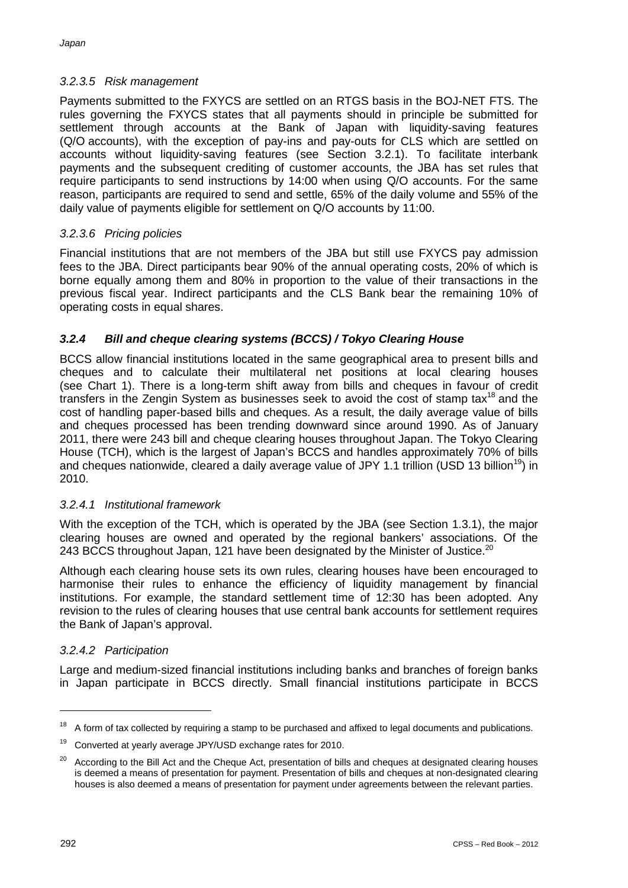#### *3.2.3.5 Risk management*

Payments submitted to the FXYCS are settled on an RTGS basis in the BOJ-NET FTS. The rules governing the FXYCS states that all payments should in principle be submitted for settlement through accounts at the Bank of Japan with liquidity-saving features (Q/O accounts), with the exception of pay-ins and pay-outs for CLS which are settled on accounts without liquidity-saving features (see Section 3.2.1). To facilitate interbank payments and the subsequent crediting of customer accounts, the JBA has set rules that require participants to send instructions by 14:00 when using Q/O accounts. For the same reason, participants are required to send and settle, 65% of the daily volume and 55% of the daily value of payments eligible for settlement on Q/O accounts by 11:00.

#### *3.2.3.6 Pricing policies*

Financial institutions that are not members of the JBA but still use FXYCS pay admission fees to the JBA. Direct participants bear 90% of the annual operating costs, 20% of which is borne equally among them and 80% in proportion to the value of their transactions in the previous fiscal year. Indirect participants and the CLS Bank bear the remaining 10% of operating costs in equal shares.

### ***3.2.4 Bill and cheque clearing systems (BCCS) / Tokyo Clearing House***

BCCS allow financial institutions located in the same geographical area to present bills and cheques and to calculate their multilateral net positions at local clearing houses (see Chart 1). There is a long-term shift away from bills and cheques in favour of credit transfers in the Zengin System as businesses seek to avoid the cost of stamp tax[18] and the cost of handling paper-based bills and cheques. As a result, the daily average value of bills and cheques processed has been trending downward since around 1990. As of January 2011, there were 243 bill and cheque clearing houses throughout Japan. The Tokyo Clearing House (TCH), which is the largest of Japan's BCCS and handles approximately 70% of bills and cheques nationwide, cleared a daily average value of JPY 1.1 trillion (USD 13 billion[19]) in 2010.

#### *3.2.4.1 Institutional framework*

With the exception of the TCH, which is operated by the JBA (see Section 1.3.1), the major clearing houses are owned and operated by the regional bankers' associations. Of the 243 BCCS throughout Japan, 121 have been designated by the Minister of Justice.[20]

Although each clearing house sets its own rules, clearing houses have been encouraged to harmonise their rules to enhance the efficiency of liquidity management by financial institutions. For example, the standard settlement time of 12:30 has been adopted. Any revision to the rules of clearing houses that use central bank accounts for settlement requires the Bank of Japan's approval.

#### *3.2.4.2 Participation*

Large and medium-sized financial institutions including banks and branches of foreign banks in Japan participate in BCCS directly. Small financial institutions participate in BCCS

---

[18] A form of tax collected by requiring a stamp to be purchased and affixed to legal documents and publications.

[19] Converted at yearly average JPY/USD exchange rates for 2010.

[20] According to the Bill Act and the Cheque Act, presentation of bills and cheques at designated clearing houses is deemed a means of presentation for payment. Presentation of bills and cheques at non-designated clearing houses is also deemed a means of presentation for payment under agreements between the relevant parties.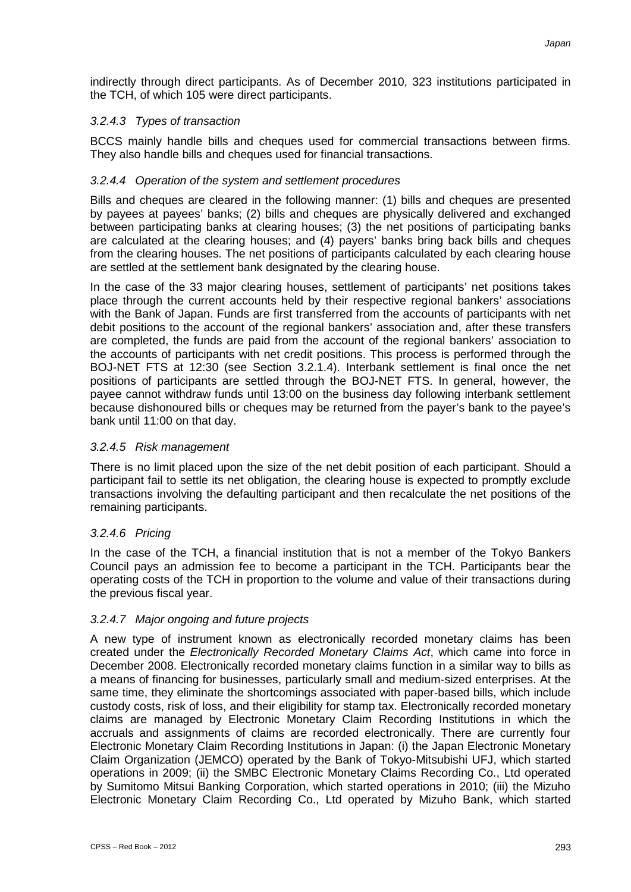indirectly through direct participants. As of December 2010, 323 institutions participated in the TCH, of which 105 were direct participants.

#### *3.2.4.3 Types of transaction*

BCCS mainly handle bills and cheques used for commercial transactions between firms. They also handle bills and cheques used for financial transactions.

#### *3.2.4.4 Operation of the system and settlement procedures*

Bills and cheques are cleared in the following manner: (1) bills and cheques are presented by payees at payees' banks; (2) bills and cheques are physically delivered and exchanged between participating banks at clearing houses; (3) the net positions of participating banks are calculated at the clearing houses; and (4) payers' banks bring back bills and cheques from the clearing houses. The net positions of participants calculated by each clearing house are settled at the settlement bank designated by the clearing house.

In the case of the 33 major clearing houses, settlement of participants' net positions takes place through the current accounts held by their respective regional bankers' associations with the Bank of Japan. Funds are first transferred from the accounts of participants with net debit positions to the account of the regional bankers' association and, after these transfers are completed, the funds are paid from the account of the regional bankers' association to the accounts of participants with net credit positions. This process is performed through the BOJ-NET FTS at 12:30 (see Section 3.2.1.4). Interbank settlement is final once the net positions of participants are settled through the BOJ-NET FTS. In general, however, the payee cannot withdraw funds until 13:00 on the business day following interbank settlement because dishonoured bills or cheques may be returned from the payer's bank to the payee's bank until 11:00 on that day.

#### *3.2.4.5 Risk management*

There is no limit placed upon the size of the net debit position of each participant. Should a participant fail to settle its net obligation, the clearing house is expected to promptly exclude transactions involving the defaulting participant and then recalculate the net positions of the remaining participants.

#### *3.2.4.6 Pricing*

In the case of the TCH, a financial institution that is not a member of the Tokyo Bankers Council pays an admission fee to become a participant in the TCH. Participants bear the operating costs of the TCH in proportion to the volume and value of their transactions during the previous fiscal year.

#### *3.2.4.7 Major ongoing and future projects*

A new type of instrument known as electronically recorded monetary claims has been created under the *Electronically Recorded Monetary Claims Act*, which came into force in December 2008. Electronically recorded monetary claims function in a similar way to bills as a means of financing for businesses, particularly small and medium-sized enterprises. At the same time, they eliminate the shortcomings associated with paper-based bills, which include custody costs, risk of loss, and their eligibility for stamp tax. Electronically recorded monetary claims are managed by Electronic Monetary Claim Recording Institutions in which the accruals and assignments of claims are recorded electronically. There are currently four Electronic Monetary Claim Recording Institutions in Japan: (i) the Japan Electronic Monetary Claim Organization (JEMCO) operated by the Bank of Tokyo-Mitsubishi UFJ, which started operations in 2009; (ii) the SMBC Electronic Monetary Claims Recording Co., Ltd operated by Sumitomo Mitsui Banking Corporation, which started operations in 2010; (iii) the Mizuho Electronic Monetary Claim Recording Co., Ltd operated by Mizuho Bank, which started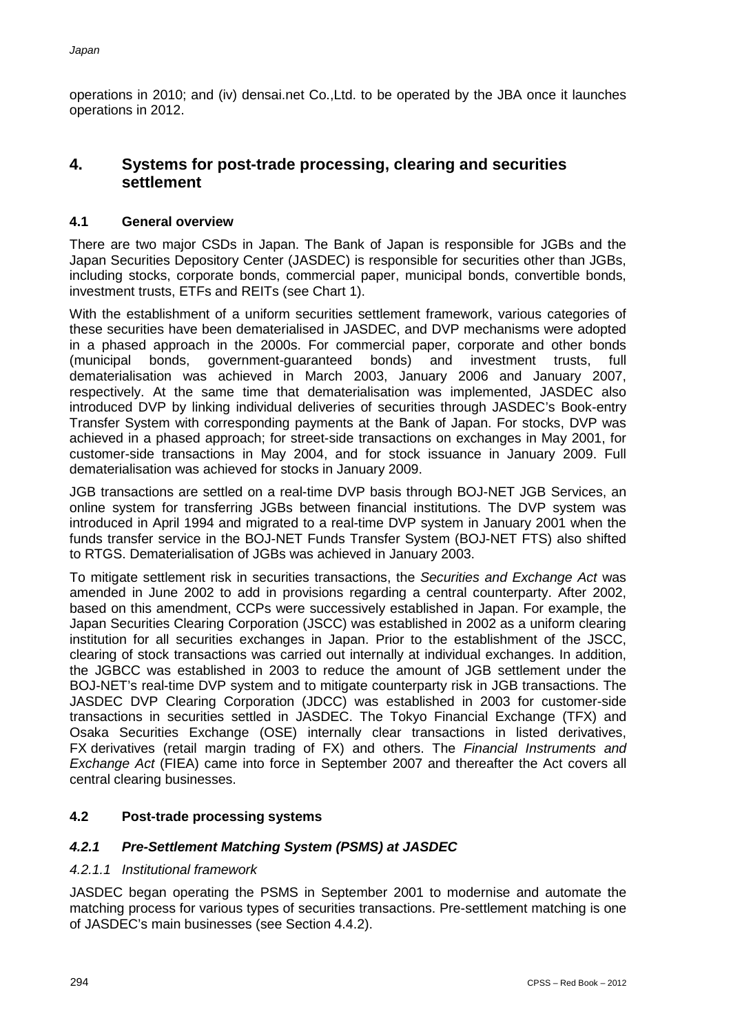operations in 2010; and (iv) densai.net Co.,Ltd. to be operated by the JBA once it launches operations in 2012.

## 4. Systems for post-trade processing, clearing and securities settlement

### 4.1 General overview

There are two major CSDs in Japan. The Bank of Japan is responsible for JGBs and the Japan Securities Depository Center (JASDEC) is responsible for securities other than JGBs, including stocks, corporate bonds, commercial paper, municipal bonds, convertible bonds, investment trusts, ETFs and REITs (see Chart 1).

With the establishment of a uniform securities settlement framework, various categories of these securities have been dematerialised in JASDEC, and DVP mechanisms were adopted in a phased approach in the 2000s. For commercial paper, corporate and other bonds (municipal bonds, government-guaranteed bonds) and investment trusts, full dematerialisation was achieved in March 2003, January 2006 and January 2007, respectively. At the same time that dematerialisation was implemented, JASDEC also introduced DVP by linking individual deliveries of securities through JASDEC's Book-entry Transfer System with corresponding payments at the Bank of Japan. For stocks, DVP was achieved in a phased approach; for street-side transactions on exchanges in May 2001, for customer-side transactions in May 2004, and for stock issuance in January 2009. Full dematerialisation was achieved for stocks in January 2009.

JGB transactions are settled on a real-time DVP basis through BOJ-NET JGB Services, an online system for transferring JGBs between financial institutions. The DVP system was introduced in April 1994 and migrated to a real-time DVP system in January 2001 when the funds transfer service in the BOJ-NET Funds Transfer System (BOJ-NET FTS) also shifted to RTGS. Dematerialisation of JGBs was achieved in January 2003.

To mitigate settlement risk in securities transactions, the *Securities and Exchange Act* was amended in June 2002 to add in provisions regarding a central counterparty. After 2002, based on this amendment, CCPs were successively established in Japan. For example, the Japan Securities Clearing Corporation (JSCC) was established in 2002 as a uniform clearing institution for all securities exchanges in Japan. Prior to the establishment of the JSCC, clearing of stock transactions was carried out internally at individual exchanges. In addition, the JGBCC was established in 2003 to reduce the amount of JGB settlement under the BOJ-NET's real-time DVP system and to mitigate counterparty risk in JGB transactions. The JASDEC DVP Clearing Corporation (JDCC) was established in 2003 for customer-side transactions in securities settled in JASDEC. The Tokyo Financial Exchange (TFX) and Osaka Securities Exchange (OSE) internally clear transactions in listed derivatives, FX derivatives (retail margin trading of FX) and others. The *Financial Instruments and Exchange Act* (FIEA) came into force in September 2007 and thereafter the Act covers all central clearing businesses.

### 4.2 Post-trade processing systems

#### *4.2.1 Pre-Settlement Matching System (PSMS) at JASDEC*

##### *4.2.1.1 Institutional framework*

JASDEC began operating the PSMS in September 2001 to modernise and automate the matching process for various types of securities transactions. Pre-settlement matching is one of JASDEC's main businesses (see Section 4.4.2).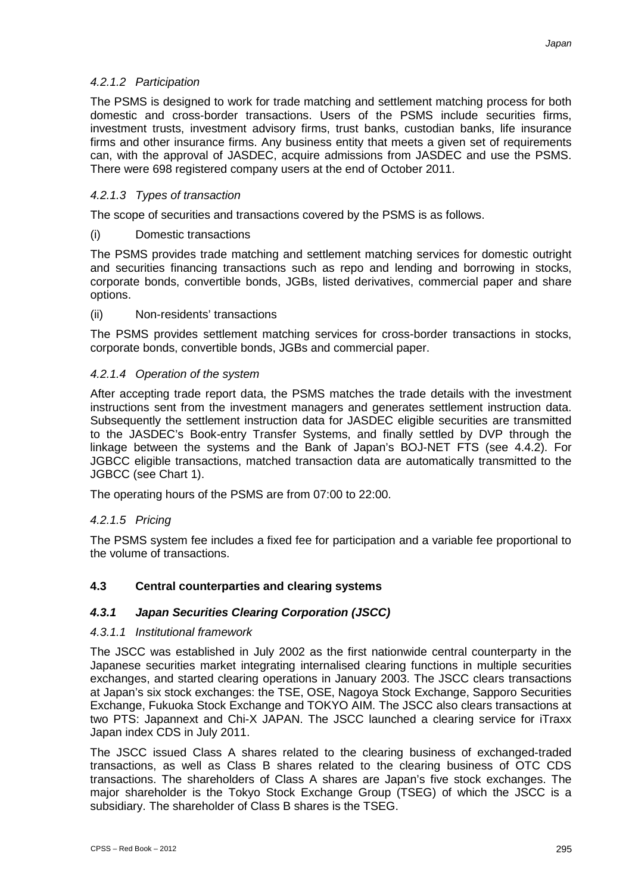*4.2.1.2 Participation*

The PSMS is designed to work for trade matching and settlement matching process for both domestic and cross-border transactions. Users of the PSMS include securities firms, investment trusts, investment advisory firms, trust banks, custodian banks, life insurance firms and other insurance firms. Any business entity that meets a given set of requirements can, with the approval of JASDEC, acquire admissions from JASDEC and use the PSMS. There were 698 registered company users at the end of October 2011.

*4.2.1.3 Types of transaction*

The scope of securities and transactions covered by the PSMS is as follows.

(i) Domestic transactions

The PSMS provides trade matching and settlement matching services for domestic outright and securities financing transactions such as repo and lending and borrowing in stocks, corporate bonds, convertible bonds, JGBs, listed derivatives, commercial paper and share options.

(ii) Non-residents' transactions

The PSMS provides settlement matching services for cross-border transactions in stocks, corporate bonds, convertible bonds, JGBs and commercial paper.

*4.2.1.4 Operation of the system*

After accepting trade report data, the PSMS matches the trade details with the investment instructions sent from the investment managers and generates settlement instruction data. Subsequently the settlement instruction data for JASDEC eligible securities are transmitted to the JASDEC's Book-entry Transfer Systems, and finally settled by DVP through the linkage between the systems and the Bank of Japan's BOJ-NET FTS (see 4.4.2). For JGBCC eligible transactions, matched transaction data are automatically transmitted to the JGBCC (see Chart 1).

The operating hours of the PSMS are from 07:00 to 22:00.

*4.2.1.5 Pricing*

The PSMS system fee includes a fixed fee for participation and a variable fee proportional to the volume of transactions.

## 4.3 Central counterparties and clearing systems

### *4.3.1 Japan Securities Clearing Corporation (JSCC)*

*4.3.1.1 Institutional framework*

The JSCC was established in July 2002 as the first nationwide central counterparty in the Japanese securities market integrating internalised clearing functions in multiple securities exchanges, and started clearing operations in January 2003. The JSCC clears transactions at Japan's six stock exchanges: the TSE, OSE, Nagoya Stock Exchange, Sapporo Securities Exchange, Fukuoka Stock Exchange and TOKYO AIM. The JSCC also clears transactions at two PTS: Japannext and Chi-X JAPAN. The JSCC launched a clearing service for iTraxx Japan index CDS in July 2011.

The JSCC issued Class A shares related to the clearing business of exchanged-traded transactions, as well as Class B shares related to the clearing business of OTC CDS transactions. The shareholders of Class A shares are Japan's five stock exchanges. The major shareholder is the Tokyo Stock Exchange Group (TSEG) of which the JSCC is a subsidiary. The shareholder of Class B shares is the TSEG.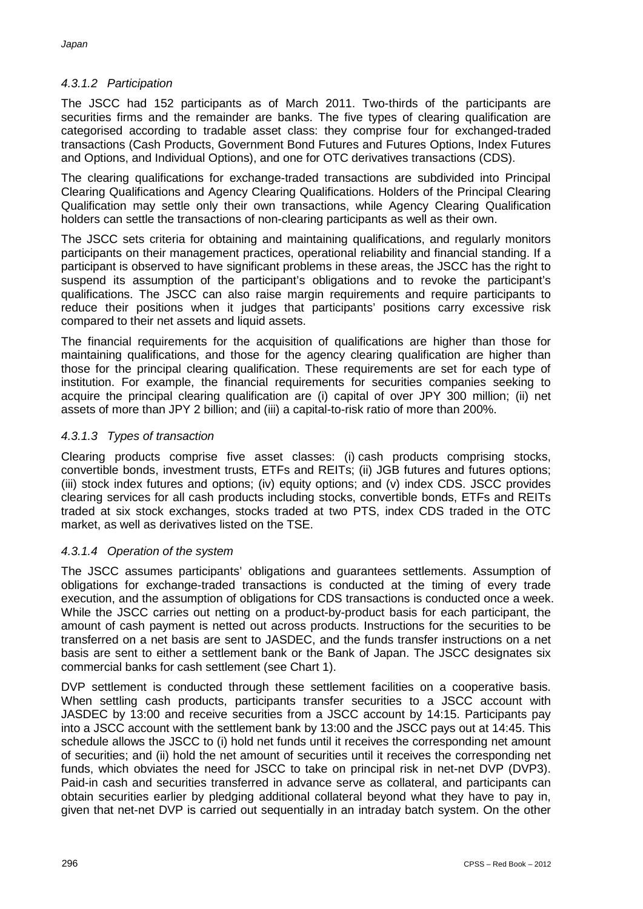#### *4.3.1.2 Participation*

The JSCC had 152 participants as of March 2011. Two-thirds of the participants are securities firms and the remainder are banks. The five types of clearing qualification are categorised according to tradable asset class: they comprise four for exchanged-traded transactions (Cash Products, Government Bond Futures and Futures Options, Index Futures and Options, and Individual Options), and one for OTC derivatives transactions (CDS).

The clearing qualifications for exchange-traded transactions are subdivided into Principal Clearing Qualifications and Agency Clearing Qualifications. Holders of the Principal Clearing Qualification may settle only their own transactions, while Agency Clearing Qualification holders can settle the transactions of non-clearing participants as well as their own.

The JSCC sets criteria for obtaining and maintaining qualifications, and regularly monitors participants on their management practices, operational reliability and financial standing. If a participant is observed to have significant problems in these areas, the JSCC has the right to suspend its assumption of the participant's obligations and to revoke the participant's qualifications. The JSCC can also raise margin requirements and require participants to reduce their positions when it judges that participants' positions carry excessive risk compared to their net assets and liquid assets.

The financial requirements for the acquisition of qualifications are higher than those for maintaining qualifications, and those for the agency clearing qualification are higher than those for the principal clearing qualification. These requirements are set for each type of institution. For example, the financial requirements for securities companies seeking to acquire the principal clearing qualification are (i) capital of over JPY 300 million; (ii) net assets of more than JPY 2 billion; and (iii) a capital-to-risk ratio of more than 200%.

#### *4.3.1.3 Types of transaction*

Clearing products comprise five asset classes: (i) cash products comprising stocks, convertible bonds, investment trusts, ETFs and REITs; (ii) JGB futures and futures options; (iii) stock index futures and options; (iv) equity options; and (v) index CDS. JSCC provides clearing services for all cash products including stocks, convertible bonds, ETFs and REITs traded at six stock exchanges, stocks traded at two PTS, index CDS traded in the OTC market, as well as derivatives listed on the TSE.

#### *4.3.1.4 Operation of the system*

The JSCC assumes participants' obligations and guarantees settlements. Assumption of obligations for exchange-traded transactions is conducted at the timing of every trade execution, and the assumption of obligations for CDS transactions is conducted once a week. While the JSCC carries out netting on a product-by-product basis for each participant, the amount of cash payment is netted out across products. Instructions for the securities to be transferred on a net basis are sent to JASDEC, and the funds transfer instructions on a net basis are sent to either a settlement bank or the Bank of Japan. The JSCC designates six commercial banks for cash settlement (see Chart 1).

DVP settlement is conducted through these settlement facilities on a cooperative basis. When settling cash products, participants transfer securities to a JSCC account with JASDEC by 13:00 and receive securities from a JSCC account by 14:15. Participants pay into a JSCC account with the settlement bank by 13:00 and the JSCC pays out at 14:45. This schedule allows the JSCC to (i) hold net funds until it receives the corresponding net amount of securities; and (ii) hold the net amount of securities until it receives the corresponding net funds, which obviates the need for JSCC to take on principal risk in net-net DVP (DVP3). Paid-in cash and securities transferred in advance serve as collateral, and participants can obtain securities earlier by pledging additional collateral beyond what they have to pay in, given that net-net DVP is carried out sequentially in an intraday batch system. On the other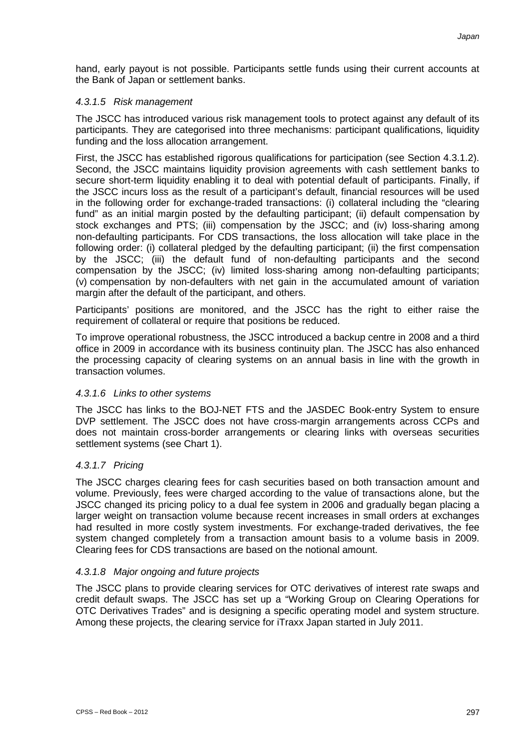hand, early payout is not possible. Participants settle funds using their current accounts at the Bank of Japan or settlement banks.

#### *4.3.1.5 Risk management*

The JSCC has introduced various risk management tools to protect against any default of its participants. They are categorised into three mechanisms: participant qualifications, liquidity funding and the loss allocation arrangement.

First, the JSCC has established rigorous qualifications for participation (see Section 4.3.1.2). Second, the JSCC maintains liquidity provision agreements with cash settlement banks to secure short-term liquidity enabling it to deal with potential default of participants. Finally, if the JSCC incurs loss as the result of a participant's default, financial resources will be used in the following order for exchange-traded transactions: (i) collateral including the "clearing fund" as an initial margin posted by the defaulting participant; (ii) default compensation by stock exchanges and PTS; (iii) compensation by the JSCC; and (iv) loss-sharing among non-defaulting participants. For CDS transactions, the loss allocation will take place in the following order: (i) collateral pledged by the defaulting participant; (ii) the first compensation by the JSCC; (iii) the default fund of non-defaulting participants and the second compensation by the JSCC; (iv) limited loss-sharing among non-defaulting participants; (v) compensation by non-defaulters with net gain in the accumulated amount of variation margin after the default of the participant, and others.

Participants' positions are monitored, and the JSCC has the right to either raise the requirement of collateral or require that positions be reduced.

To improve operational robustness, the JSCC introduced a backup centre in 2008 and a third office in 2009 in accordance with its business continuity plan. The JSCC has also enhanced the processing capacity of clearing systems on an annual basis in line with the growth in transaction volumes.

#### *4.3.1.6 Links to other systems*

The JSCC has links to the BOJ-NET FTS and the JASDEC Book-entry System to ensure DVP settlement. The JSCC does not have cross-margin arrangements across CCPs and does not maintain cross-border arrangements or clearing links with overseas securities settlement systems (see Chart 1).

#### *4.3.1.7 Pricing*

The JSCC charges clearing fees for cash securities based on both transaction amount and volume. Previously, fees were charged according to the value of transactions alone, but the JSCC changed its pricing policy to a dual fee system in 2006 and gradually began placing a larger weight on transaction volume because recent increases in small orders at exchanges had resulted in more costly system investments. For exchange-traded derivatives, the fee system changed completely from a transaction amount basis to a volume basis in 2009. Clearing fees for CDS transactions are based on the notional amount.

#### *4.3.1.8 Major ongoing and future projects*

The JSCC plans to provide clearing services for OTC derivatives of interest rate swaps and credit default swaps. The JSCC has set up a "Working Group on Clearing Operations for OTC Derivatives Trades" and is designing a specific operating model and system structure. Among these projects, the clearing service for iTraxx Japan started in July 2011.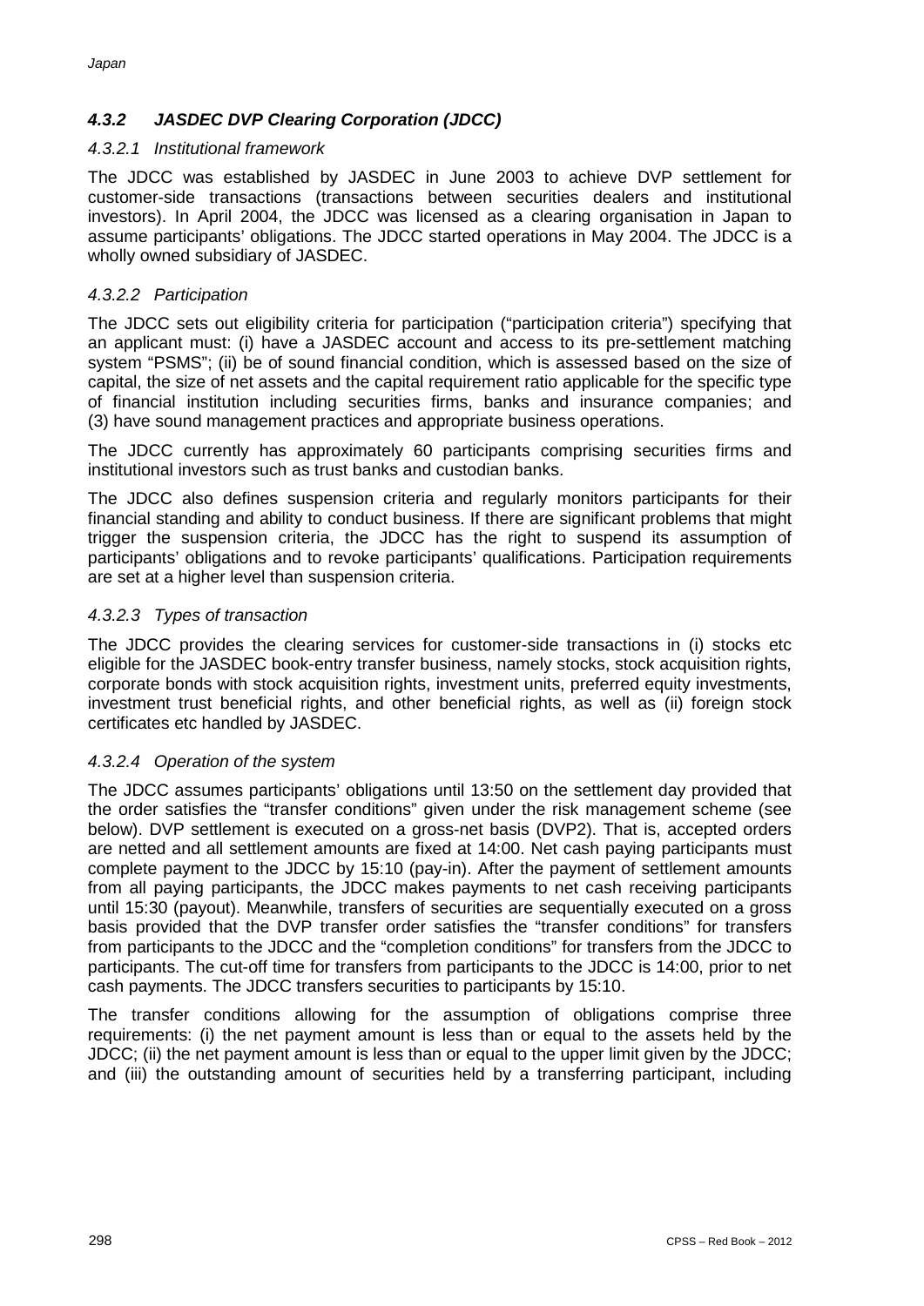### *4.3.2 JASDEC DVP Clearing Corporation (JDCC)*

#### *4.3.2.1 Institutional framework*

The JDCC was established by JASDEC in June 2003 to achieve DVP settlement for customer-side transactions (transactions between securities dealers and institutional investors). In April 2004, the JDCC was licensed as a clearing organisation in Japan to assume participants' obligations. The JDCC started operations in May 2004. The JDCC is a wholly owned subsidiary of JASDEC.

#### *4.3.2.2 Participation*

The JDCC sets out eligibility criteria for participation ("participation criteria") specifying that an applicant must: (i) have a JASDEC account and access to its pre-settlement matching system "PSMS"; (ii) be of sound financial condition, which is assessed based on the size of capital, the size of net assets and the capital requirement ratio applicable for the specific type of financial institution including securities firms, banks and insurance companies; and (3) have sound management practices and appropriate business operations.

The JDCC currently has approximately 60 participants comprising securities firms and institutional investors such as trust banks and custodian banks.

The JDCC also defines suspension criteria and regularly monitors participants for their financial standing and ability to conduct business. If there are significant problems that might trigger the suspension criteria, the JDCC has the right to suspend its assumption of participants' obligations and to revoke participants' qualifications. Participation requirements are set at a higher level than suspension criteria.

#### *4.3.2.3 Types of transaction*

The JDCC provides the clearing services for customer-side transactions in (i) stocks etc eligible for the JASDEC book-entry transfer business, namely stocks, stock acquisition rights, corporate bonds with stock acquisition rights, investment units, preferred equity investments, investment trust beneficial rights, and other beneficial rights, as well as (ii) foreign stock certificates etc handled by JASDEC.

#### *4.3.2.4 Operation of the system*

The JDCC assumes participants' obligations until 13:50 on the settlement day provided that the order satisfies the "transfer conditions" given under the risk management scheme (see below). DVP settlement is executed on a gross-net basis (DVP2). That is, accepted orders are netted and all settlement amounts are fixed at 14:00. Net cash paying participants must complete payment to the JDCC by 15:10 (pay-in). After the payment of settlement amounts from all paying participants, the JDCC makes payments to net cash receiving participants until 15:30 (payout). Meanwhile, transfers of securities are sequentially executed on a gross basis provided that the DVP transfer order satisfies the "transfer conditions" for transfers from participants to the JDCC and the "completion conditions" for transfers from the JDCC to participants. The cut-off time for transfers from participants to the JDCC is 14:00, prior to net cash payments. The JDCC transfers securities to participants by 15:10.

The transfer conditions allowing for the assumption of obligations comprise three requirements: (i) the net payment amount is less than or equal to the assets held by the JDCC; (ii) the net payment amount is less than or equal to the upper limit given by the JDCC; and (iii) the outstanding amount of securities held by a transferring participant, including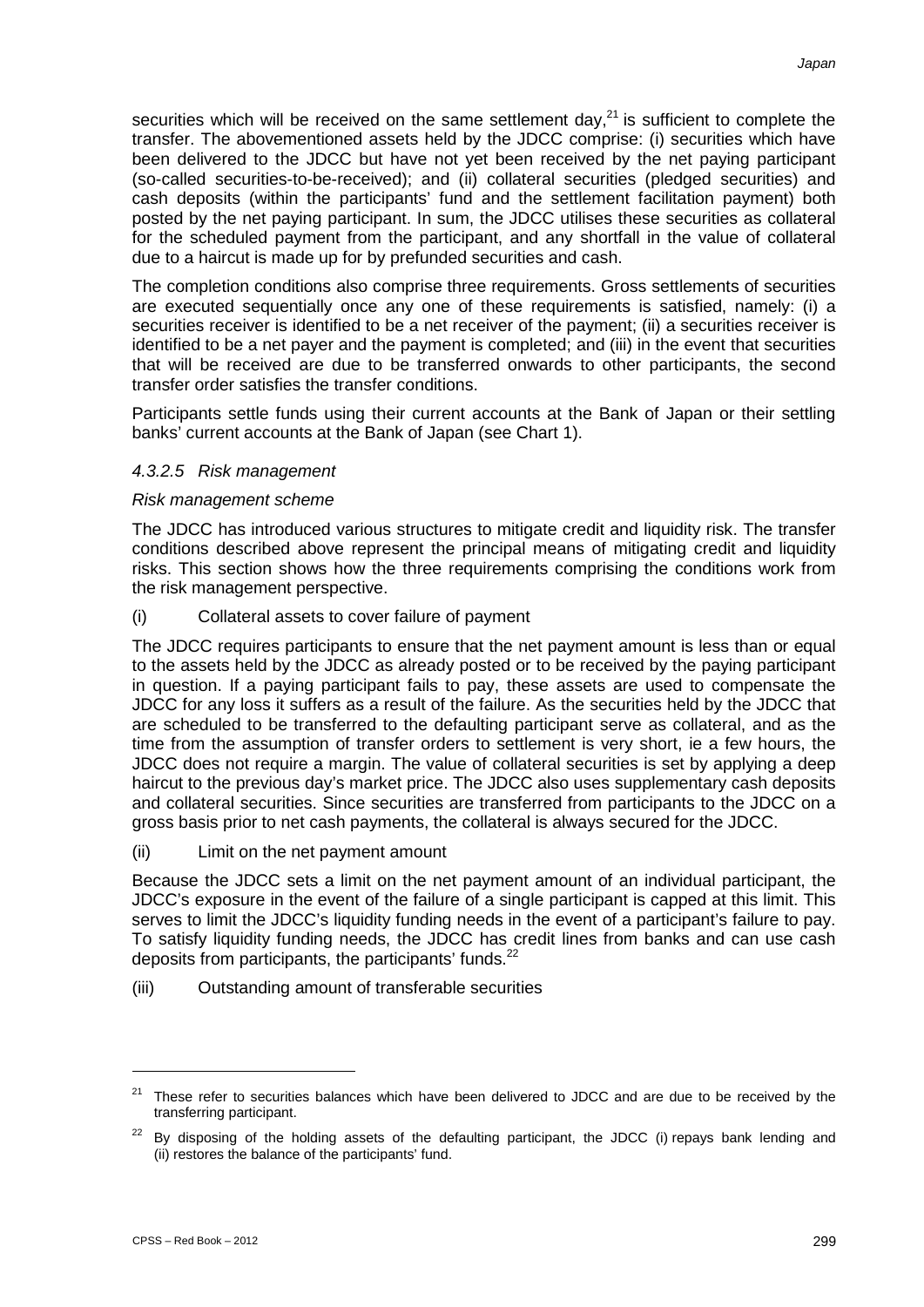securities which will be received on the same settlement day,[21] is sufficient to complete the transfer. The abovementioned assets held by the JDCC comprise: (i) securities which have been delivered to the JDCC but have not yet been received by the net paying participant (so-called securities-to-be-received); and (ii) collateral securities (pledged securities) and cash deposits (within the participants' fund and the settlement facilitation payment) both posted by the net paying participant. In sum, the JDCC utilises these securities as collateral for the scheduled payment from the participant, and any shortfall in the value of collateral due to a haircut is made up for by prefunded securities and cash.

The completion conditions also comprise three requirements. Gross settlements of securities are executed sequentially once any one of these requirements is satisfied, namely: (i) a securities receiver is identified to be a net receiver of the payment; (ii) a securities receiver is identified to be a net payer and the payment is completed; and (iii) in the event that securities that will be received are due to be transferred onwards to other participants, the second transfer order satisfies the transfer conditions.

Participants settle funds using their current accounts at the Bank of Japan or their settling banks' current accounts at the Bank of Japan (see Chart 1).

#### *4.3.2.5 Risk management*

*Risk management scheme*

The JDCC has introduced various structures to mitigate credit and liquidity risk. The transfer conditions described above represent the principal means of mitigating credit and liquidity risks. This section shows how the three requirements comprising the conditions work from the risk management perspective.

(i) Collateral assets to cover failure of payment

The JDCC requires participants to ensure that the net payment amount is less than or equal to the assets held by the JDCC as already posted or to be received by the paying participant in question. If a paying participant fails to pay, these assets are used to compensate the JDCC for any loss it suffers as a result of the failure. As the securities held by the JDCC that are scheduled to be transferred to the defaulting participant serve as collateral, and as the time from the assumption of transfer orders to settlement is very short, ie a few hours, the JDCC does not require a margin. The value of collateral securities is set by applying a deep haircut to the previous day's market price. The JDCC also uses supplementary cash deposits and collateral securities. Since securities are transferred from participants to the JDCC on a gross basis prior to net cash payments, the collateral is always secured for the JDCC.

(ii) Limit on the net payment amount

Because the JDCC sets a limit on the net payment amount of an individual participant, the JDCC's exposure in the event of the failure of a single participant is capped at this limit. This serves to limit the JDCC's liquidity funding needs in the event of a participant's failure to pay. To satisfy liquidity funding needs, the JDCC has credit lines from banks and can use cash deposits from participants, the participants' funds.[22]

(iii) Outstanding amount of transferable securities

---

[21] These refer to securities balances which have been delivered to JDCC and are due to be received by the transferring participant.

[22] By disposing of the holding assets of the defaulting participant, the JDCC (i) repays bank lending and (ii) restores the balance of the participants' fund.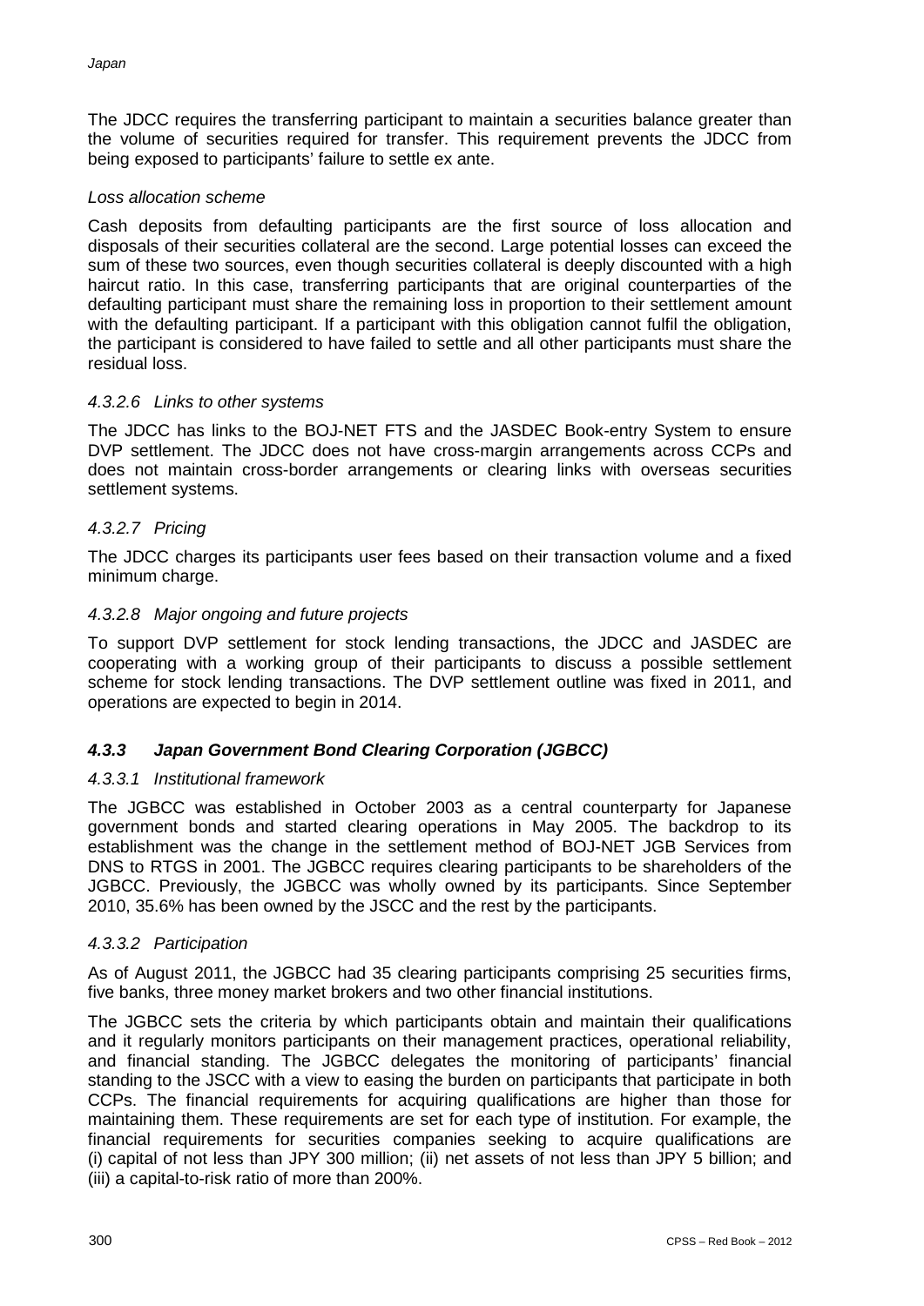The JDCC requires the transferring participant to maintain a securities balance greater than the volume of securities required for transfer. This requirement prevents the JDCC from being exposed to participants' failure to settle ex ante.

*Loss allocation scheme*

Cash deposits from defaulting participants are the first source of loss allocation and disposals of their securities collateral are the second. Large potential losses can exceed the sum of these two sources, even though securities collateral is deeply discounted with a high haircut ratio. In this case, transferring participants that are original counterparties of the defaulting participant must share the remaining loss in proportion to their settlement amount with the defaulting participant. If a participant with this obligation cannot fulfil the obligation, the participant is considered to have failed to settle and all other participants must share the residual loss.

#### *4.3.2.6 Links to other systems*

The JDCC has links to the BOJ-NET FTS and the JASDEC Book-entry System to ensure DVP settlement. The JDCC does not have cross-margin arrangements across CCPs and does not maintain cross-border arrangements or clearing links with overseas securities settlement systems.

#### *4.3.2.7 Pricing*

The JDCC charges its participants user fees based on their transaction volume and a fixed minimum charge.

#### *4.3.2.8 Major ongoing and future projects*

To support DVP settlement for stock lending transactions, the JDCC and JASDEC are cooperating with a working group of their participants to discuss a possible settlement scheme for stock lending transactions. The DVP settlement outline was fixed in 2011, and operations are expected to begin in 2014.

### ***4.3.3 Japan Government Bond Clearing Corporation (JGBCC)***

#### *4.3.3.1 Institutional framework*

The JGBCC was established in October 2003 as a central counterparty for Japanese government bonds and started clearing operations in May 2005. The backdrop to its establishment was the change in the settlement method of BOJ-NET JGB Services from DNS to RTGS in 2001. The JGBCC requires clearing participants to be shareholders of the JGBCC. Previously, the JGBCC was wholly owned by its participants. Since September 2010, 35.6% has been owned by the JSCC and the rest by the participants.

#### *4.3.3.2 Participation*

As of August 2011, the JGBCC had 35 clearing participants comprising 25 securities firms, five banks, three money market brokers and two other financial institutions.

The JGBCC sets the criteria by which participants obtain and maintain their qualifications and it regularly monitors participants on their management practices, operational reliability, and financial standing. The JGBCC delegates the monitoring of participants' financial standing to the JSCC with a view to easing the burden on participants that participate in both CCPs. The financial requirements for acquiring qualifications are higher than those for maintaining them. These requirements are set for each type of institution. For example, the financial requirements for securities companies seeking to acquire qualifications are (i) capital of not less than JPY 300 million; (ii) net assets of not less than JPY 5 billion; and (iii) a capital-to-risk ratio of more than 200%.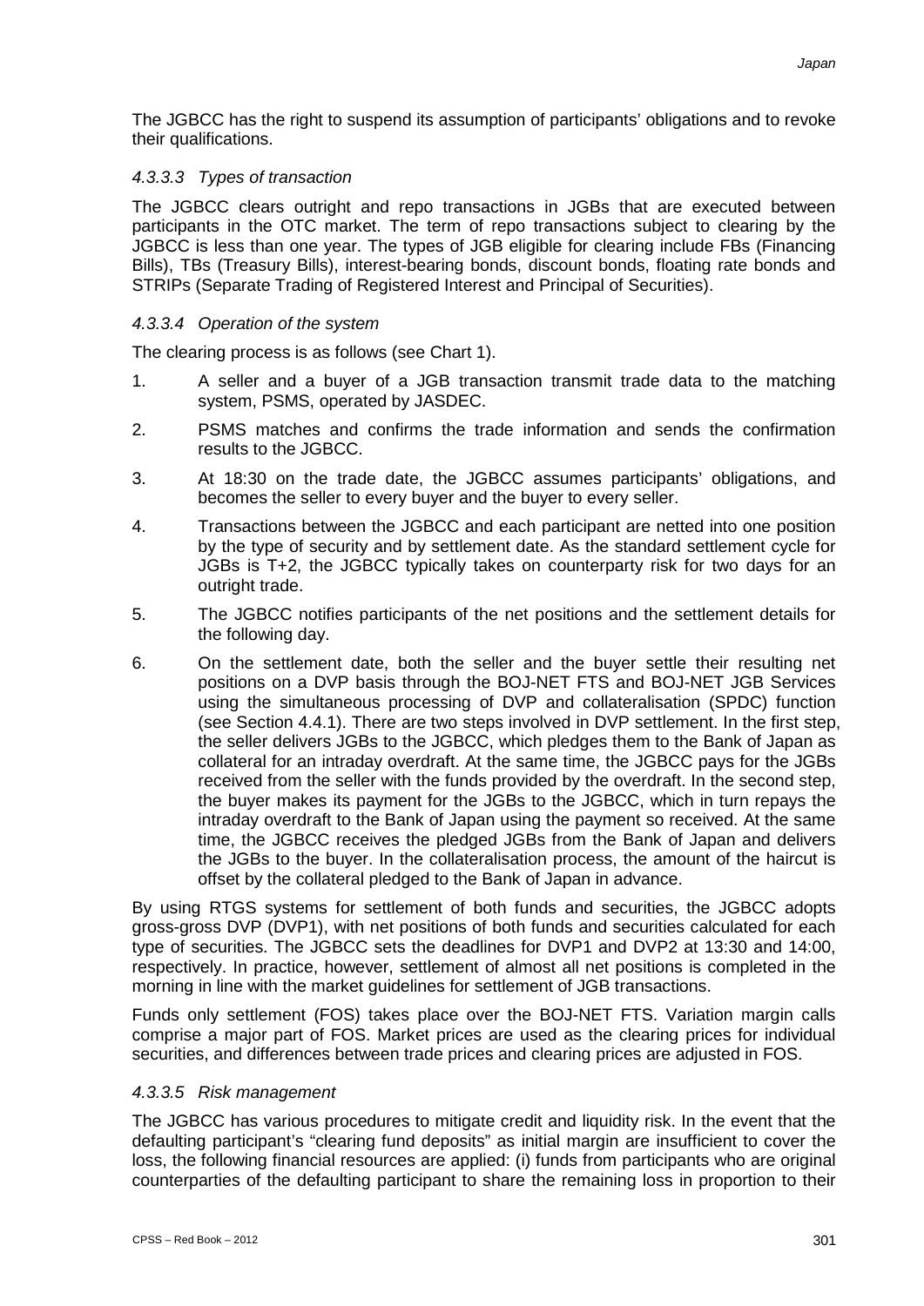The JGBCC has the right to suspend its assumption of participants' obligations and to revoke their qualifications.

#### *4.3.3.3 Types of transaction*

The JGBCC clears outright and repo transactions in JGBs that are executed between participants in the OTC market. The term of repo transactions subject to clearing by the JGBCC is less than one year. The types of JGB eligible for clearing include FBs (Financing Bills), TBs (Treasury Bills), interest-bearing bonds, discount bonds, floating rate bonds and STRIPs (Separate Trading of Registered Interest and Principal of Securities).

#### *4.3.3.4 Operation of the system*

The clearing process is as follows (see Chart 1).

1. A seller and a buyer of a JGB transaction transmit trade data to the matching system, PSMS, operated by JASDEC.
2. PSMS matches and confirms the trade information and sends the confirmation results to the JGBCC.
3. At 18:30 on the trade date, the JGBCC assumes participants' obligations, and becomes the seller to every buyer and the buyer to every seller.
4. Transactions between the JGBCC and each participant are netted into one position by the type of security and by settlement date. As the standard settlement cycle for JGBs is T+2, the JGBCC typically takes on counterparty risk for two days for an outright trade.
5. The JGBCC notifies participants of the net positions and the settlement details for the following day.
6. On the settlement date, both the seller and the buyer settle their resulting net positions on a DVP basis through the BOJ-NET FTS and BOJ-NET JGB Services using the simultaneous processing of DVP and collateralisation (SPDC) function (see Section 4.4.1). There are two steps involved in DVP settlement. In the first step, the seller delivers JGBs to the JGBCC, which pledges them to the Bank of Japan as collateral for an intraday overdraft. At the same time, the JGBCC pays for the JGBs received from the seller with the funds provided by the overdraft. In the second step, the buyer makes its payment for the JGBs to the JGBCC, which in turn repays the intraday overdraft to the Bank of Japan using the payment so received. At the same time, the JGBCC receives the pledged JGBs from the Bank of Japan and delivers the JGBs to the buyer. In the collateralisation process, the amount of the haircut is offset by the collateral pledged to the Bank of Japan in advance.

By using RTGS systems for settlement of both funds and securities, the JGBCC adopts gross-gross DVP (DVP1), with net positions of both funds and securities calculated for each type of securities. The JGBCC sets the deadlines for DVP1 and DVP2 at 13:30 and 14:00, respectively. In practice, however, settlement of almost all net positions is completed in the morning in line with the market guidelines for settlement of JGB transactions.

Funds only settlement (FOS) takes place over the BOJ-NET FTS. Variation margin calls comprise a major part of FOS. Market prices are used as the clearing prices for individual securities, and differences between trade prices and clearing prices are adjusted in FOS.

#### *4.3.3.5 Risk management*

The JGBCC has various procedures to mitigate credit and liquidity risk. In the event that the defaulting participant's "clearing fund deposits" as initial margin are insufficient to cover the loss, the following financial resources are applied: (i) funds from participants who are original counterparties of the defaulting participant to share the remaining loss in proportion to their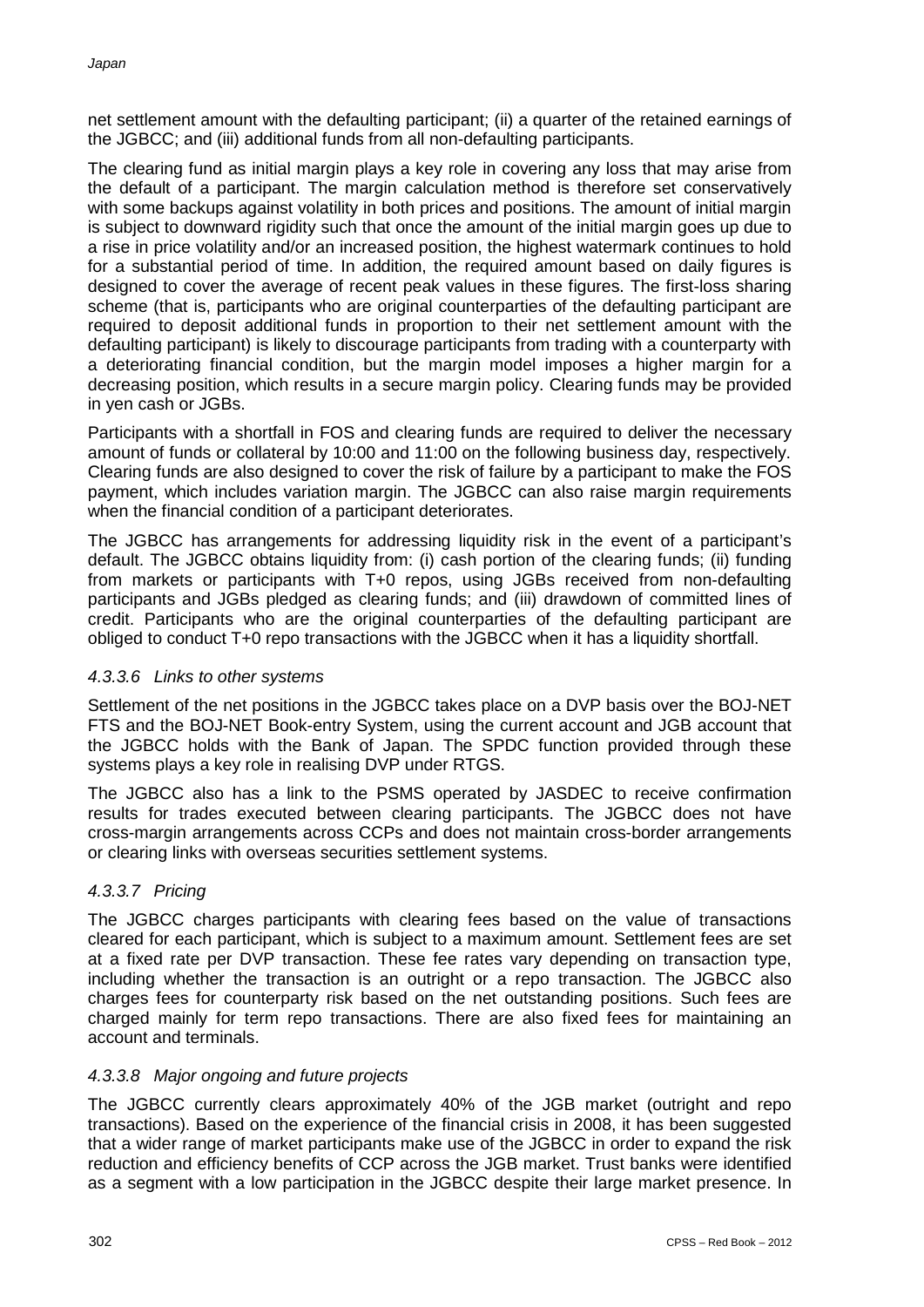net settlement amount with the defaulting participant; (ii) a quarter of the retained earnings of the JGBCC; and (iii) additional funds from all non-defaulting participants.

The clearing fund as initial margin plays a key role in covering any loss that may arise from the default of a participant. The margin calculation method is therefore set conservatively with some backups against volatility in both prices and positions. The amount of initial margin is subject to downward rigidity such that once the amount of the initial margin goes up due to a rise in price volatility and/or an increased position, the highest watermark continues to hold for a substantial period of time. In addition, the required amount based on daily figures is designed to cover the average of recent peak values in these figures. The first-loss sharing scheme (that is, participants who are original counterparties of the defaulting participant are required to deposit additional funds in proportion to their net settlement amount with the defaulting participant) is likely to discourage participants from trading with a counterparty with a deteriorating financial condition, but the margin model imposes a higher margin for a decreasing position, which results in a secure margin policy. Clearing funds may be provided in yen cash or JGBs.

Participants with a shortfall in FOS and clearing funds are required to deliver the necessary amount of funds or collateral by 10:00 and 11:00 on the following business day, respectively. Clearing funds are also designed to cover the risk of failure by a participant to make the FOS payment, which includes variation margin. The JGBCC can also raise margin requirements when the financial condition of a participant deteriorates.

The JGBCC has arrangements for addressing liquidity risk in the event of a participant's default. The JGBCC obtains liquidity from: (i) cash portion of the clearing funds; (ii) funding from markets or participants with T+0 repos, using JGBs received from non-defaulting participants and JGBs pledged as clearing funds; and (iii) drawdown of committed lines of credit. Participants who are the original counterparties of the defaulting participant are obliged to conduct T+0 repo transactions with the JGBCC when it has a liquidity shortfall.

#### *4.3.3.6 Links to other systems*

Settlement of the net positions in the JGBCC takes place on a DVP basis over the BOJ-NET FTS and the BOJ-NET Book-entry System, using the current account and JGB account that the JGBCC holds with the Bank of Japan. The SPDC function provided through these systems plays a key role in realising DVP under RTGS.

The JGBCC also has a link to the PSMS operated by JASDEC to receive confirmation results for trades executed between clearing participants. The JGBCC does not have cross-margin arrangements across CCPs and does not maintain cross-border arrangements or clearing links with overseas securities settlement systems.

#### *4.3.3.7 Pricing*

The JGBCC charges participants with clearing fees based on the value of transactions cleared for each participant, which is subject to a maximum amount. Settlement fees are set at a fixed rate per DVP transaction. These fee rates vary depending on transaction type, including whether the transaction is an outright or a repo transaction. The JGBCC also charges fees for counterparty risk based on the net outstanding positions. Such fees are charged mainly for term repo transactions. There are also fixed fees for maintaining an account and terminals.

#### *4.3.3.8 Major ongoing and future projects*

The JGBCC currently clears approximately 40% of the JGB market (outright and repo transactions). Based on the experience of the financial crisis in 2008, it has been suggested that a wider range of market participants make use of the JGBCC in order to expand the risk reduction and efficiency benefits of CCP across the JGB market. Trust banks were identified as a segment with a low participation in the JGBCC despite their large market presence. In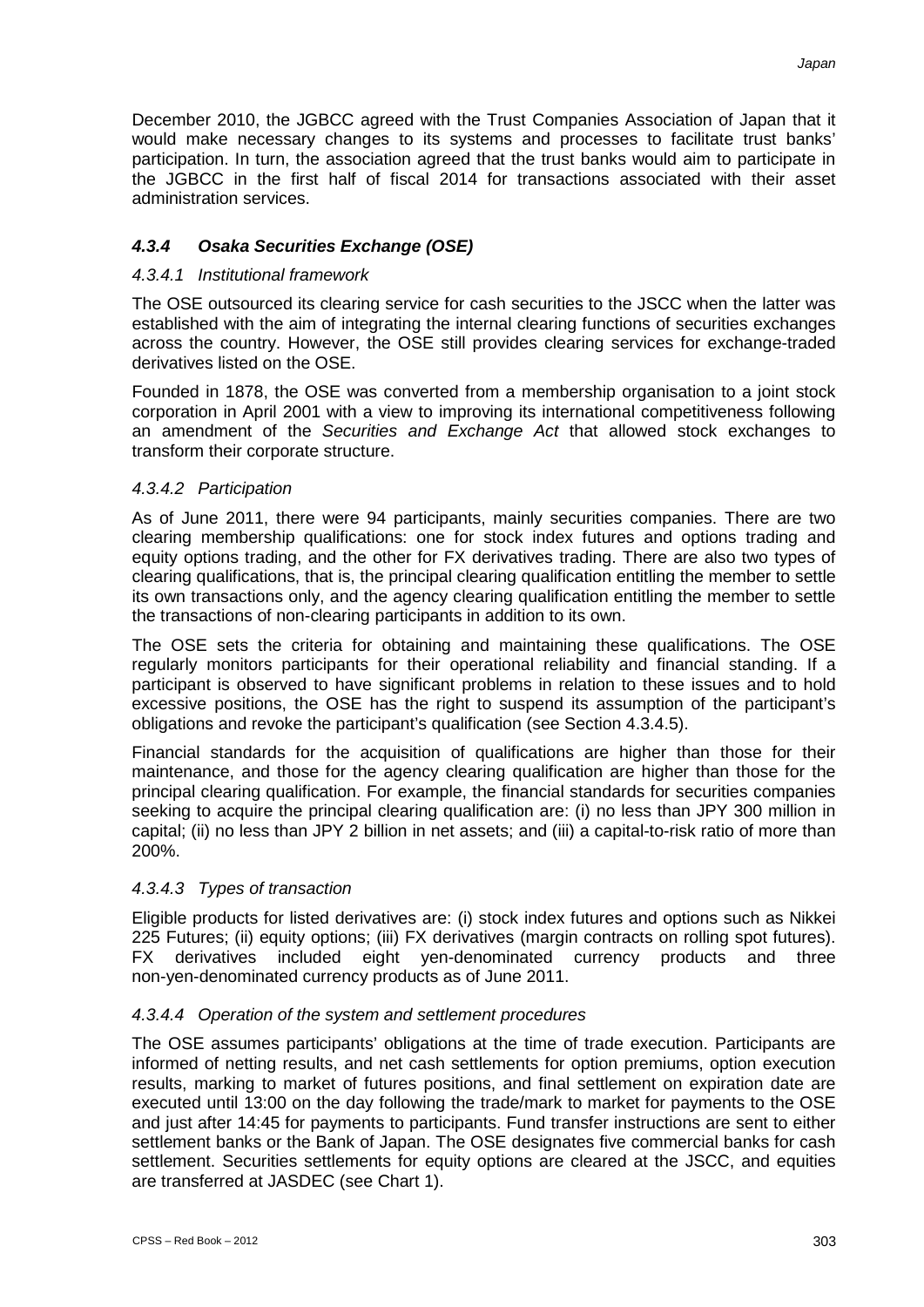December 2010, the JGBCC agreed with the Trust Companies Association of Japan that it would make necessary changes to its systems and processes to facilitate trust banks' participation. In turn, the association agreed that the trust banks would aim to participate in the JGBCC in the first half of fiscal 2014 for transactions associated with their asset administration services.

### *4.3.4 Osaka Securities Exchange (OSE)*

#### *4.3.4.1 Institutional framework*

The OSE outsourced its clearing service for cash securities to the JSCC when the latter was established with the aim of integrating the internal clearing functions of securities exchanges across the country. However, the OSE still provides clearing services for exchange-traded derivatives listed on the OSE.

Founded in 1878, the OSE was converted from a membership organisation to a joint stock corporation in April 2001 with a view to improving its international competitiveness following an amendment of the *Securities and Exchange Act* that allowed stock exchanges to transform their corporate structure.

#### *4.3.4.2 Participation*

As of June 2011, there were 94 participants, mainly securities companies. There are two clearing membership qualifications: one for stock index futures and options trading and equity options trading, and the other for FX derivatives trading. There are also two types of clearing qualifications, that is, the principal clearing qualification entitling the member to settle its own transactions only, and the agency clearing qualification entitling the member to settle the transactions of non-clearing participants in addition to its own.

The OSE sets the criteria for obtaining and maintaining these qualifications. The OSE regularly monitors participants for their operational reliability and financial standing. If a participant is observed to have significant problems in relation to these issues and to hold excessive positions, the OSE has the right to suspend its assumption of the participant's obligations and revoke the participant's qualification (see Section 4.3.4.5).

Financial standards for the acquisition of qualifications are higher than those for their maintenance, and those for the agency clearing qualification are higher than those for the principal clearing qualification. For example, the financial standards for securities companies seeking to acquire the principal clearing qualification are: (i) no less than JPY 300 million in capital; (ii) no less than JPY 2 billion in net assets; and (iii) a capital-to-risk ratio of more than 200%.

#### *4.3.4.3 Types of transaction*

Eligible products for listed derivatives are: (i) stock index futures and options such as Nikkei 225 Futures; (ii) equity options; (iii) FX derivatives (margin contracts on rolling spot futures). FX derivatives included eight yen-denominated currency products and three non-yen-denominated currency products as of June 2011.

#### *4.3.4.4 Operation of the system and settlement procedures*

The OSE assumes participants' obligations at the time of trade execution. Participants are informed of netting results, and net cash settlements for option premiums, option execution results, marking to market of futures positions, and final settlement on expiration date are executed until 13:00 on the day following the trade/mark to market for payments to the OSE and just after 14:45 for payments to participants. Fund transfer instructions are sent to either settlement banks or the Bank of Japan. The OSE designates five commercial banks for cash settlement. Securities settlements for equity options are cleared at the JSCC, and equities are transferred at JASDEC (see Chart 1).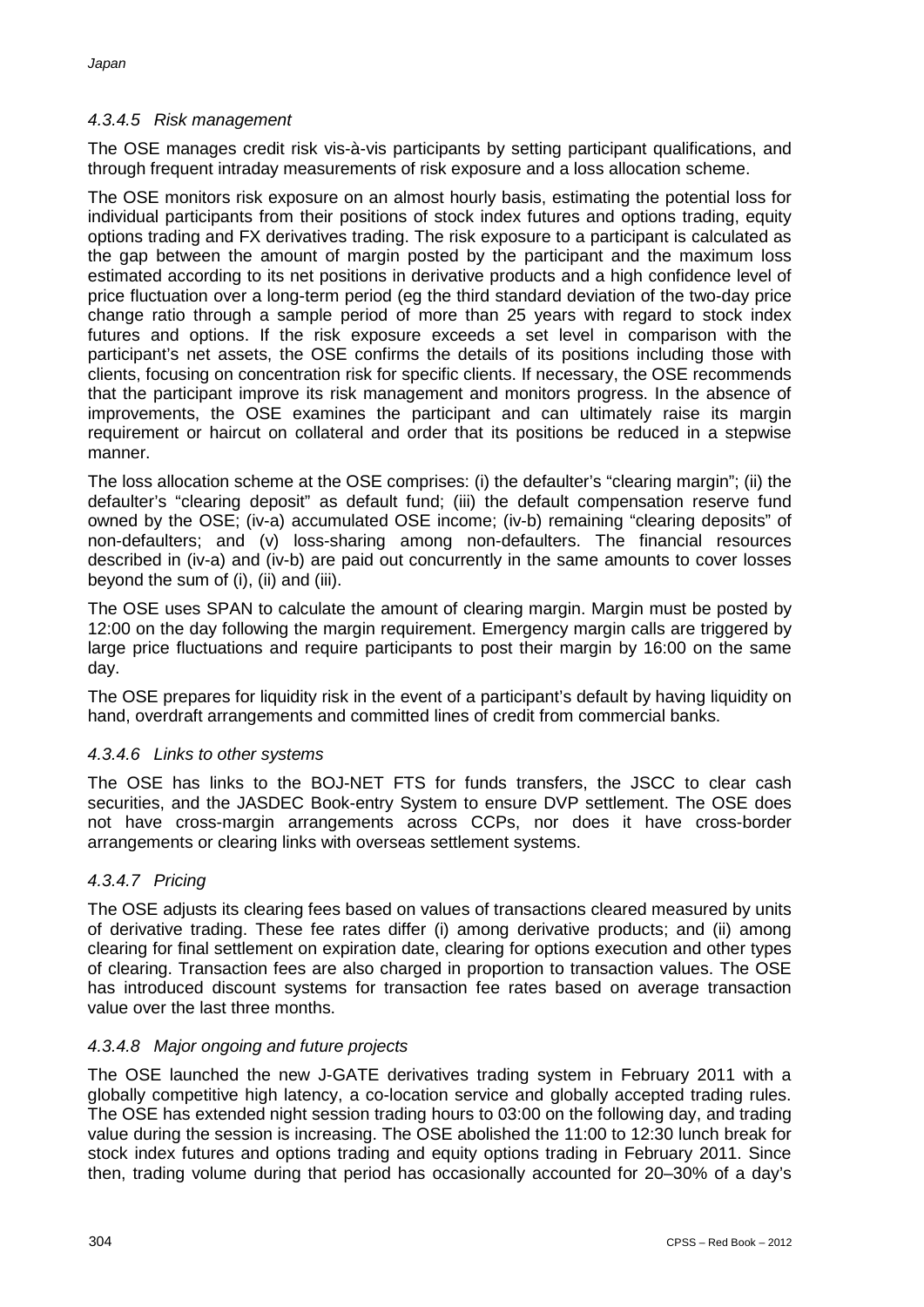#### *4.3.4.5 Risk management*

The OSE manages credit risk vis-à-vis participants by setting participant qualifications, and through frequent intraday measurements of risk exposure and a loss allocation scheme.

The OSE monitors risk exposure on an almost hourly basis, estimating the potential loss for individual participants from their positions of stock index futures and options trading, equity options trading and FX derivatives trading. The risk exposure to a participant is calculated as the gap between the amount of margin posted by the participant and the maximum loss estimated according to its net positions in derivative products and a high confidence level of price fluctuation over a long-term period (eg the third standard deviation of the two-day price change ratio through a sample period of more than 25 years with regard to stock index futures and options. If the risk exposure exceeds a set level in comparison with the participant's net assets, the OSE confirms the details of its positions including those with clients, focusing on concentration risk for specific clients. If necessary, the OSE recommends that the participant improve its risk management and monitors progress. In the absence of improvements, the OSE examines the participant and can ultimately raise its margin requirement or haircut on collateral and order that its positions be reduced in a stepwise manner.

The loss allocation scheme at the OSE comprises: (i) the defaulter's "clearing margin"; (ii) the defaulter's "clearing deposit" as default fund; (iii) the default compensation reserve fund owned by the OSE; (iv-a) accumulated OSE income; (iv-b) remaining "clearing deposits" of non-defaulters; and (v) loss-sharing among non-defaulters. The financial resources described in (iv-a) and (iv-b) are paid out concurrently in the same amounts to cover losses beyond the sum of (i), (ii) and (iii).

The OSE uses SPAN to calculate the amount of clearing margin. Margin must be posted by 12:00 on the day following the margin requirement. Emergency margin calls are triggered by large price fluctuations and require participants to post their margin by 16:00 on the same day.

The OSE prepares for liquidity risk in the event of a participant's default by having liquidity on hand, overdraft arrangements and committed lines of credit from commercial banks.

#### *4.3.4.6 Links to other systems*

The OSE has links to the BOJ-NET FTS for funds transfers, the JSCC to clear cash securities, and the JASDEC Book-entry System to ensure DVP settlement. The OSE does not have cross-margin arrangements across CCPs, nor does it have cross-border arrangements or clearing links with overseas settlement systems.

#### *4.3.4.7 Pricing*

The OSE adjusts its clearing fees based on values of transactions cleared measured by units of derivative trading. These fee rates differ (i) among derivative products; and (ii) among clearing for final settlement on expiration date, clearing for options execution and other types of clearing. Transaction fees are also charged in proportion to transaction values. The OSE has introduced discount systems for transaction fee rates based on average transaction value over the last three months.

#### *4.3.4.8 Major ongoing and future projects*

The OSE launched the new J-GATE derivatives trading system in February 2011 with a globally competitive high latency, a co-location service and globally accepted trading rules. The OSE has extended night session trading hours to 03:00 on the following day, and trading value during the session is increasing. The OSE abolished the 11:00 to 12:30 lunch break for stock index futures and options trading and equity options trading in February 2011. Since then, trading volume during that period has occasionally accounted for 20–30% of a day's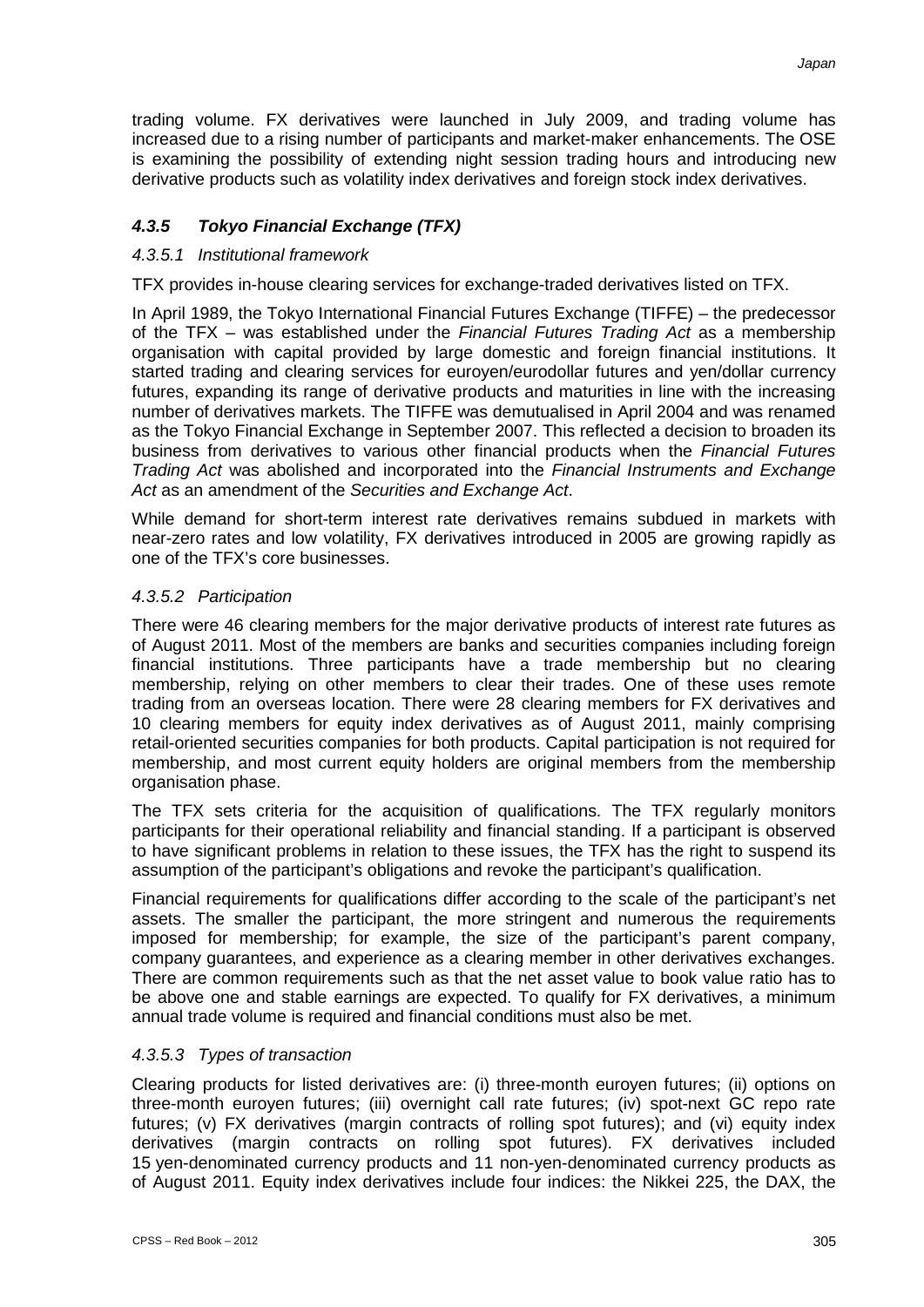trading volume. FX derivatives were launched in July 2009, and trading volume has increased due to a rising number of participants and market-maker enhancements. The OSE is examining the possibility of extending night session trading hours and introducing new derivative products such as volatility index derivatives and foreign stock index derivatives.

### *4.3.5 Tokyo Financial Exchange (TFX)*

#### *4.3.5.1 Institutional framework*

TFX provides in-house clearing services for exchange-traded derivatives listed on TFX.

In April 1989, the Tokyo International Financial Futures Exchange (TIFFE) – the predecessor of the TFX – was established under the *Financial Futures Trading Act* as a membership organisation with capital provided by large domestic and foreign financial institutions. It started trading and clearing services for euroyen/eurodollar futures and yen/dollar currency futures, expanding its range of derivative products and maturities in line with the increasing number of derivatives markets. The TIFFE was demutualised in April 2004 and was renamed as the Tokyo Financial Exchange in September 2007. This reflected a decision to broaden its business from derivatives to various other financial products when the *Financial Futures Trading Act* was abolished and incorporated into the *Financial Instruments and Exchange Act* as an amendment of the *Securities and Exchange Act*.

While demand for short-term interest rate derivatives remains subdued in markets with near-zero rates and low volatility, FX derivatives introduced in 2005 are growing rapidly as one of the TFX's core businesses.

#### *4.3.5.2 Participation*

There were 46 clearing members for the major derivative products of interest rate futures as of August 2011. Most of the members are banks and securities companies including foreign financial institutions. Three participants have a trade membership but no clearing membership, relying on other members to clear their trades. One of these uses remote trading from an overseas location. There were 28 clearing members for FX derivatives and 10 clearing members for equity index derivatives as of August 2011, mainly comprising retail-oriented securities companies for both products. Capital participation is not required for membership, and most current equity holders are original members from the membership organisation phase.

The TFX sets criteria for the acquisition of qualifications. The TFX regularly monitors participants for their operational reliability and financial standing. If a participant is observed to have significant problems in relation to these issues, the TFX has the right to suspend its assumption of the participant's obligations and revoke the participant's qualification.

Financial requirements for qualifications differ according to the scale of the participant's net assets. The smaller the participant, the more stringent and numerous the requirements imposed for membership; for example, the size of the participant's parent company, company guarantees, and experience as a clearing member in other derivatives exchanges. There are common requirements such as that the net asset value to book value ratio has to be above one and stable earnings are expected. To qualify for FX derivatives, a minimum annual trade volume is required and financial conditions must also be met.

#### *4.3.5.3 Types of transaction*

Clearing products for listed derivatives are: (i) three-month euroyen futures; (ii) options on three-month euroyen futures; (iii) overnight call rate futures; (iv) spot-next GC repo rate futures; (v) FX derivatives (margin contracts of rolling spot futures); and (vi) equity index derivatives (margin contracts on rolling spot futures). FX derivatives included 15 yen-denominated currency products and 11 non-yen-denominated currency products as of August 2011. Equity index derivatives include four indices: the Nikkei 225, the DAX, the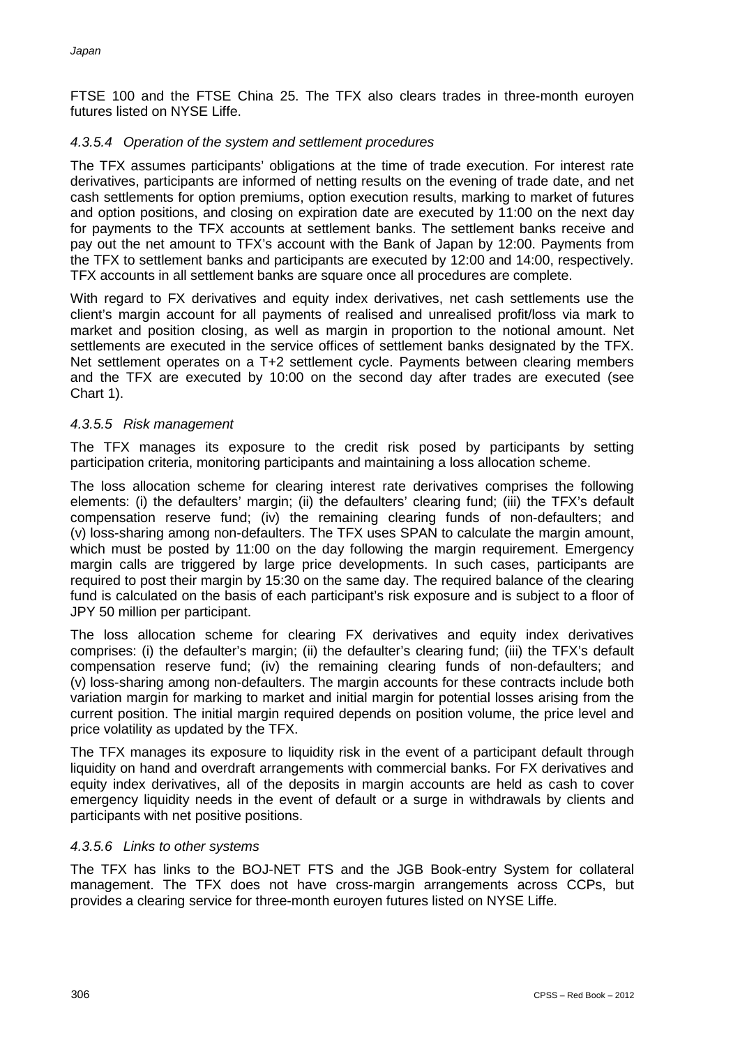FTSE 100 and the FTSE China 25. The TFX also clears trades in three-month euroyen futures listed on NYSE Liffe.

#### *4.3.5.4 Operation of the system and settlement procedures*

The TFX assumes participants' obligations at the time of trade execution. For interest rate derivatives, participants are informed of netting results on the evening of trade date, and net cash settlements for option premiums, option execution results, marking to market of futures and option positions, and closing on expiration date are executed by 11:00 on the next day for payments to the TFX accounts at settlement banks. The settlement banks receive and pay out the net amount to TFX's account with the Bank of Japan by 12:00. Payments from the TFX to settlement banks and participants are executed by 12:00 and 14:00, respectively. TFX accounts in all settlement banks are square once all procedures are complete.

With regard to FX derivatives and equity index derivatives, net cash settlements use the client's margin account for all payments of realised and unrealised profit/loss via mark to market and position closing, as well as margin in proportion to the notional amount. Net settlements are executed in the service offices of settlement banks designated by the TFX. Net settlement operates on a T+2 settlement cycle. Payments between clearing members and the TFX are executed by 10:00 on the second day after trades are executed (see Chart 1).

#### *4.3.5.5 Risk management*

The TFX manages its exposure to the credit risk posed by participants by setting participation criteria, monitoring participants and maintaining a loss allocation scheme.

The loss allocation scheme for clearing interest rate derivatives comprises the following elements: (i) the defaulters' margin; (ii) the defaulters' clearing fund; (iii) the TFX's default compensation reserve fund; (iv) the remaining clearing funds of non-defaulters; and (v) loss-sharing among non-defaulters. The TFX uses SPAN to calculate the margin amount, which must be posted by 11:00 on the day following the margin requirement. Emergency margin calls are triggered by large price developments. In such cases, participants are required to post their margin by 15:30 on the same day. The required balance of the clearing fund is calculated on the basis of each participant's risk exposure and is subject to a floor of JPY 50 million per participant.

The loss allocation scheme for clearing FX derivatives and equity index derivatives comprises: (i) the defaulter's margin; (ii) the defaulter's clearing fund; (iii) the TFX's default compensation reserve fund; (iv) the remaining clearing funds of non-defaulters; and (v) loss-sharing among non-defaulters. The margin accounts for these contracts include both variation margin for marking to market and initial margin for potential losses arising from the current position. The initial margin required depends on position volume, the price level and price volatility as updated by the TFX.

The TFX manages its exposure to liquidity risk in the event of a participant default through liquidity on hand and overdraft arrangements with commercial banks. For FX derivatives and equity index derivatives, all of the deposits in margin accounts are held as cash to cover emergency liquidity needs in the event of default or a surge in withdrawals by clients and participants with net positive positions.

#### *4.3.5.6 Links to other systems*

The TFX has links to the BOJ-NET FTS and the JGB Book-entry System for collateral management. The TFX does not have cross-margin arrangements across CCPs, but provides a clearing service for three-month euroyen futures listed on NYSE Liffe.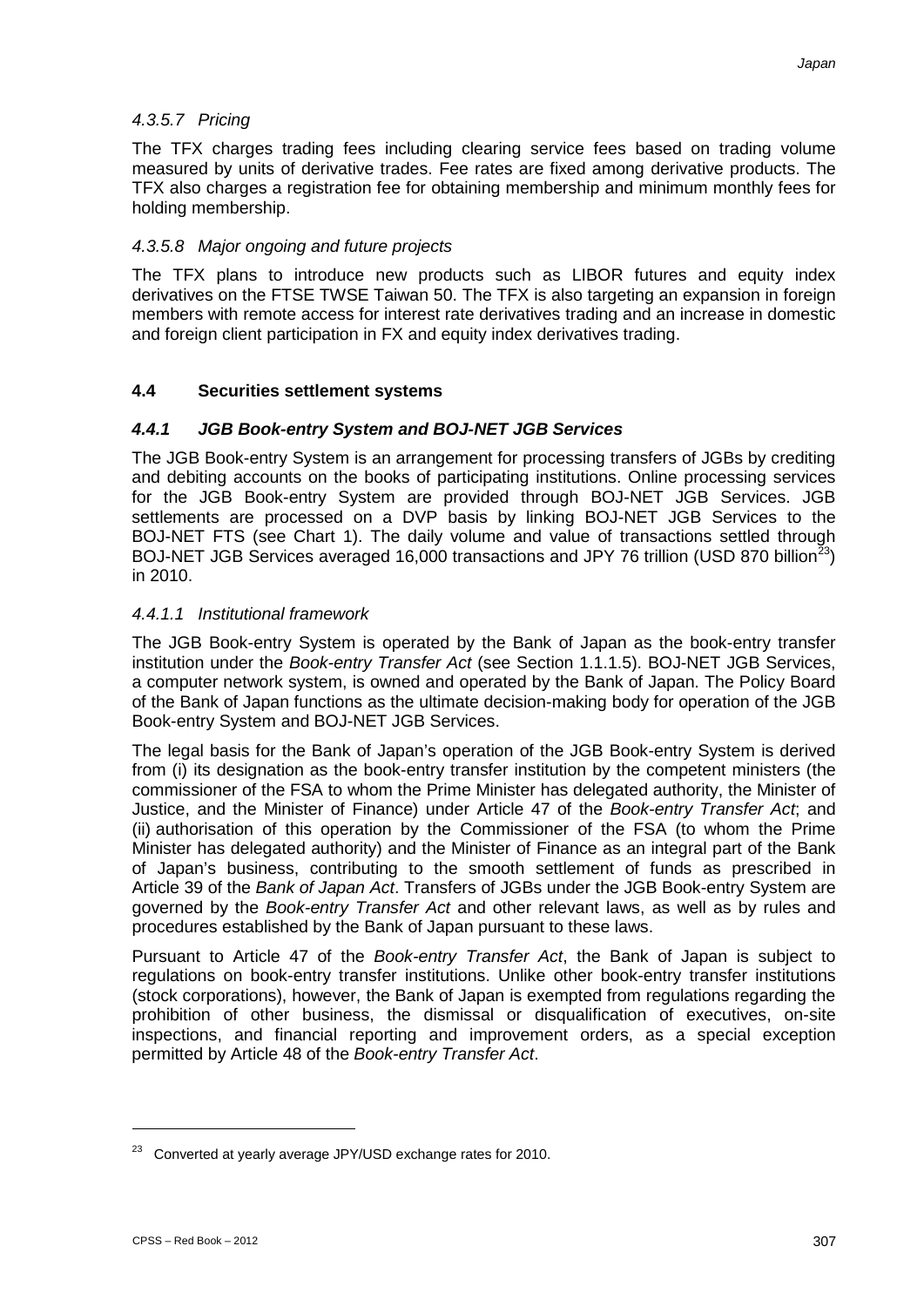#### *4.3.5.7 Pricing*

The TFX charges trading fees including clearing service fees based on trading volume measured by units of derivative trades. Fee rates are fixed among derivative products. The TFX also charges a registration fee for obtaining membership and minimum monthly fees for holding membership.

#### *4.3.5.8 Major ongoing and future projects*

The TFX plans to introduce new products such as LIBOR futures and equity index derivatives on the FTSE TWSE Taiwan 50. The TFX is also targeting an expansion in foreign members with remote access for interest rate derivatives trading and an increase in domestic and foreign client participation in FX and equity index derivatives trading.

## 4.4 Securities settlement systems

### *4.4.1 JGB Book-entry System and BOJ-NET JGB Services*

The JGB Book-entry System is an arrangement for processing transfers of JGBs by crediting and debiting accounts on the books of participating institutions. Online processing services for the JGB Book-entry System are provided through BOJ-NET JGB Services. JGB settlements are processed on a DVP basis by linking BOJ-NET JGB Services to the BOJ-NET FTS (see Chart 1). The daily volume and value of transactions settled through BOJ-NET JGB Services averaged 16,000 transactions and JPY 76 trillion (USD 870 billion[23]) in 2010.

#### *4.4.1.1 Institutional framework*

The JGB Book-entry System is operated by the Bank of Japan as the book-entry transfer institution under the *Book-entry Transfer Act* (see Section 1.1.1.5). BOJ-NET JGB Services, a computer network system, is owned and operated by the Bank of Japan. The Policy Board of the Bank of Japan functions as the ultimate decision-making body for operation of the JGB Book-entry System and BOJ-NET JGB Services.

The legal basis for the Bank of Japan's operation of the JGB Book-entry System is derived from (i) its designation as the book-entry transfer institution by the competent ministers (the commissioner of the FSA to whom the Prime Minister has delegated authority, the Minister of Justice, and the Minister of Finance) under Article 47 of the *Book-entry Transfer Act*; and (ii) authorisation of this operation by the Commissioner of the FSA (to whom the Prime Minister has delegated authority) and the Minister of Finance as an integral part of the Bank of Japan's business, contributing to the smooth settlement of funds as prescribed in Article 39 of the *Bank of Japan Act*. Transfers of JGBs under the JGB Book-entry System are governed by the *Book-entry Transfer Act* and other relevant laws, as well as by rules and procedures established by the Bank of Japan pursuant to these laws.

Pursuant to Article 47 of the *Book-entry Transfer Act*, the Bank of Japan is subject to regulations on book-entry transfer institutions. Unlike other book-entry transfer institutions (stock corporations), however, the Bank of Japan is exempted from regulations regarding the prohibition of other business, the dismissal or disqualification of executives, on-site inspections, and financial reporting and improvement orders, as a special exception permitted by Article 48 of the *Book-entry Transfer Act*.

---

[23] Converted at yearly average JPY/USD exchange rates for 2010.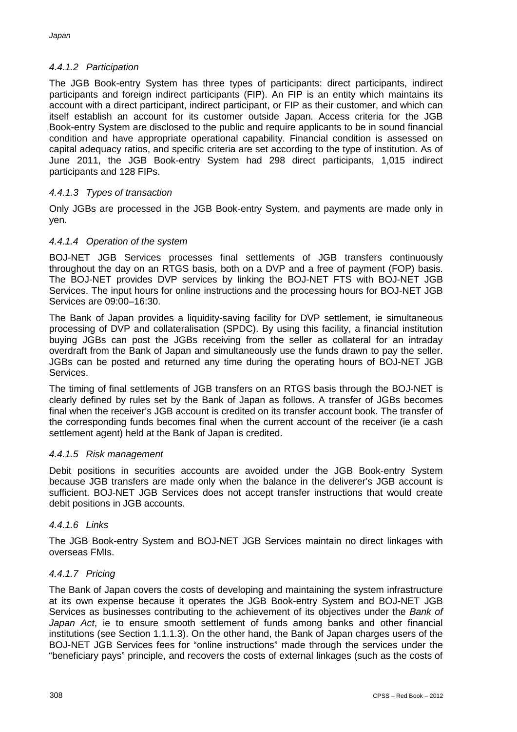#### *4.4.1.2 Participation*

The JGB Book-entry System has three types of participants: direct participants, indirect participants and foreign indirect participants (FIP). An FIP is an entity which maintains its account with a direct participant, indirect participant, or FIP as their customer, and which can itself establish an account for its customer outside Japan. Access criteria for the JGB Book-entry System are disclosed to the public and require applicants to be in sound financial condition and have appropriate operational capability. Financial condition is assessed on capital adequacy ratios, and specific criteria are set according to the type of institution. As of June 2011, the JGB Book-entry System had 298 direct participants, 1,015 indirect participants and 128 FIPs.

#### *4.4.1.3 Types of transaction*

Only JGBs are processed in the JGB Book-entry System, and payments are made only in yen.

#### *4.4.1.4 Operation of the system*

BOJ-NET JGB Services processes final settlements of JGB transfers continuously throughout the day on an RTGS basis, both on a DVP and a free of payment (FOP) basis. The BOJ-NET provides DVP services by linking the BOJ-NET FTS with BOJ-NET JGB Services. The input hours for online instructions and the processing hours for BOJ-NET JGB Services are 09:00–16:30.

The Bank of Japan provides a liquidity-saving facility for DVP settlement, ie simultaneous processing of DVP and collateralisation (SPDC). By using this facility, a financial institution buying JGBs can post the JGBs receiving from the seller as collateral for an intraday overdraft from the Bank of Japan and simultaneously use the funds drawn to pay the seller. JGBs can be posted and returned any time during the operating hours of BOJ-NET JGB Services.

The timing of final settlements of JGB transfers on an RTGS basis through the BOJ-NET is clearly defined by rules set by the Bank of Japan as follows. A transfer of JGBs becomes final when the receiver's JGB account is credited on its transfer account book. The transfer of the corresponding funds becomes final when the current account of the receiver (ie a cash settlement agent) held at the Bank of Japan is credited.

#### *4.4.1.5 Risk management*

Debit positions in securities accounts are avoided under the JGB Book-entry System because JGB transfers are made only when the balance in the deliverer's JGB account is sufficient. BOJ-NET JGB Services does not accept transfer instructions that would create debit positions in JGB accounts.

#### *4.4.1.6 Links*

The JGB Book-entry System and BOJ-NET JGB Services maintain no direct linkages with overseas FMIs.

#### *4.4.1.7 Pricing*

The Bank of Japan covers the costs of developing and maintaining the system infrastructure at its own expense because it operates the JGB Book-entry System and BOJ-NET JGB Services as businesses contributing to the achievement of its objectives under the *Bank of Japan Act*, ie to ensure smooth settlement of funds among banks and other financial institutions (see Section 1.1.1.3). On the other hand, the Bank of Japan charges users of the BOJ-NET JGB Services fees for "online instructions" made through the services under the "beneficiary pays" principle, and recovers the costs of external linkages (such as the costs of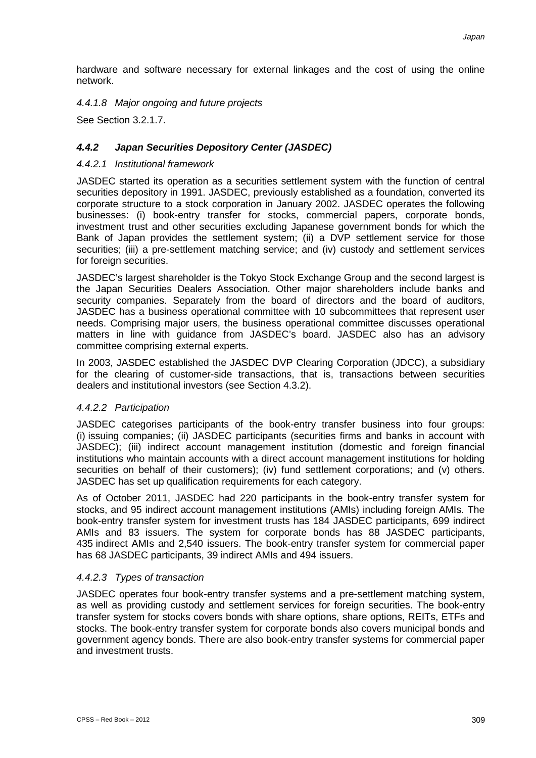hardware and software necessary for external linkages and the cost of using the online network.

#### *4.4.1.8 Major ongoing and future projects*

See Section 3.2.1.7.

### ***4.4.2 Japan Securities Depository Center (JASDEC)***

#### *4.4.2.1 Institutional framework*

JASDEC started its operation as a securities settlement system with the function of central securities depository in 1991. JASDEC, previously established as a foundation, converted its corporate structure to a stock corporation in January 2002. JASDEC operates the following businesses: (i) book-entry transfer for stocks, commercial papers, corporate bonds, investment trust and other securities excluding Japanese government bonds for which the Bank of Japan provides the settlement system; (ii) a DVP settlement service for those securities; (iii) a pre-settlement matching service; and (iv) custody and settlement services for foreign securities.

JASDEC's largest shareholder is the Tokyo Stock Exchange Group and the second largest is the Japan Securities Dealers Association. Other major shareholders include banks and security companies. Separately from the board of directors and the board of auditors, JASDEC has a business operational committee with 10 subcommittees that represent user needs. Comprising major users, the business operational committee discusses operational matters in line with guidance from JASDEC's board. JASDEC also has an advisory committee comprising external experts.

In 2003, JASDEC established the JASDEC DVP Clearing Corporation (JDCC), a subsidiary for the clearing of customer-side transactions, that is, transactions between securities dealers and institutional investors (see Section 4.3.2).

#### *4.4.2.2 Participation*

JASDEC categorises participants of the book-entry transfer business into four groups: (i) issuing companies; (ii) JASDEC participants (securities firms and banks in account with JASDEC); (iii) indirect account management institution (domestic and foreign financial institutions who maintain accounts with a direct account management institutions for holding securities on behalf of their customers); (iv) fund settlement corporations; and (v) others. JASDEC has set up qualification requirements for each category.

As of October 2011, JASDEC had 220 participants in the book-entry transfer system for stocks, and 95 indirect account management institutions (AMIs) including foreign AMIs. The book-entry transfer system for investment trusts has 184 JASDEC participants, 699 indirect AMIs and 83 issuers. The system for corporate bonds has 88 JASDEC participants, 435 indirect AMIs and 2,540 issuers. The book-entry transfer system for commercial paper has 68 JASDEC participants, 39 indirect AMIs and 494 issuers.

#### *4.4.2.3 Types of transaction*

JASDEC operates four book-entry transfer systems and a pre-settlement matching system, as well as providing custody and settlement services for foreign securities. The book-entry transfer system for stocks covers bonds with share options, share options, REITs, ETFs and stocks. The book-entry transfer system for corporate bonds also covers municipal bonds and government agency bonds. There are also book-entry transfer systems for commercial paper and investment trusts.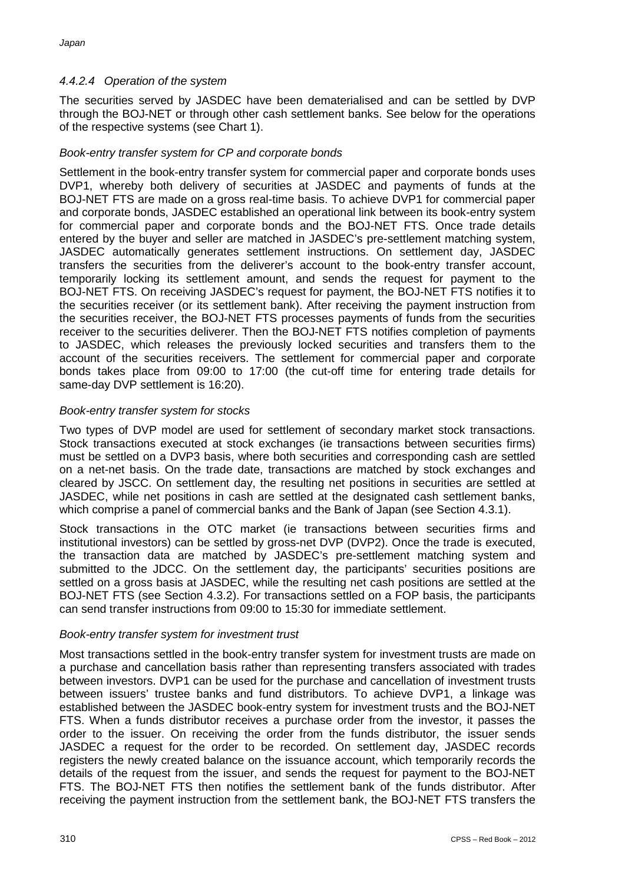#### *4.4.2.4 Operation of the system*

The securities served by JASDEC have been dematerialised and can be settled by DVP through the BOJ-NET or through other cash settlement banks. See below for the operations of the respective systems (see Chart 1).

*Book-entry transfer system for CP and corporate bonds*

Settlement in the book-entry transfer system for commercial paper and corporate bonds uses DVP1, whereby both delivery of securities at JASDEC and payments of funds at the BOJ-NET FTS are made on a gross real-time basis. To achieve DVP1 for commercial paper and corporate bonds, JASDEC established an operational link between its book-entry system for commercial paper and corporate bonds and the BOJ-NET FTS. Once trade details entered by the buyer and seller are matched in JASDEC's pre-settlement matching system, JASDEC automatically generates settlement instructions. On settlement day, JASDEC transfers the securities from the deliverer's account to the book-entry transfer account, temporarily locking its settlement amount, and sends the request for payment to the BOJ-NET FTS. On receiving JASDEC's request for payment, the BOJ-NET FTS notifies it to the securities receiver (or its settlement bank). After receiving the payment instruction from the securities receiver, the BOJ-NET FTS processes payments of funds from the securities receiver to the securities deliverer. Then the BOJ-NET FTS notifies completion of payments to JASDEC, which releases the previously locked securities and transfers them to the account of the securities receivers. The settlement for commercial paper and corporate bonds takes place from 09:00 to 17:00 (the cut-off time for entering trade details for same-day DVP settlement is 16:20).

*Book-entry transfer system for stocks*

Two types of DVP model are used for settlement of secondary market stock transactions. Stock transactions executed at stock exchanges (ie transactions between securities firms) must be settled on a DVP3 basis, where both securities and corresponding cash are settled on a net-net basis. On the trade date, transactions are matched by stock exchanges and cleared by JSCC. On settlement day, the resulting net positions in securities are settled at JASDEC, while net positions in cash are settled at the designated cash settlement banks, which comprise a panel of commercial banks and the Bank of Japan (see Section 4.3.1).

Stock transactions in the OTC market (ie transactions between securities firms and institutional investors) can be settled by gross-net DVP (DVP2). Once the trade is executed, the transaction data are matched by JASDEC's pre-settlement matching system and submitted to the JDCC. On the settlement day, the participants' securities positions are settled on a gross basis at JASDEC, while the resulting net cash positions are settled at the BOJ-NET FTS (see Section 4.3.2). For transactions settled on a FOP basis, the participants can send transfer instructions from 09:00 to 15:30 for immediate settlement.

*Book-entry transfer system for investment trust*

Most transactions settled in the book-entry transfer system for investment trusts are made on a purchase and cancellation basis rather than representing transfers associated with trades between investors. DVP1 can be used for the purchase and cancellation of investment trusts between issuers' trustee banks and fund distributors. To achieve DVP1, a linkage was established between the JASDEC book-entry system for investment trusts and the BOJ-NET FTS. When a funds distributor receives a purchase order from the investor, it passes the order to the issuer. On receiving the order from the funds distributor, the issuer sends JASDEC a request for the order to be recorded. On settlement day, JASDEC records registers the newly created balance on the issuance account, which temporarily records the details of the request from the issuer, and sends the request for payment to the BOJ-NET FTS. The BOJ-NET FTS then notifies the settlement bank of the funds distributor. After receiving the payment instruction from the settlement bank, the BOJ-NET FTS transfers the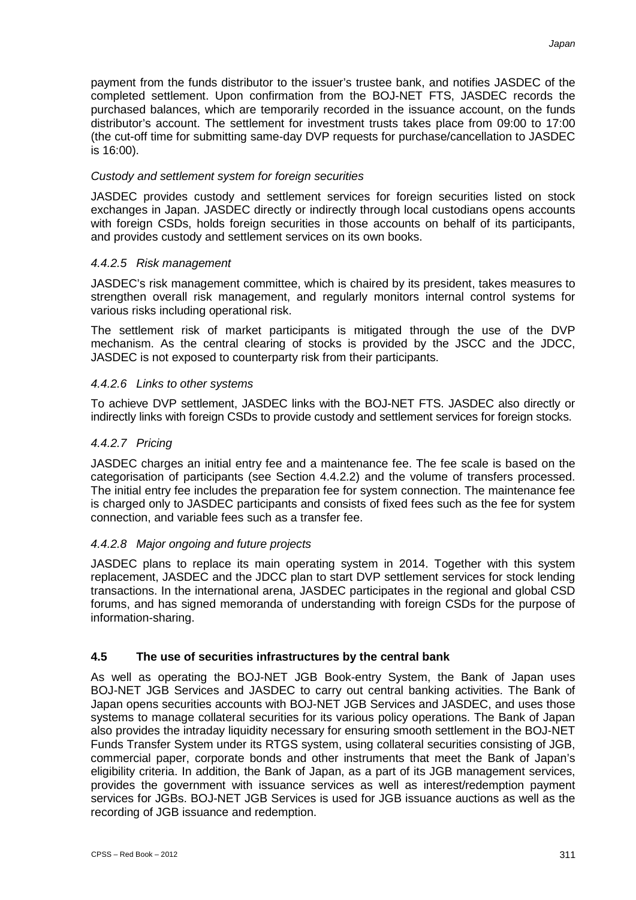payment from the funds distributor to the issuer's trustee bank, and notifies JASDEC of the completed settlement. Upon confirmation from the BOJ-NET FTS, JASDEC records the purchased balances, which are temporarily recorded in the issuance account, on the funds distributor's account. The settlement for investment trusts takes place from 09:00 to 17:00 (the cut-off time for submitting same-day DVP requests for purchase/cancellation to JASDEC is 16:00).

*Custody and settlement system for foreign securities*

JASDEC provides custody and settlement services for foreign securities listed on stock exchanges in Japan. JASDEC directly or indirectly through local custodians opens accounts with foreign CSDs, holds foreign securities in those accounts on behalf of its participants, and provides custody and settlement services on its own books.

#### *4.4.2.5 Risk management*

JASDEC's risk management committee, which is chaired by its president, takes measures to strengthen overall risk management, and regularly monitors internal control systems for various risks including operational risk.

The settlement risk of market participants is mitigated through the use of the DVP mechanism. As the central clearing of stocks is provided by the JSCC and the JDCC, JASDEC is not exposed to counterparty risk from their participants.

#### *4.4.2.6 Links to other systems*

To achieve DVP settlement, JASDEC links with the BOJ-NET FTS. JASDEC also directly or indirectly links with foreign CSDs to provide custody and settlement services for foreign stocks.

#### *4.4.2.7 Pricing*

JASDEC charges an initial entry fee and a maintenance fee. The fee scale is based on the categorisation of participants (see Section 4.4.2.2) and the volume of transfers processed. The initial entry fee includes the preparation fee for system connection. The maintenance fee is charged only to JASDEC participants and consists of fixed fees such as the fee for system connection, and variable fees such as a transfer fee.

#### *4.4.2.8 Major ongoing and future projects*

JASDEC plans to replace its main operating system in 2014. Together with this system replacement, JASDEC and the JDCC plan to start DVP settlement services for stock lending transactions. In the international arena, JASDEC participates in the regional and global CSD forums, and has signed memoranda of understanding with foreign CSDs for the purpose of information-sharing.

## **4.5 The use of securities infrastructures by the central bank**

As well as operating the BOJ-NET JGB Book-entry System, the Bank of Japan uses BOJ-NET JGB Services and JASDEC to carry out central banking activities. The Bank of Japan opens securities accounts with BOJ-NET JGB Services and JASDEC, and uses those systems to manage collateral securities for its various policy operations. The Bank of Japan also provides the intraday liquidity necessary for ensuring smooth settlement in the BOJ-NET Funds Transfer System under its RTGS system, using collateral securities consisting of JGB, commercial paper, corporate bonds and other instruments that meet the Bank of Japan's eligibility criteria. In addition, the Bank of Japan, as a part of its JGB management services, provides the government with issuance services as well as interest/redemption payment services for JGBs. BOJ-NET JGB Services is used for JGB issuance auctions as well as the recording of JGB issuance and redemption.